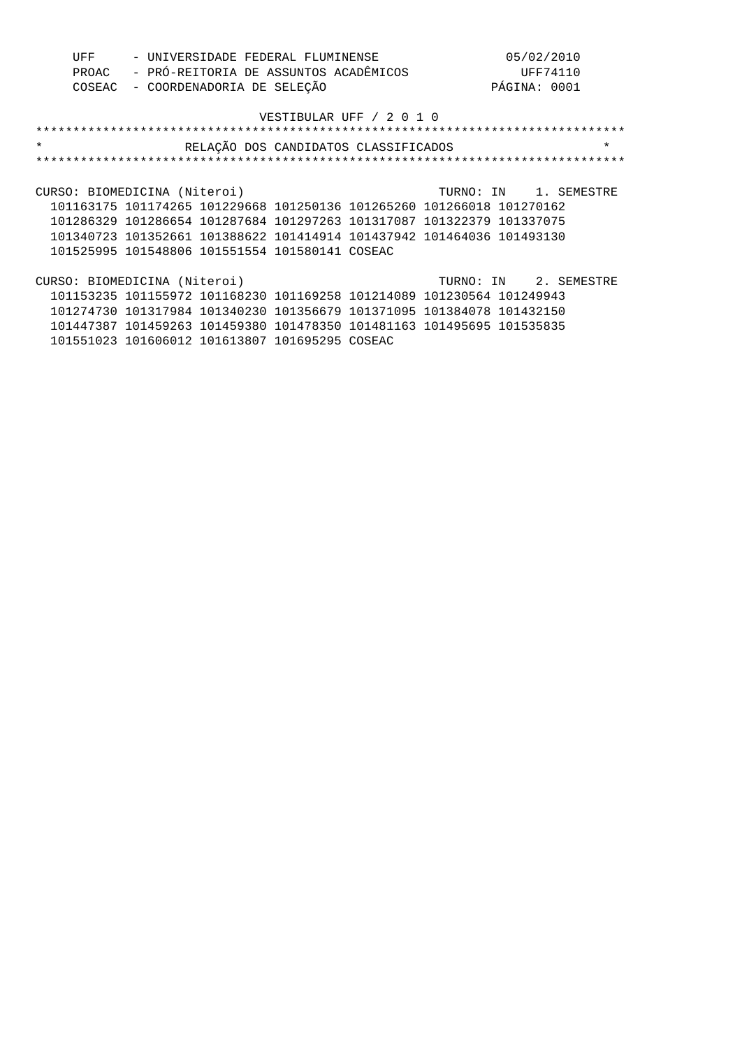UFF - UNIVERSIDADE FEDERAL FLUMINENSE
PROAC - PRÓ-REITORIA DE ASSUNTOS ACADÊMICOS
COSEAC - COORDENADORIA DE SELEÇÃO

05/02/2010
UFF74110

# VESTIBULAR UFF / 2 0 1 0

## RELAÇÃO DOS CANDIDATOS CLASSIFICADOS

CURSO: BIOMEDICINA (Niteroi) TURNO: IN 1. SEMESTRE

101163175 101174265 101229668 101250136 101265260 101266018 101270162
101286329 101286654 101287684 101297263 101317087 101322379 101337075
101340723 101352661 101388622 101414914 101437942 101464036 101493130
101525995 101548806 101551554 101580141 COSEAC

CURSO: BIOMEDICINA (Niteroi) TURNO: IN 2. SEMESTRE

101153235 101155972 101168230 101169258 101214089 101230564 101249943
101274730 101317984 101340230 101356679 101371095 101384078 101432150
101447387 101459263 101459380 101478350 101481163 101495695 101535835
101551023 101606012 101613807 101695295 COSEAC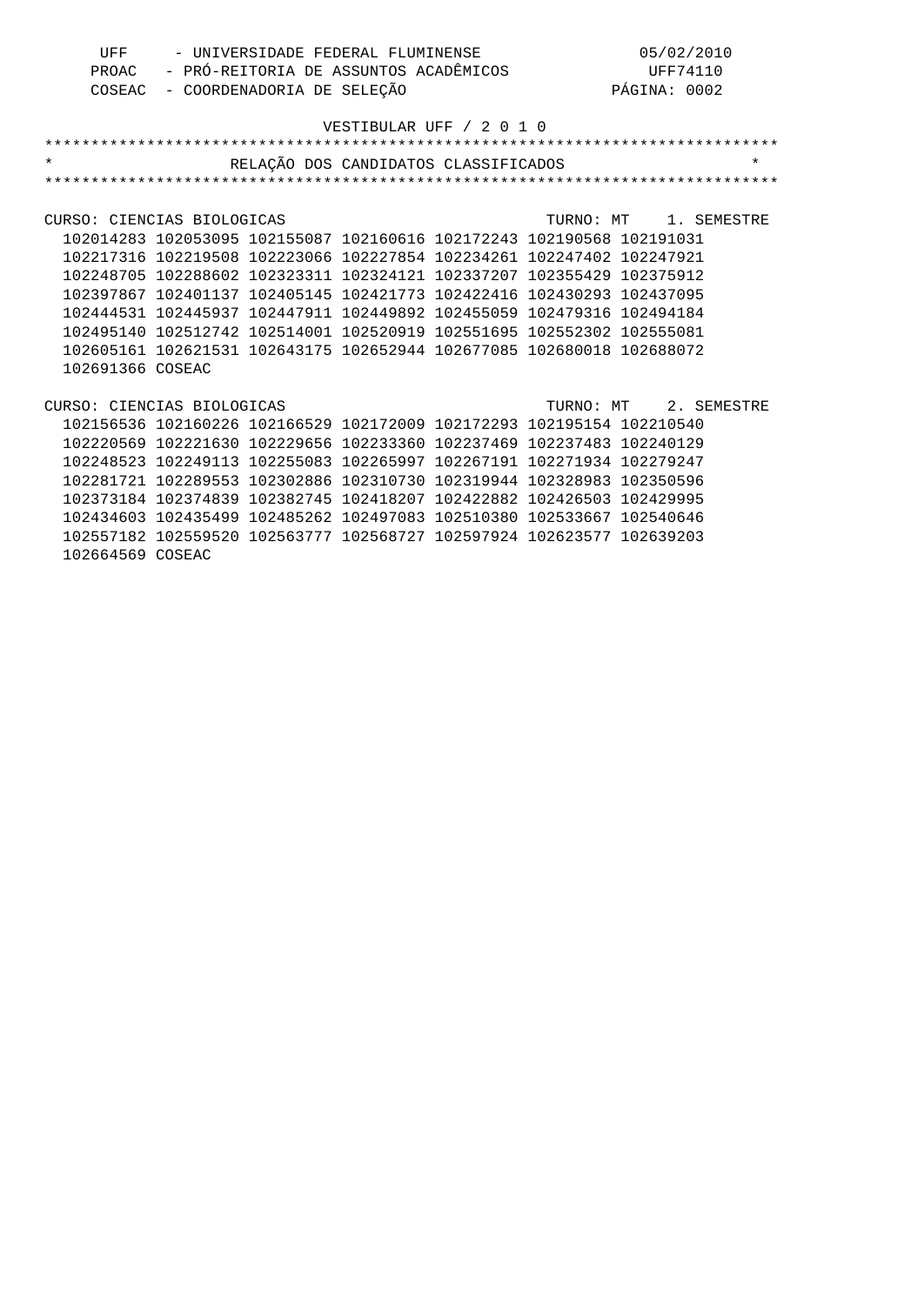VESTIBULAR UFF / 2 0 1 0

# RELAÇÃO DOS CANDIDATOS CLASSIFICADOS

CURSO: CIENCIAS BIOLOGICAS — TURNO: MT — 1. SEMESTRE

102014283 102053095 102155087 102160616 102172243 102190568 102191031
102217316 102219508 102223066 102227854 102234261 102247402 102247921
102248705 102288602 102323311 102324121 102337207 102355429 102375912
102397867 102401137 102405145 102421773 102422416 102430293 102437095
102444531 102445937 102447911 102449892 102455059 102479316 102494184
102495140 102512742 102514001 102520919 102551695 102552302 102555081
102605161 102621531 102643175 102652944 102677085 102680018 102688072
102691366 COSEAC

CURSO: CIENCIAS BIOLOGICAS — TURNO: MT — 2. SEMESTRE

102156536 102160226 102166529 102172009 102172293 102195154 102210540
102220569 102221630 102229656 102233360 102237469 102237483 102240129
102248523 102249113 102255083 102265997 102267191 102271934 102279247
102281721 102289553 102302886 102310730 102319944 102328983 102350596
102373184 102374839 102382745 102418207 102422882 102426503 102429995
102434603 102435499 102485262 102497083 102510380 102533667 102540646
102557182 102559520 102563777 102568727 102597924 102623577 102639203
102664569 COSEAC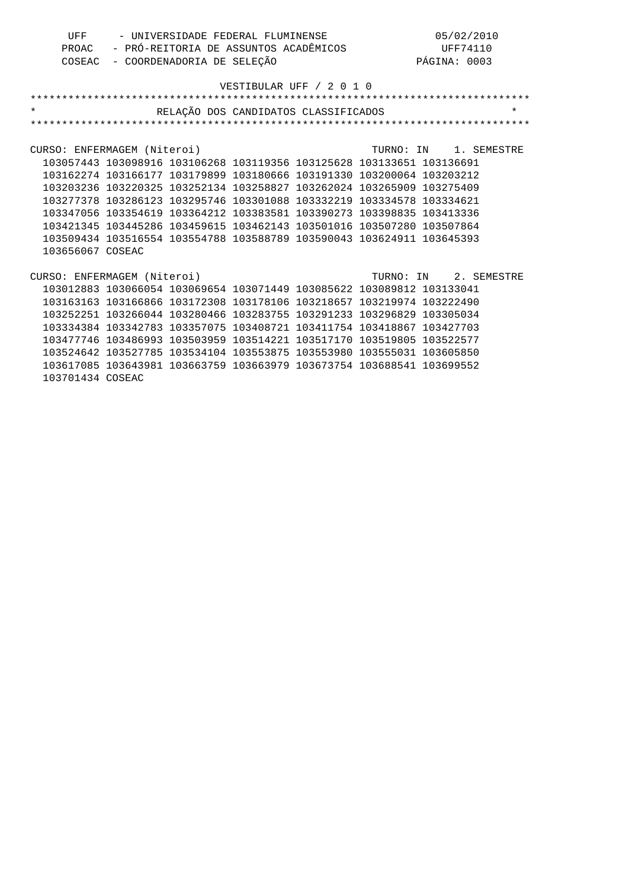UFF - UNIVERSIDADE FEDERAL FLUMINENSE 05/02/2010
PROAC - PRÓ-REITORIA DE ASSUNTOS ACADÊMICOS UFF74110
COSEAC - COORDENADORIA DE SELEÇÃO PÁGINA: 0003

VESTIBULAR UFF / 2 0 1 0

RELAÇÃO DOS CANDIDATOS CLASSIFICADOS

CURSO: ENFERMAGEM (Niteroi) TURNO: IN 1. SEMESTRE

103057443 103098916 103106268 103119356 103125628 103133651 103136691
103162274 103166177 103179899 103180666 103191330 103200064 103203212
103203236 103220325 103252134 103258827 103262024 103265909 103275409
103277378 103286123 103295746 103301088 103332219 103334578 103334621
103347056 103354619 103364212 103383581 103390273 103398835 103413336
103421345 103445286 103459615 103462143 103501016 103507280 103507864
103509434 103516554 103554788 103588789 103590043 103624911 103645393
103656067 COSEAC

CURSO: ENFERMAGEM (Niteroi) TURNO: IN 2. SEMESTRE

103012883 103066054 103069654 103071449 103085622 103089812 103133041
103163163 103166866 103172308 103178106 103218657 103219974 103222490
103252251 103266044 103280466 103283755 103291233 103296829 103305034
103334384 103342783 103357075 103408721 103411754 103418867 103427703
103477746 103486993 103503959 103514221 103517170 103519805 103522577
103524642 103527785 103534104 103553875 103553980 103555031 103605850
103617085 103643981 103663759 103663979 103673754 103688541 103699552
103701434 COSEAC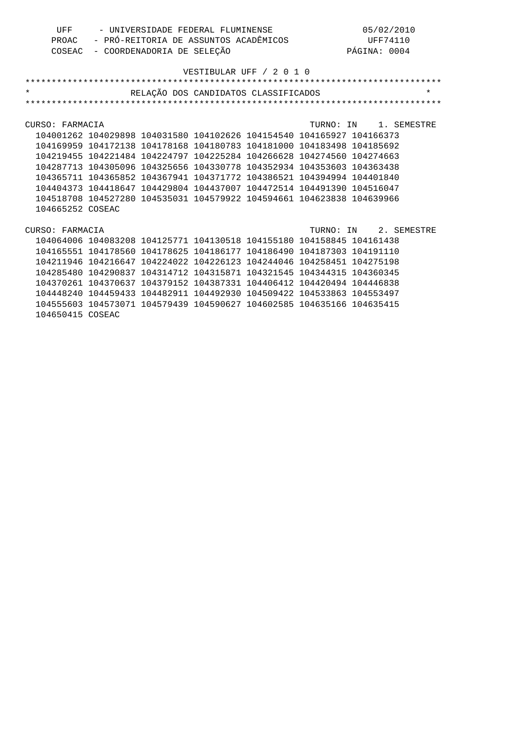VESTIBULAR UFF / 2 0 1 0

# RELAÇÃO DOS CANDIDATOS CLASSIFICADOS

CURSO: FARMACIA TURNO: IN 1. SEMESTRE

104001262 104029898 104031580 104102626 104154540 104165927 104166373
104169959 104172138 104178168 104180783 104181000 104183498 104185692
104219455 104221484 104224797 104225284 104266628 104274560 104274663
104287713 104305096 104325656 104330778 104352934 104353603 104363438
104365711 104365852 104367941 104371772 104386521 104394994 104401840
104404373 104418647 104429804 104437007 104472514 104491390 104516047
104518708 104527280 104535031 104579922 104594661 104623838 104639966
104665252 COSEAC

CURSO: FARMACIA TURNO: IN 2. SEMESTRE

104064006 104083208 104125771 104130518 104155180 104158845 104161438
104165551 104178560 104178625 104186177 104186490 104187303 104191110
104211946 104216647 104224022 104226123 104244046 104258451 104275198
104285480 104290837 104314712 104315871 104321545 104344315 104360345
104370261 104370637 104379152 104387331 104406412 104420494 104446838
104448240 104459433 104482911 104492930 104509422 104533863 104553497
104555603 104573071 104579439 104590627 104602585 104635166 104635415
104650415 COSEAC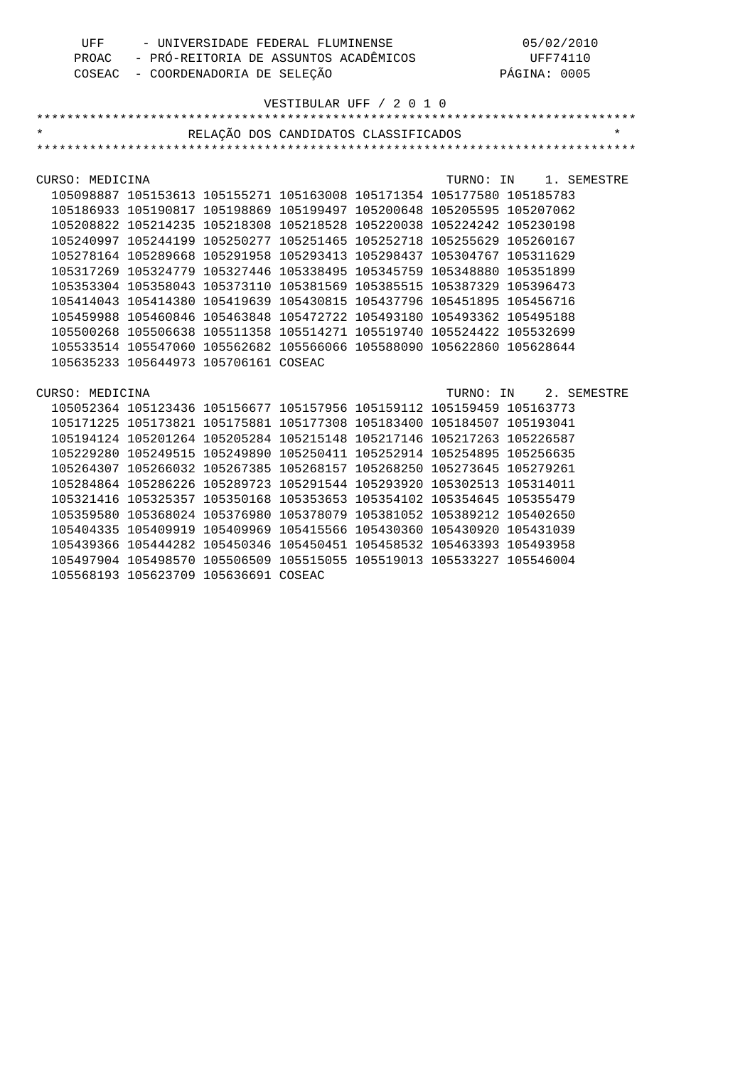VESTIBULAR UFF / 2 0 1 0

**RELAÇÃO DOS CANDIDATOS CLASSIFICADOS**

**CURSO: MEDICINA** — TURNO: IN — 1. SEMESTRE

```
105098887 105153613 105155271 105163008 105171354 105177580 105185783
105186933 105190817 105198869 105199497 105200648 105205595 105207062
105208822 105214235 105218308 105218528 105220038 105224242 105230198
105240997 105244199 105250277 105251465 105252718 105255629 105260167
105278164 105289668 105291958 105293413 105298437 105304767 105311629
105317269 105324779 105327446 105338495 105345759 105348880 105351899
105353304 105358043 105373110 105381569 105385515 105387329 105396473
105414043 105414380 105419639 105430815 105437796 105451895 105456716
105459988 105460846 105463848 105472722 105493180 105493362 105495188
105500268 105506638 105511358 105514271 105519740 105524422 105532699
105533514 105547060 105562682 105566066 105588090 105622860 105628644
105635233 105644973 105706161 COSEAC
```

**CURSO: MEDICINA** — TURNO: IN — 2. SEMESTRE

```
105052364 105123436 105156677 105157956 105159112 105159459 105163773
105171225 105173821 105175881 105177308 105183400 105184507 105193041
105194124 105201264 105205284 105215148 105217146 105217263 105226587
105229280 105249515 105249890 105250411 105252914 105254895 105256635
105264307 105266032 105267385 105268157 105268250 105273645 105279261
105284864 105286226 105289723 105291544 105293920 105302513 105314011
105321416 105325357 105350168 105353653 105354102 105354645 105355479
105359580 105368024 105376980 105378079 105381052 105389212 105402650
105404335 105409919 105409969 105415566 105430360 105430920 105431039
105439366 105444282 105450346 105450451 105458532 105463393 105493958
105497904 105498570 105506509 105515055 105519013 105533227 105546004
105568193 105623709 105636691 COSEAC
```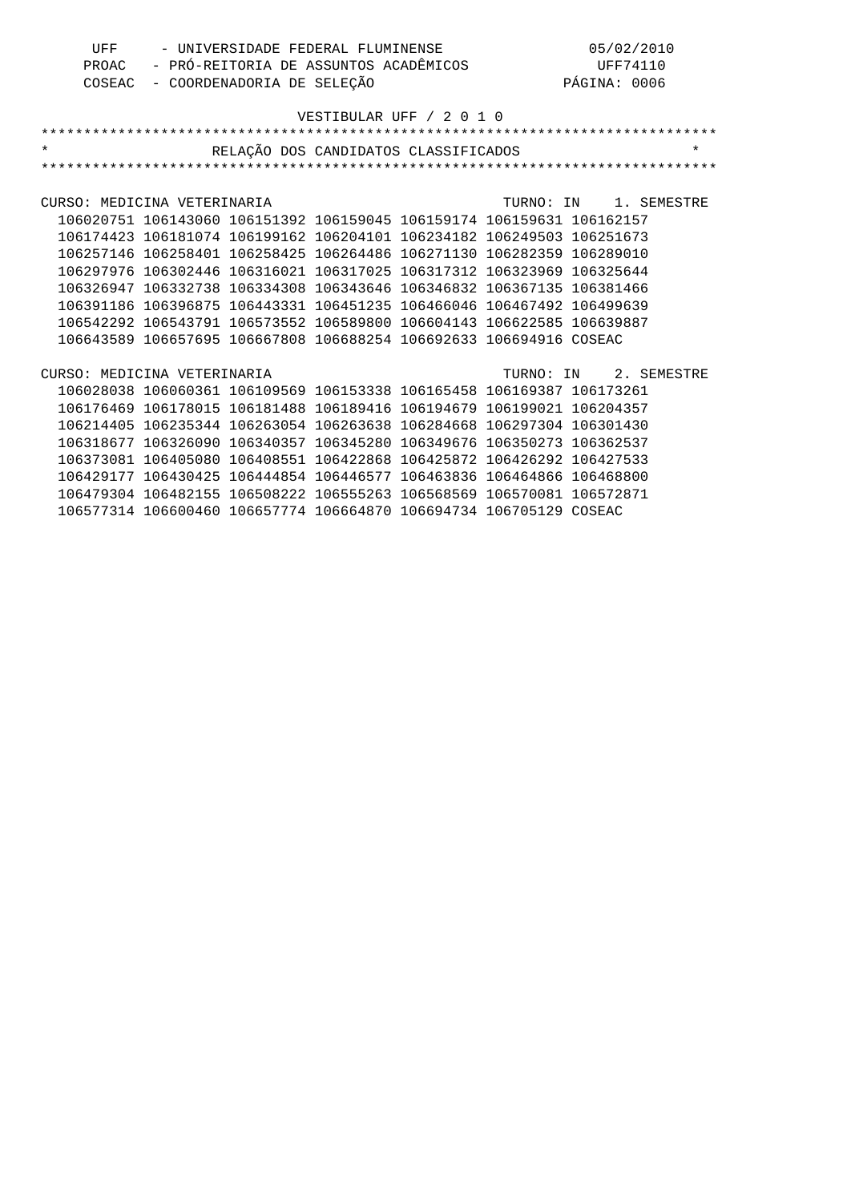VESTIBULAR UFF / 2 0 1 0

# RELAÇÃO DOS CANDIDATOS CLASSIFICADOS

CURSO: MEDICINA VETERINARIA TURNO: IN 1. SEMESTRE

106020751 106143060 106151392 106159045 106159174 106159631 106162157
106174423 106181074 106199162 106204101 106234182 106249503 106251673
106257146 106258401 106258425 106264486 106271130 106282359 106289010
106297976 106302446 106316021 106317025 106317312 106323969 106325644
106326947 106332738 106334308 106343646 106346832 106367135 106381466
106391186 106396875 106443331 106451235 106466046 106467492 106499639
106542292 106543791 106573552 106589800 106604143 106622585 106639887
106643589 106657695 106667808 106688254 106692633 106694916 COSEAC

CURSO: MEDICINA VETERINARIA TURNO: IN 2. SEMESTRE

106028038 106060361 106109569 106153338 106165458 106169387 106173261
106176469 106178015 106181488 106189416 106194679 106199021 106204357
106214405 106235344 106263054 106263638 106284668 106297304 106301430
106318677 106326090 106340357 106345280 106349676 106350273 106362537
106373081 106405080 106408551 106422868 106425872 106426292 106427533
106429177 106430425 106444854 106446577 106463836 106464866 106468800
106479304 106482155 106508222 106555263 106568569 106570081 106572871
106577314 106600460 106657774 106664870 106694734 106705129 COSEAC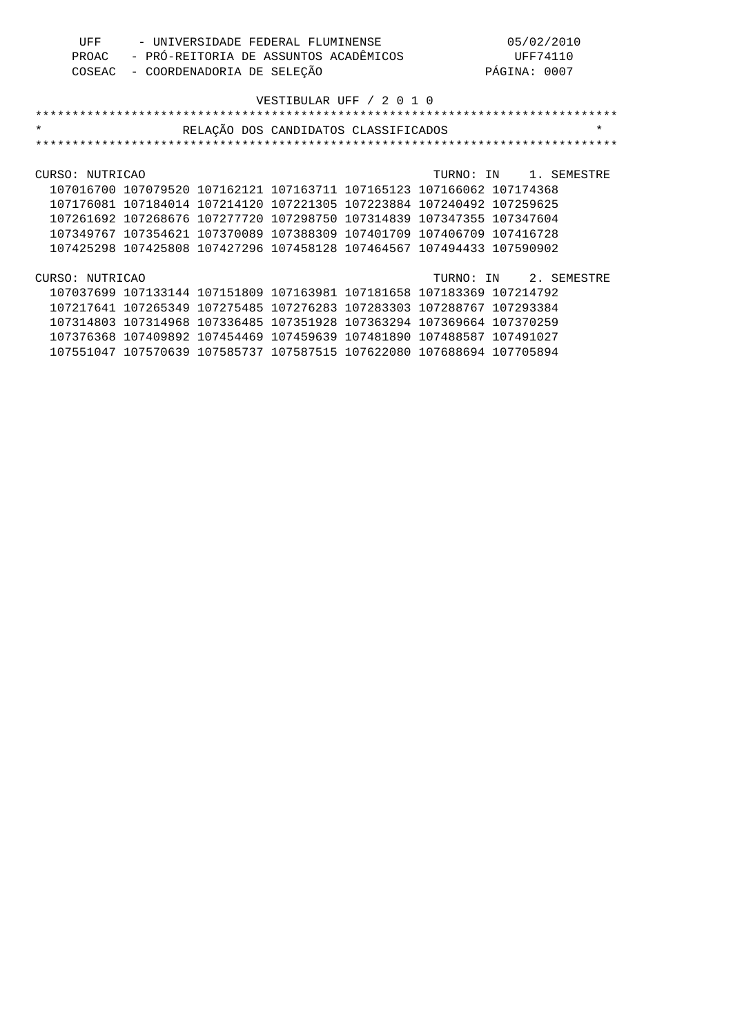UFF - UNIVERSIDADE FEDERAL FLUMINENSE 05/02/2010
PROAC - PRÓ-REITORIA DE ASSUNTOS ACADÊMICOS UFF74110
COSEAC - COORDENADORIA DE SELEÇÃO PÁGINA: 0007

VESTIBULAR UFF / 2 0 1 0

# RELAÇÃO DOS CANDIDATOS CLASSIFICADOS

CURSO: NUTRICAO TURNO: IN 1. SEMESTRE

```
107016700 107079520 107162121 107163711 107165123 107166062 107174368
107176081 107184014 107214120 107221305 107223884 107240492 107259625
107261692 107268676 107277720 107298750 107314839 107347355 107347604
107349767 107354621 107370089 107388309 107401709 107406709 107416728
107425298 107425808 107427296 107458128 107464567 107494433 107590902
```

CURSO: NUTRICAO TURNO: IN 2. SEMESTRE

```
107037699 107133144 107151809 107163981 107181658 107183369 107214792
107217641 107265349 107275485 107276283 107283303 107288767 107293384
107314803 107314968 107336485 107351928 107363294 107369664 107370259
107376368 107409892 107454469 107459639 107481890 107488587 107491027
107551047 107570639 107585737 107587515 107622080 107688694 107705894
```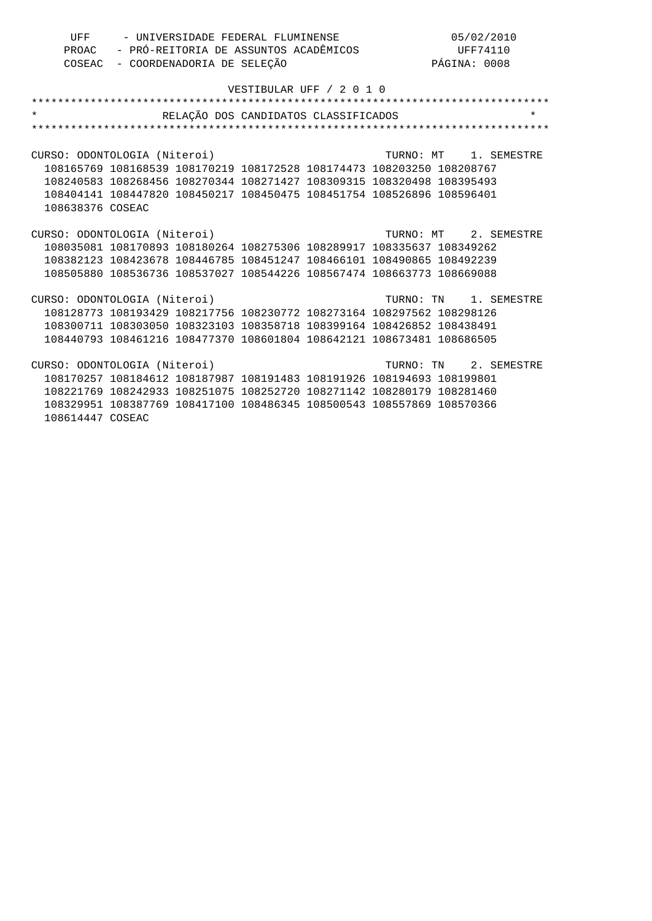UFF - UNIVERSIDADE FEDERAL FLUMINENSE 05/02/2010
PROAC - PRÓ-REITORIA DE ASSUNTOS ACADÊMICOS UFF74110
COSEAC - COORDENADORIA DE SELEÇÃO PÁGINA: 0008

VESTIBULAR UFF / 2 0 1 0

# RELAÇÃO DOS CANDIDATOS CLASSIFICADOS

## CURSO: ODONTOLOGIA (Niteroi) TURNO: MT 1. SEMESTRE

108165769 108168539 108170219 108172528 108174473 108203250 108208767
108240583 108268456 108270344 108271427 108309315 108320498 108395493
108404141 108447820 108450217 108450475 108451754 108526896 108596401
108638376 COSEAC

## CURSO: ODONTOLOGIA (Niteroi) TURNO: MT 2. SEMESTRE

108035081 108170893 108180264 108275306 108289917 108335637 108349262
108382123 108423678 108446785 108451247 108466101 108490865 108492239
108505880 108536736 108537027 108544226 108567474 108663773 108669088

## CURSO: ODONTOLOGIA (Niteroi) TURNO: TN 1. SEMESTRE

108128773 108193429 108217756 108230772 108273164 108297562 108298126
108300711 108303050 108323103 108358718 108399164 108426852 108438491
108440793 108461216 108477370 108601804 108642121 108673481 108686505

## CURSO: ODONTOLOGIA (Niteroi) TURNO: TN 2. SEMESTRE

108170257 108184612 108187987 108191483 108191926 108194693 108199801
108221769 108242933 108251075 108252720 108271142 108280179 108281460
108329951 108387769 108417100 108486345 108500543 108557869 108570366
108614447 COSEAC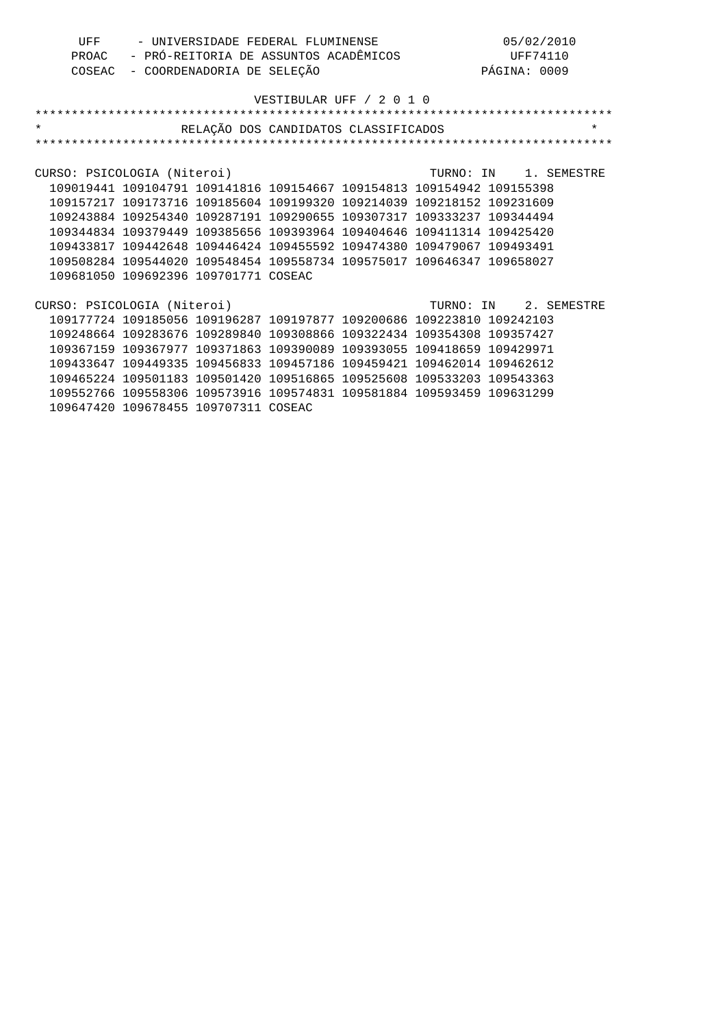UFF - UNIVERSIDADE FEDERAL FLUMINENSE 05/02/2010
PROAC - PRÓ-REITORIA DE ASSUNTOS ACADÊMICOS UFF74110
COSEAC - COORDENADORIA DE SELEÇÃO

VESTIBULAR UFF / 2 0 1 0

# RELAÇÃO DOS CANDIDATOS CLASSIFICADOS

CURSO: PSICOLOGIA (Niteroi) TURNO: IN 1. SEMESTRE

109019441 109104791 109141816 109154667 109154813 109154942 109155398
109157217 109173716 109185604 109199320 109214039 109218152 109231609
109243884 109254340 109287191 109290655 109307317 109333237 109344494
109344834 109379449 109385656 109393964 109404646 109411314 109425420
109433817 109442648 109446424 109455592 109474380 109479067 109493491
109508284 109544020 109548454 109558734 109575017 109646347 109658027
109681050 109692396 109701771 COSEAC

CURSO: PSICOLOGIA (Niteroi) TURNO: IN 2. SEMESTRE

109177724 109185056 109196287 109197877 109200686 109223810 109242103
109248664 109283676 109289840 109308866 109322434 109354308 109357427
109367159 109367977 109371863 109390089 109393055 109418659 109429971
109433647 109449335 109456833 109457186 109459421 109462014 109462612
109465224 109501183 109501420 109516865 109525608 109533203 109543363
109552766 109558306 109573916 109574831 109581884 109593459 109631299
109647420 109678455 109707311 COSEAC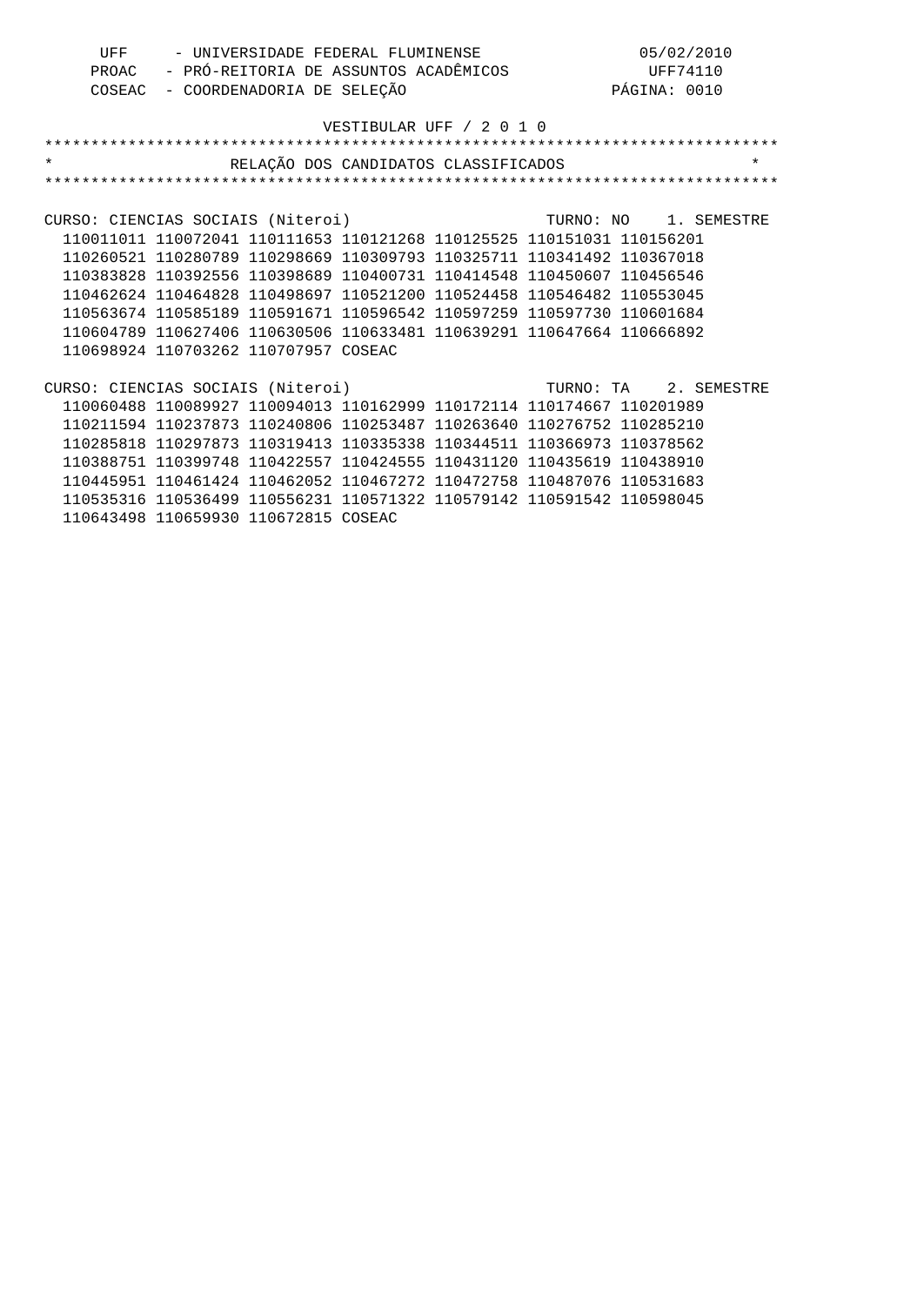UFF - UNIVERSIDADE FEDERAL FLUMINENSE 05/02/2010
PROAC - PRÓ-REITORIA DE ASSUNTOS ACADÊMICOS UFF74110
COSEAC - COORDENADORIA DE SELEÇÃO

VESTIBULAR UFF / 2 0 1 0

# RELAÇÃO DOS CANDIDATOS CLASSIFICADOS

CURSO: CIENCIAS SOCIAIS (Niteroi) TURNO: NO 1. SEMESTRE

110011011 110072041 110111653 110121268 110125525 110151031 110156201
110260521 110280789 110298669 110309793 110325711 110341492 110367018
110383828 110392556 110398689 110400731 110414548 110450607 110456546
110462624 110464828 110498697 110521200 110524458 110546482 110553045
110563674 110585189 110591671 110596542 110597259 110597730 110601684
110604789 110627406 110630506 110633481 110639291 110647664 110666892
110698924 110703262 110707957 COSEAC

CURSO: CIENCIAS SOCIAIS (Niteroi) TURNO: TA 2. SEMESTRE

110060488 110089927 110094013 110162999 110172114 110174667 110201989
110211594 110237873 110240806 110253487 110263640 110276752 110285210
110285818 110297873 110319413 110335338 110344511 110366973 110378562
110388751 110399748 110422557 110424555 110431120 110435619 110438910
110445951 110461424 110462052 110467272 110472758 110487076 110531683
110535316 110536499 110556231 110571322 110579142 110591542 110598045
110643498 110659930 110672815 COSEAC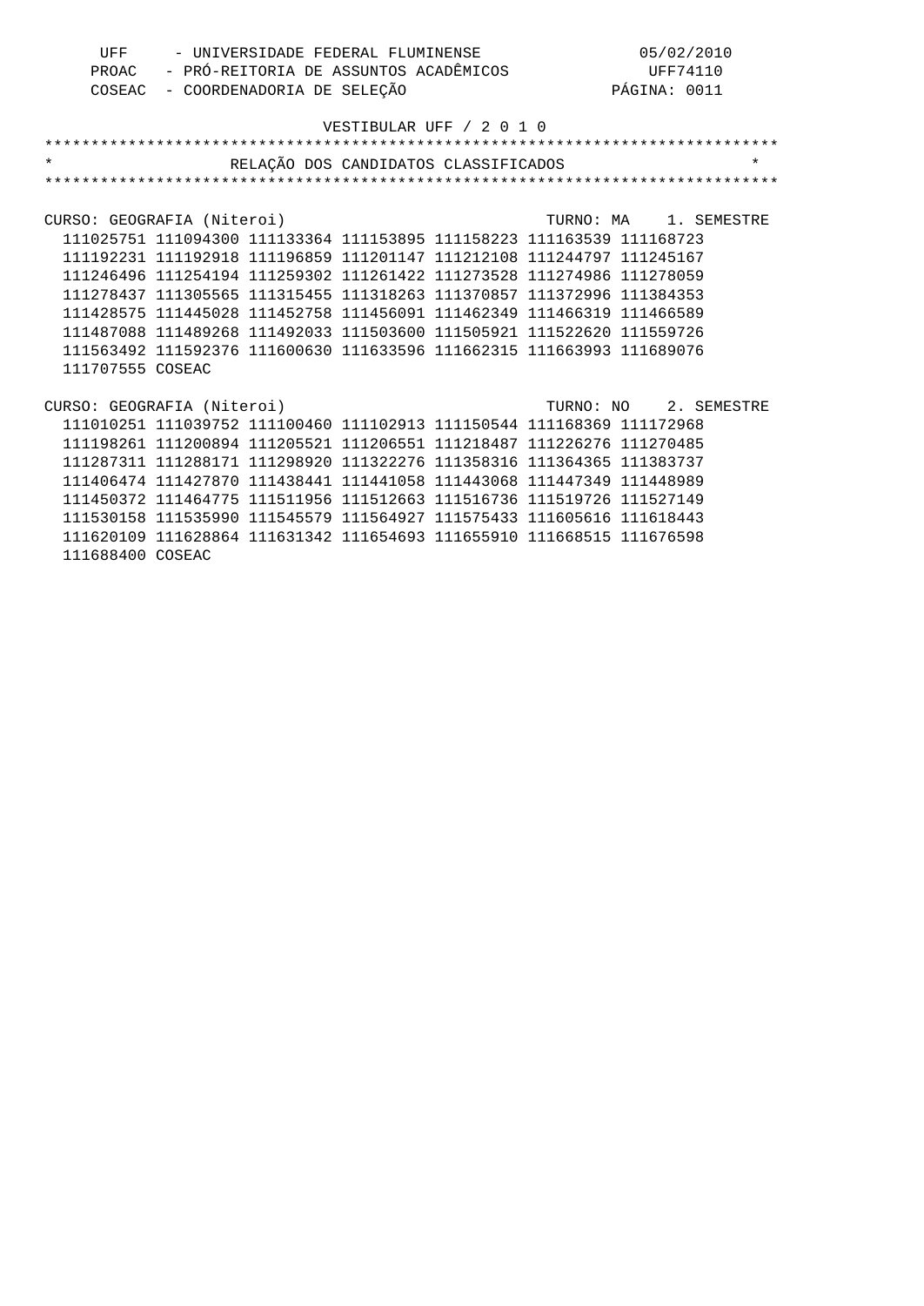UFF - UNIVERSIDADE FEDERAL FLUMINENSE 05/02/2010
PROAC - PRÓ-REITORIA DE ASSUNTOS ACADÊMICOS UFF74110
COSEAC - COORDENADORIA DE SELEÇÃO PÁGINA: 0011

VESTIBULAR UFF / 2 0 1 0

# RELAÇÃO DOS CANDIDATOS CLASSIFICADOS

CURSO: GEOGRAFIA (Niteroi) TURNO: MA 1. SEMESTRE

111025751 111094300 111133364 111153895 111158223 111163539 111168723
111192231 111192918 111196859 111201147 111212108 111244797 111245167
111246496 111254194 111259302 111261422 111273528 111274986 111278059
111278437 111305565 111315455 111318263 111370857 111372996 111384353
111428575 111445028 111452758 111456091 111462349 111466319 111466589
111487088 111489268 111492033 111503600 111505921 111522620 111559726
111563492 111592376 111600630 111633596 111662315 111663993 111689076
111707555 COSEAC

CURSO: GEOGRAFIA (Niteroi) TURNO: NO 2. SEMESTRE

111010251 111039752 111100460 111102913 111150544 111168369 111172968
111198261 111200894 111205521 111206551 111218487 111226276 111270485
111287311 111288171 111298920 111322276 111358316 111364365 111383737
111406474 111427870 111438441 111441058 111443068 111447349 111448989
111450372 111464775 111511956 111512663 111516736 111519726 111527149
111530158 111535990 111545579 111564927 111575433 111605616 111618443
111620109 111628864 111631342 111654693 111655910 111668515 111676598
111688400 COSEAC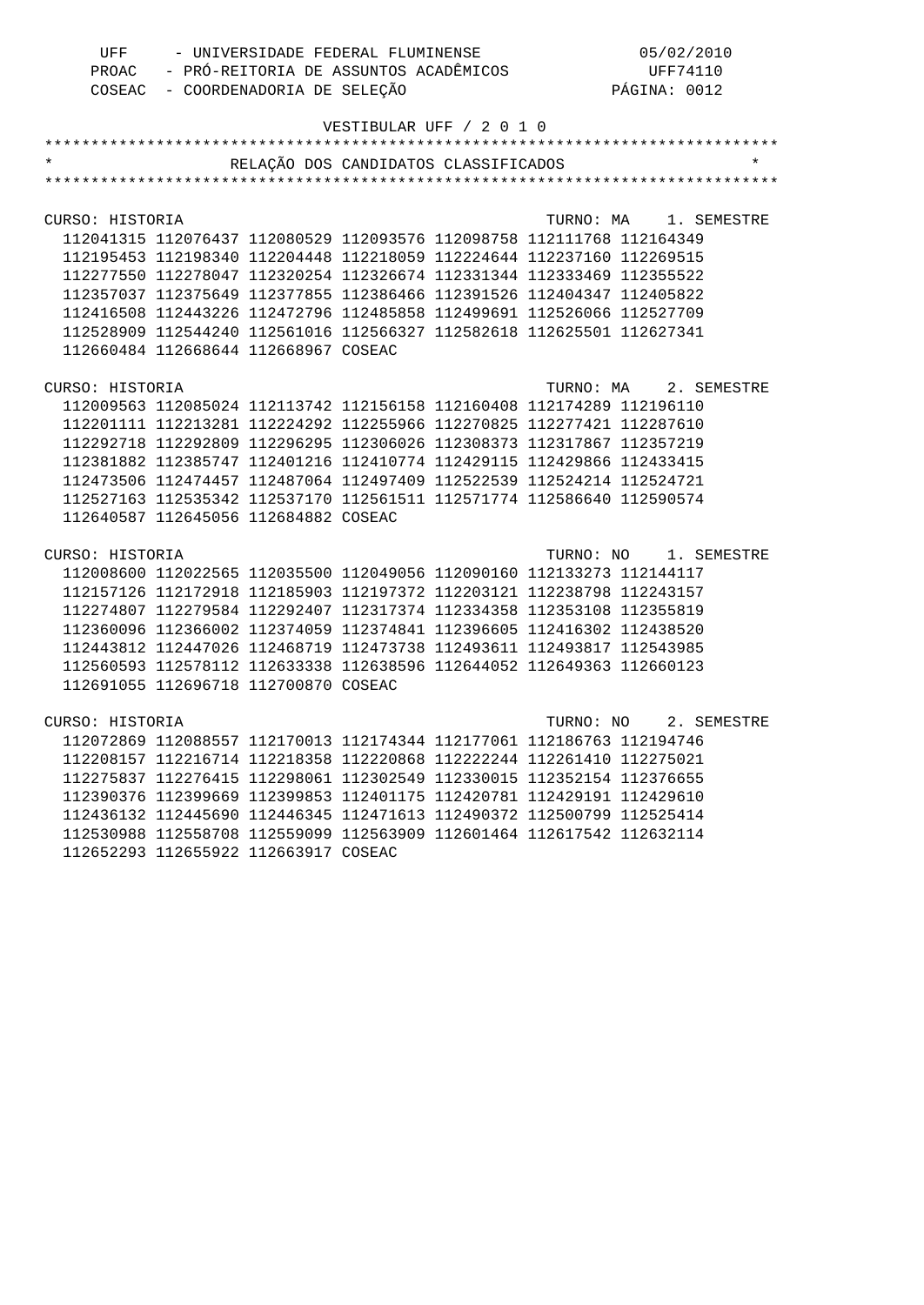UFF - UNIVERSIDADE FEDERAL FLUMINENSE 05/02/2010
PROAC - PRÓ-REITORIA DE ASSUNTOS ACADÊMICOS UFF74110
COSEAC - COORDENADORIA DE SELEÇÃO PÁGINA: 0012

VESTIBULAR UFF / 2 0 1 0

# RELAÇÃO DOS CANDIDATOS CLASSIFICADOS

**CURSO: HISTORIA** — TURNO: MA — 1. SEMESTRE

112041315 112076437 112080529 112093576 112098758 112111768 112164349
112195453 112198340 112204448 112218059 112224644 112237160 112269515
112277550 112278047 112320254 112326674 112331344 112333469 112355522
112357037 112375649 112377855 112386466 112391526 112404347 112405822
112416508 112443226 112472796 112485858 112499691 112526066 112527709
112528909 112544240 112561016 112566327 112582618 112625501 112627341
112660484 112668644 112668967 COSEAC

**CURSO: HISTORIA** — TURNO: MA — 2. SEMESTRE

112009563 112085024 112113742 112156158 112160408 112174289 112196110
112201111 112213281 112224292 112255966 112270825 112277421 112287610
112292718 112292809 112296295 112306026 112308373 112317867 112357219
112381882 112385747 112401216 112410774 112429115 112429866 112433415
112473506 112474457 112487064 112497409 112522539 112524214 112524721
112527163 112535342 112537170 112561511 112571774 112586640 112590574
112640587 112645056 112684882 COSEAC

**CURSO: HISTORIA** — TURNO: NO — 1. SEMESTRE

112008600 112022565 112035500 112049056 112090160 112133273 112144117
112157126 112172918 112185903 112197372 112203121 112238798 112243157
112274807 112279584 112292407 112317374 112334358 112353108 112355819
112360096 112366002 112374059 112374841 112396605 112416302 112438520
112443812 112447026 112468719 112473738 112493611 112493817 112543985
112560593 112578112 112633338 112638596 112644052 112649363 112660123
112691055 112696718 112700870 COSEAC

**CURSO: HISTORIA** — TURNO: NO — 2. SEMESTRE

112072869 112088557 112170013 112174344 112177061 112186763 112194746
112208157 112216714 112218358 112220868 112222244 112261410 112275021
112275837 112276415 112298061 112302549 112330015 112352154 112376655
112390376 112399669 112399853 112401175 112420781 112429191 112429610
112436132 112445690 112446345 112471613 112490372 112500799 112525414
112530988 112558708 112559099 112563909 112601464 112617542 112632114
112652293 112655922 112663917 COSEAC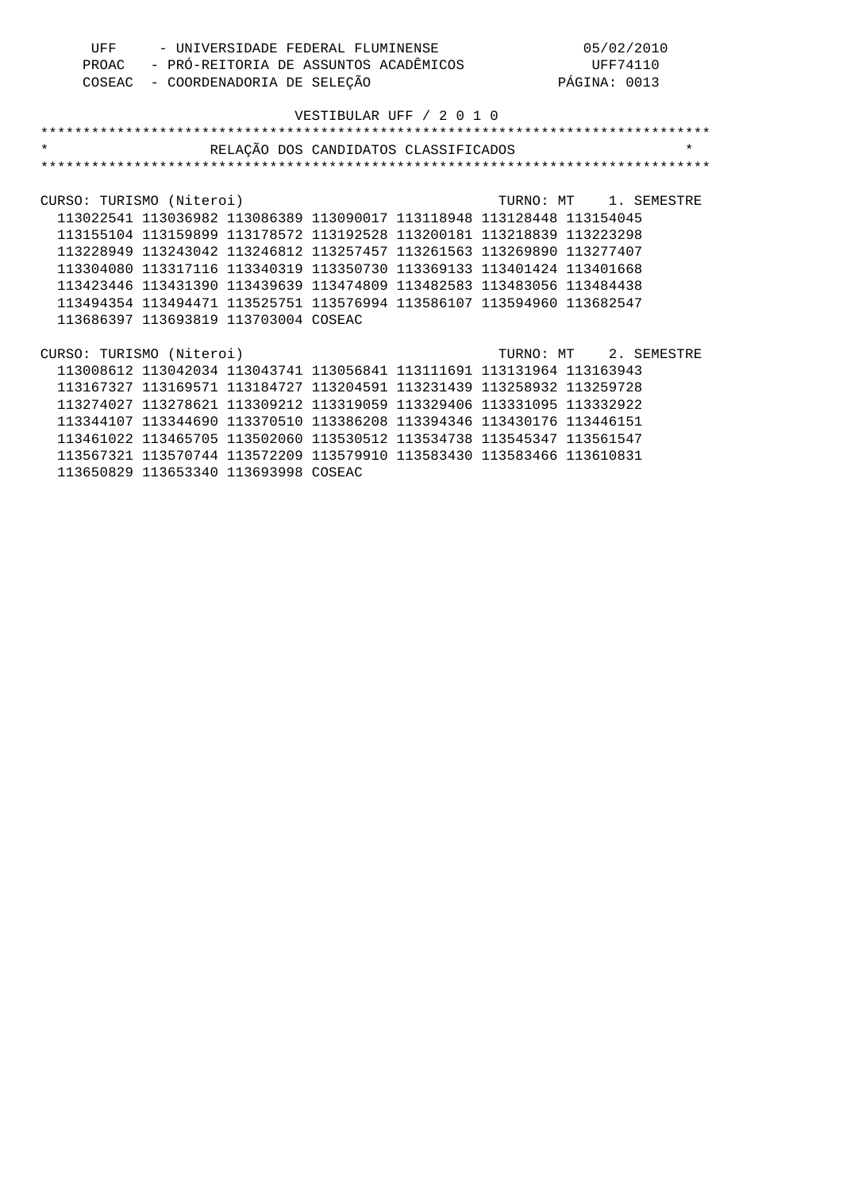VESTIBULAR UFF / 2 0 1 0

**RELAÇÃO DOS CANDIDATOS CLASSIFICADOS**

CURSO: TURISMO (Niteroi) TURNO: MT 1. SEMESTRE

113022541 113036982 113086389 113090017 113118948 113128448 113154045
113155104 113159899 113178572 113192528 113200181 113218839 113223298
113228949 113243042 113246812 113257457 113261563 113269890 113277407
113304080 113317116 113340319 113350730 113369133 113401424 113401668
113423446 113431390 113439639 113474809 113482583 113483056 113484438
113494354 113494471 113525751 113576994 113586107 113594960 113682547
113686397 113693819 113703004 COSEAC

CURSO: TURISMO (Niteroi) TURNO: MT 2. SEMESTRE

113008612 113042034 113043741 113056841 113111691 113131964 113163943
113167327 113169571 113184727 113204591 113231439 113258932 113259728
113274027 113278621 113309212 113319059 113329406 113331095 113332922
113344107 113344690 113370510 113386208 113394346 113430176 113446151
113461022 113465705 113502060 113530512 113534738 113545347 113561547
113567321 113570744 113572209 113579910 113583430 113583466 113610831
113650829 113653340 113693998 COSEAC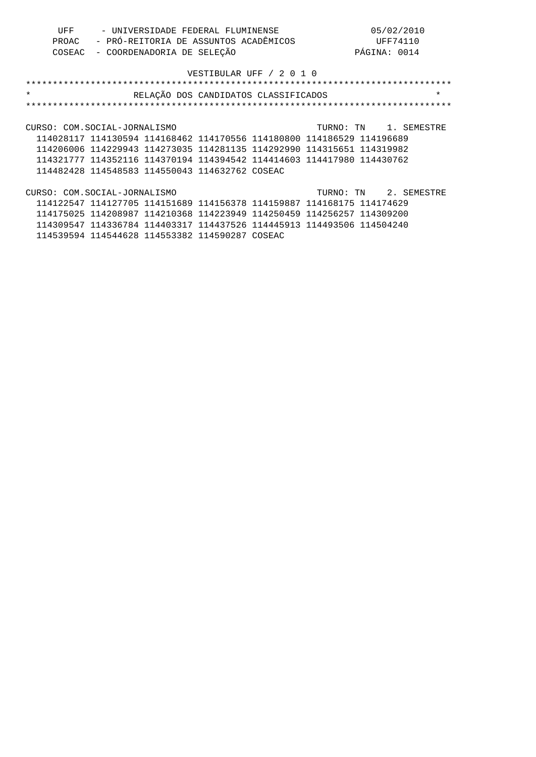UFF - UNIVERSIDADE FEDERAL FLUMINENSE 05/02/2010
PROAC - PRÓ-REITORIA DE ASSUNTOS ACADÊMICOS UFF74110
COSEAC - COORDENADORIA DE SELEÇÃO PÁGINA: 0014

VESTIBULAR UFF / 2 0 1 0

## RELAÇÃO DOS CANDIDATOS CLASSIFICADOS

CURSO: COM.SOCIAL-JORNALISMO TURNO: TN 1. SEMESTRE

114028117 114130594 114168462 114170556 114180800 114186529 114196689
114206006 114229943 114273035 114281135 114292990 114315651 114319982
114321777 114352116 114370194 114394542 114414603 114417980 114430762
114482428 114548583 114550043 114632762 COSEAC

CURSO: COM.SOCIAL-JORNALISMO TURNO: TN 2. SEMESTRE

114122547 114127705 114151689 114156378 114159887 114168175 114174629
114175025 114208987 114210368 114223949 114250459 114256257 114309200
114309547 114336784 114403317 114437526 114445913 114493506 114504240
114539594 114544628 114553382 114590287 COSEAC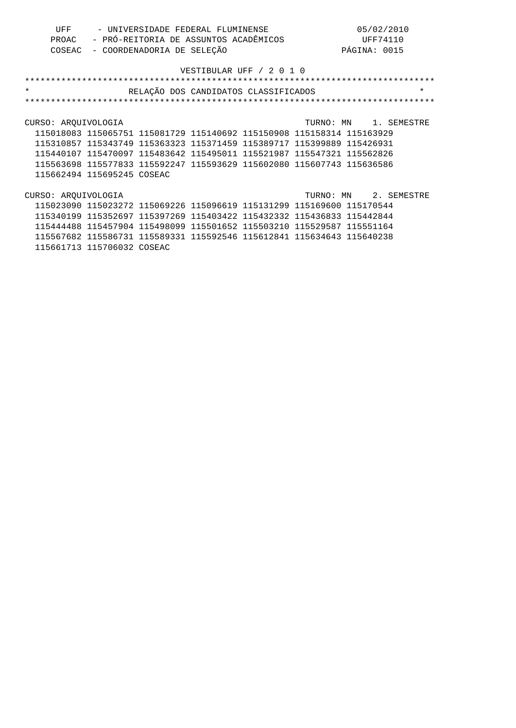VESTIBULAR UFF / 2 0 1 0

# RELAÇÃO DOS CANDIDATOS CLASSIFICADOS

CURSO: ARQUIVOLOGIA TURNO: MN 1. SEMESTRE

115018083 115065751 115081729 115140692 115150908 115158314 115163929
115310857 115343749 115363323 115371459 115389717 115399889 115426931
115440107 115470097 115483642 115495011 115521987 115547321 115562826
115563698 115577833 115592247 115593629 115602080 115607743 115636586
115662494 115695245 COSEAC

CURSO: ARQUIVOLOGIA TURNO: MN 2. SEMESTRE

115023090 115023272 115069226 115096619 115131299 115169600 115170544
115340199 115352697 115397269 115403422 115432332 115436833 115442844
115444488 115457904 115498099 115501652 115503210 115529587 115551164
115567682 115586731 115589331 115592546 115612841 115634643 115640238
115661713 115706032 COSEAC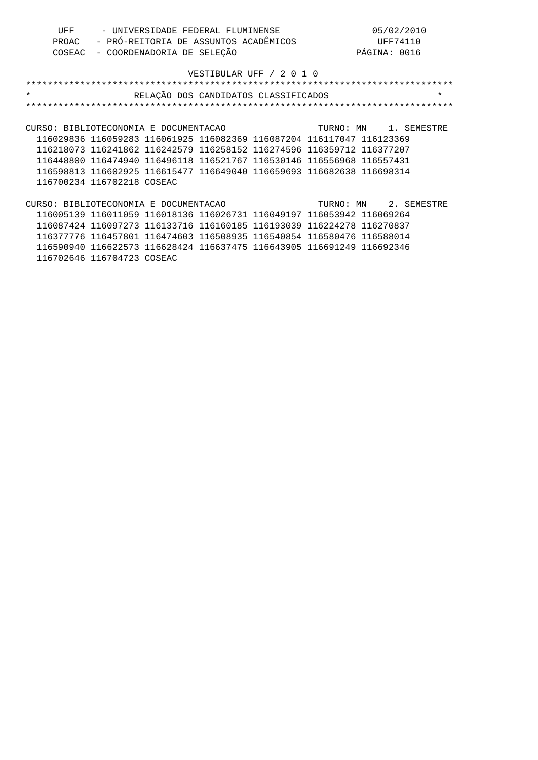VESTIBULAR UFF / 2 0 1 0

**RELAÇÃO DOS CANDIDATOS CLASSIFICADOS**

CURSO: BIBLIOTECONOMIA E DOCUMENTACAO TURNO: MN 1. SEMESTRE

116029836 116059283 116061925 116082369 116087204 116117047 116123369
116218073 116241862 116242579 116258152 116274596 116359712 116377207
116448800 116474940 116496118 116521767 116530146 116556968 116557431
116598813 116602925 116615477 116649040 116659693 116682638 116698314
116700234 116702218 COSEAC

CURSO: BIBLIOTECONOMIA E DOCUMENTACAO TURNO: MN 2. SEMESTRE

116005139 116011059 116018136 116026731 116049197 116053942 116069264
116087424 116097273 116133716 116160185 116193039 116224278 116270837
116377776 116457801 116474603 116508935 116540854 116580476 116588014
116590940 116622573 116628424 116637475 116643905 116691249 116692346
116702646 116704723 COSEAC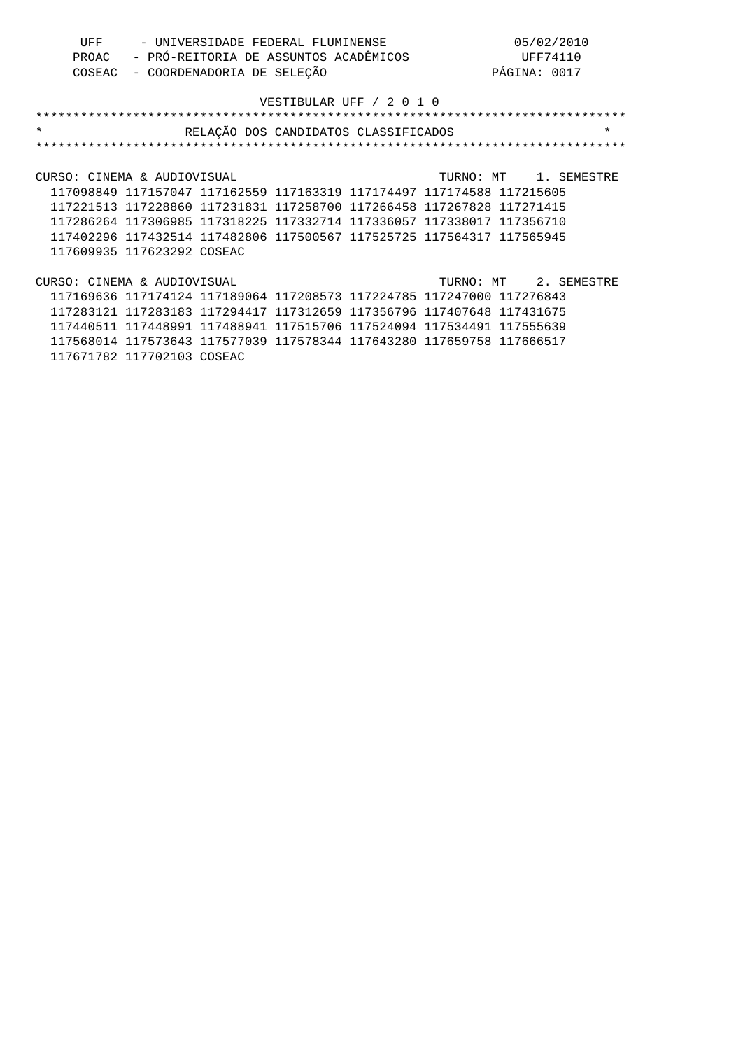UFF - UNIVERSIDADE FEDERAL FLUMINENSE 05/02/2010
PROAC - PRÓ-REITORIA DE ASSUNTOS ACADÊMICOS UFF74110
COSEAC - COORDENADORIA DE SELEÇÃO PÁGINA: 0017

VESTIBULAR UFF / 2 0 1 0

## RELAÇÃO DOS CANDIDATOS CLASSIFICADOS

CURSO: CINEMA & AUDIOVISUAL TURNO: MT 1. SEMESTRE

117098849 117157047 117162559 117163319 117174497 117174588 117215605
117221513 117228860 117231831 117258700 117266458 117267828 117271415
117286264 117306985 117318225 117332714 117336057 117338017 117356710
117402296 117432514 117482806 117500567 117525725 117564317 117565945
117609935 117623292 COSEAC

CURSO: CINEMA & AUDIOVISUAL TURNO: MT 2. SEMESTRE

117169636 117174124 117189064 117208573 117224785 117247000 117276843
117283121 117283183 117294417 117312659 117356796 117407648 117431675
117440511 117448991 117488941 117515706 117524094 117534491 117555639
117568014 117573643 117577039 117578344 117643280 117659758 117666517
117671782 117702103 COSEAC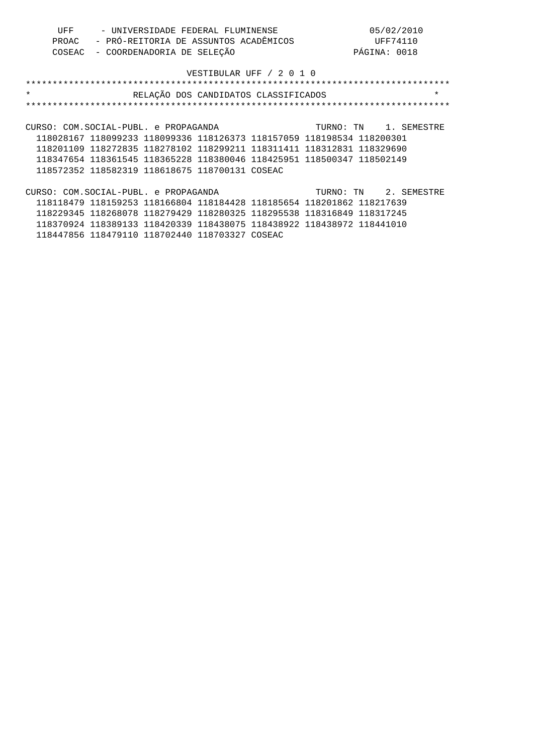UFF - UNIVERSIDADE FEDERAL FLUMINENSE 05/02/2010
PROAC - PRÓ-REITORIA DE ASSUNTOS ACADÊMICOS UFF74110
COSEAC - COORDENADORIA DE SELEÇÃO

VESTIBULAR UFF / 2 0 1 0

## RELAÇÃO DOS CANDIDATOS CLASSIFICADOS

CURSO: COM.SOCIAL-PUBL. e PROPAGANDA TURNO: TN 1. SEMESTRE

118028167 118099233 118099336 118126373 118157059 118198534 118200301
118201109 118272835 118278102 118299211 118311411 118312831 118329690
118347654 118361545 118365228 118380046 118425951 118500347 118502149
118572352 118582319 118618675 118700131 COSEAC

CURSO: COM.SOCIAL-PUBL. e PROPAGANDA TURNO: TN 2. SEMESTRE

118118479 118159253 118166804 118184428 118185654 118201862 118217639
118229345 118268078 118279429 118280325 118295538 118316849 118317245
118370924 118389133 118420339 118438075 118438922 118438972 118441010
118447856 118479110 118702440 118703327 COSEAC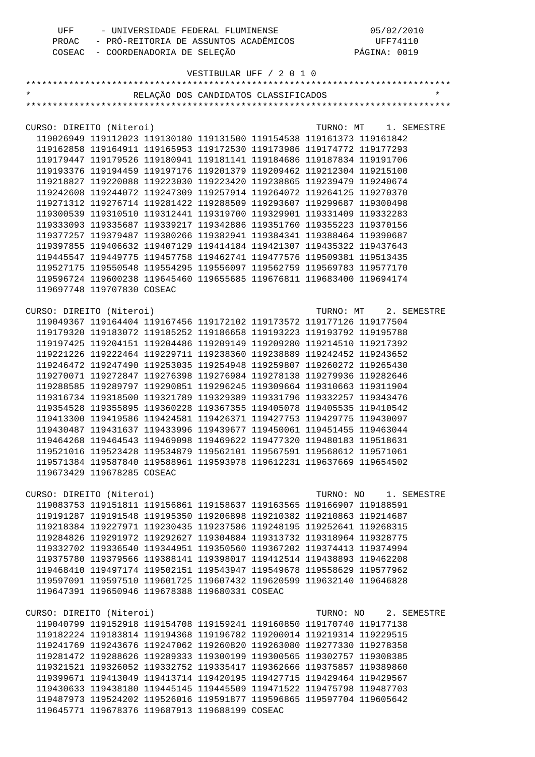UFF - UNIVERSIDADE FEDERAL FLUMINENSE 05/02/2010
PROAC - PRÓ-REITORIA DE ASSUNTOS ACADÊMICOS UFF74110
COSEAC - COORDENADORIA DE SELEÇÃO PÁGINA: 0019

VESTIBULAR UFF / 2 0 1 0

# RELAÇÃO DOS CANDIDATOS CLASSIFICADOS

## CURSO: DIREITO (Niteroi) TURNO: MT 1. SEMESTRE

119026949 119112023 119130180 119131500 119154538 119161373 119161842
119162858 119164911 119165953 119172530 119173986 119174772 119177293
119179447 119179526 119180941 119181141 119184686 119187834 119191706
119193376 119194459 119197176 119201379 119209462 119212304 119215100
119218827 119220088 119223030 119223420 119238865 119239479 119240674
119242608 119244072 119247309 119257914 119264072 119264125 119270370
119271312 119276714 119281422 119288509 119293607 119299687 119300498
119300539 119310510 119312441 119319700 119329901 119331409 119332283
119333093 119335687 119339217 119342886 119351760 119355223 119370156
119377257 119379487 119380266 119382941 119384341 119388464 119390687
119397855 119406632 119407129 119414184 119421307 119435322 119437643
119445547 119449775 119457758 119462741 119477576 119509381 119513435
119527175 119550548 119554295 119556097 119562759 119569783 119577170
119596724 119600238 119645460 119655685 119676811 119683400 119694174
119697748 119707830 COSEAC

## CURSO: DIREITO (Niteroi) TURNO: MT 2. SEMESTRE

119049367 119164404 119167456 119172102 119173572 119177126 119177504
119179320 119183072 119185252 119186658 119193223 119193792 119195788
119197425 119204151 119204486 119209149 119209280 119214510 119217392
119221226 119222464 119229711 119238360 119238889 119242452 119243652
119246472 119247490 119253035 119254948 119259807 119260272 119265430
119270071 119272847 119276398 119276984 119278138 119279936 119282646
119288585 119289797 119290851 119296245 119309664 119310663 119311904
119316734 119318500 119321789 119329389 119331796 119332257 119343476
119354528 119355895 119360228 119367355 119405078 119405535 119410542
119413300 119419586 119424581 119426371 119427753 119429775 119430097
119430487 119431637 119433996 119439677 119450061 119451455 119463044
119464268 119464543 119469098 119469622 119477320 119480183 119518631
119521016 119523428 119534879 119562101 119567591 119568612 119571061
119571384 119587840 119588961 119593978 119612231 119637669 119654502
119673429 119678285 COSEAC

## CURSO: DIREITO (Niteroi) TURNO: NO 1. SEMESTRE

119083753 119151811 119156861 119158637 119163565 119166907 119188591
119191287 119191548 119195350 119206898 119210382 119210863 119214687
119218384 119227971 119230435 119237586 119248195 119252641 119268315
119284826 119291972 119292627 119304884 119313732 119318964 119328775
119332702 119336540 119344951 119350560 119367202 119374413 119374994
119375780 119379566 119388141 119398017 119412514 119438893 119462208
119468410 119497174 119502151 119543947 119549678 119558629 119577962
119597091 119597510 119601725 119607432 119620599 119632140 119646828
119647391 119650946 119678388 119680331 COSEAC

## CURSO: DIREITO (Niteroi) TURNO: NO 2. SEMESTRE

119040799 119152918 119154708 119159241 119160850 119170740 119177138
119182224 119183814 119194368 119196782 119200014 119219314 119229515
119241769 119243676 119247062 119260820 119263080 119277330 119278358
119281472 119288626 119289333 119300199 119300565 119302757 119308385
119321521 119326052 119332752 119335417 119362666 119375857 119389860
119399671 119413049 119413714 119420195 119427715 119429464 119429567
119430633 119438180 119445145 119445509 119471522 119475798 119487703
119487973 119524202 119526016 119591877 119596865 119597704 119605642
119645771 119678376 119687913 119688199 COSEAC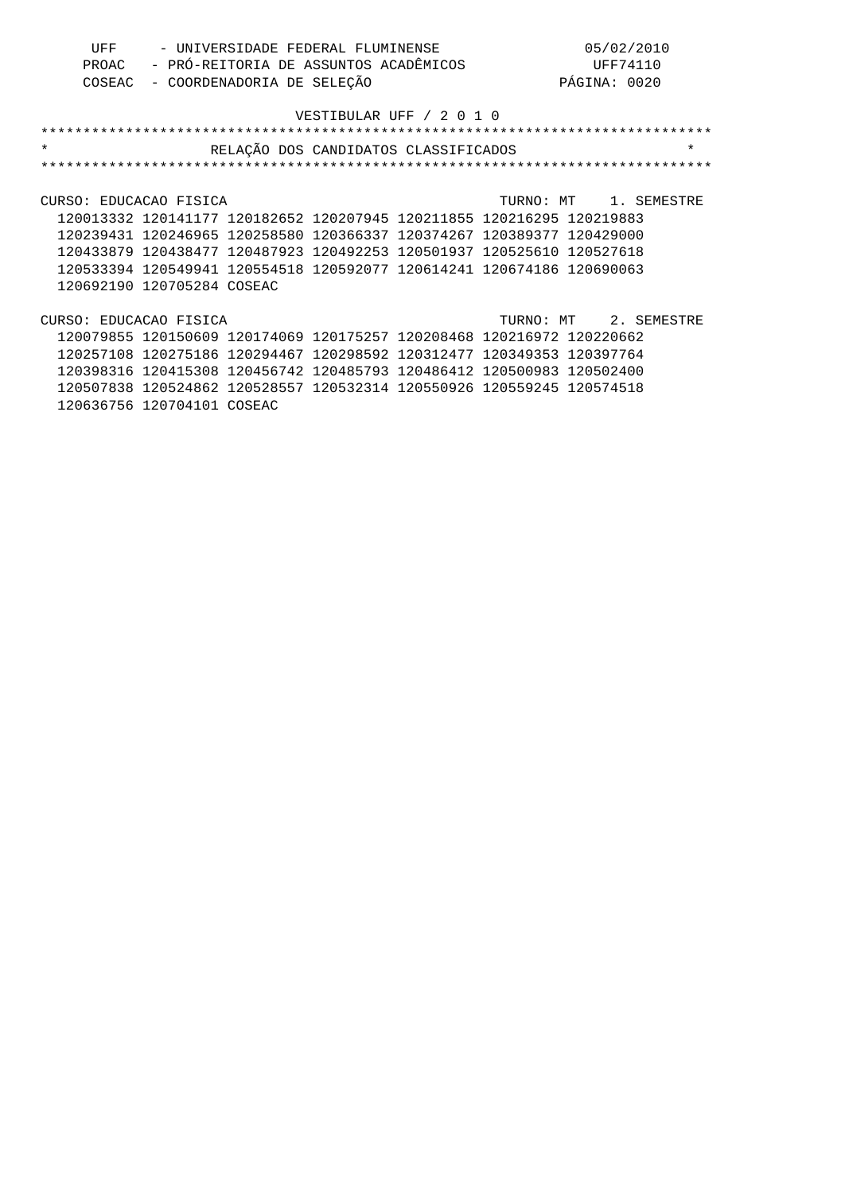UFF - UNIVERSIDADE FEDERAL FLUMINENSE
PROAC - PRÓ-REITORIA DE ASSUNTOS ACADÊMICOS
COSEAC - COORDENADORIA DE SELEÇÃO

05/02/2010
UFF74110

VESTIBULAR UFF / 2 0 1 0

## RELAÇÃO DOS CANDIDATOS CLASSIFICADOS

CURSO: EDUCACAO FISICA TURNO: MT 1. SEMESTRE

120013332 120141177 120182652 120207945 120211855 120216295 120219883
120239431 120246965 120258580 120366337 120374267 120389377 120429000
120433879 120438477 120487923 120492253 120501937 120525610 120527618
120533394 120549941 120554518 120592077 120614241 120674186 120690063
120692190 120705284 COSEAC

CURSO: EDUCACAO FISICA TURNO: MT 2. SEMESTRE

120079855 120150609 120174069 120175257 120208468 120216972 120220662
120257108 120275186 120294467 120298592 120312477 120349353 120397764
120398316 120415308 120456742 120485793 120486412 120500983 120502400
120507838 120524862 120528557 120532314 120550926 120559245 120574518
120636756 120704101 COSEAC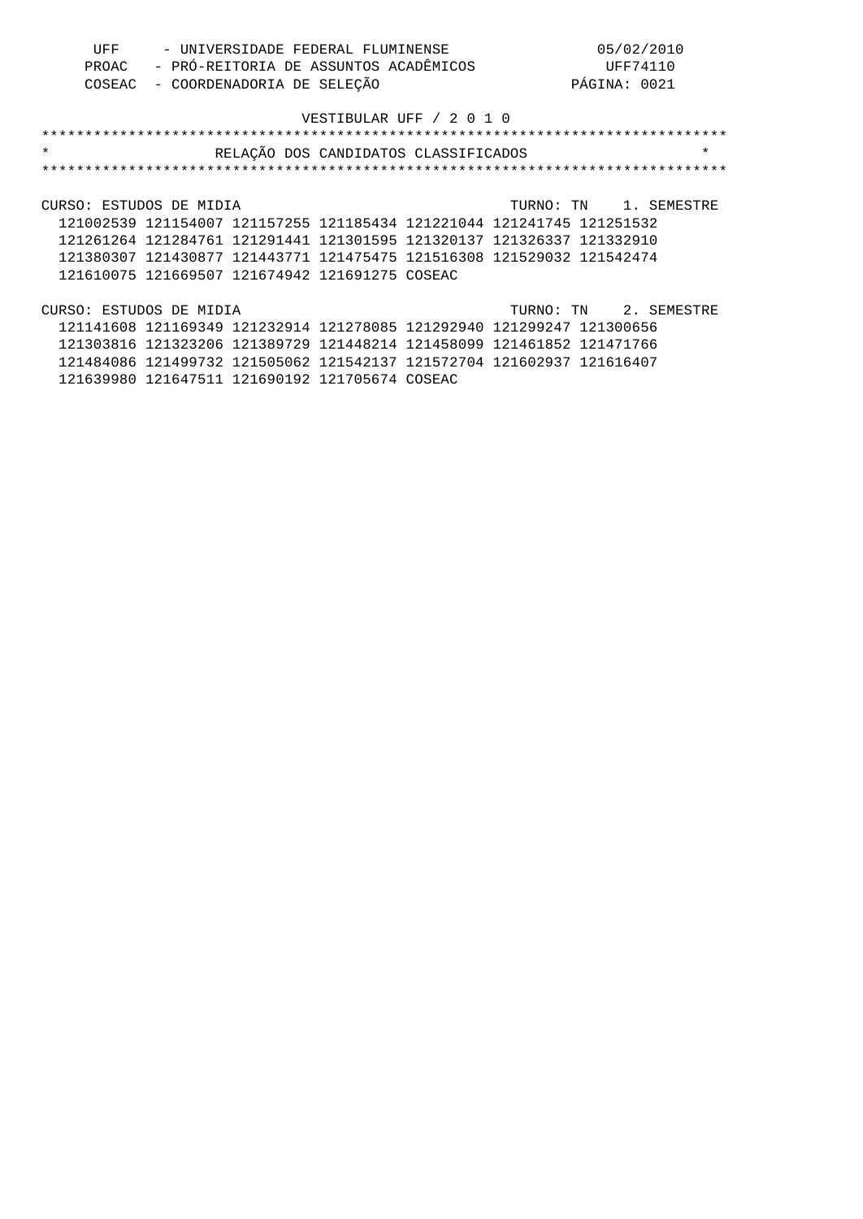UFF - UNIVERSIDADE FEDERAL FLUMINENSE 05/02/2010
PROAC - PRÓ-REITORIA DE ASSUNTOS ACADÊMICOS UFF74110
COSEAC - COORDENADORIA DE SELEÇÃO PÁGINA: 0021

VESTIBULAR UFF / 2 0 1 0

# RELAÇÃO DOS CANDIDATOS CLASSIFICADOS

CURSO: ESTUDOS DE MIDIA TURNO: TN 1. SEMESTRE

121002539 121154007 121157255 121185434 121221044 121241745 121251532
121261264 121284761 121291441 121301595 121320137 121326337 121332910
121380307 121430877 121443771 121475475 121516308 121529032 121542474
121610075 121669507 121674942 121691275 COSEAC

CURSO: ESTUDOS DE MIDIA TURNO: TN 2. SEMESTRE

121141608 121169349 121232914 121278085 121292940 121299247 121300656
121303816 121323206 121389729 121448214 121458099 121461852 121471766
121484086 121499732 121505062 121542137 121572704 121602937 121616407
121639980 121647511 121690192 121705674 COSEAC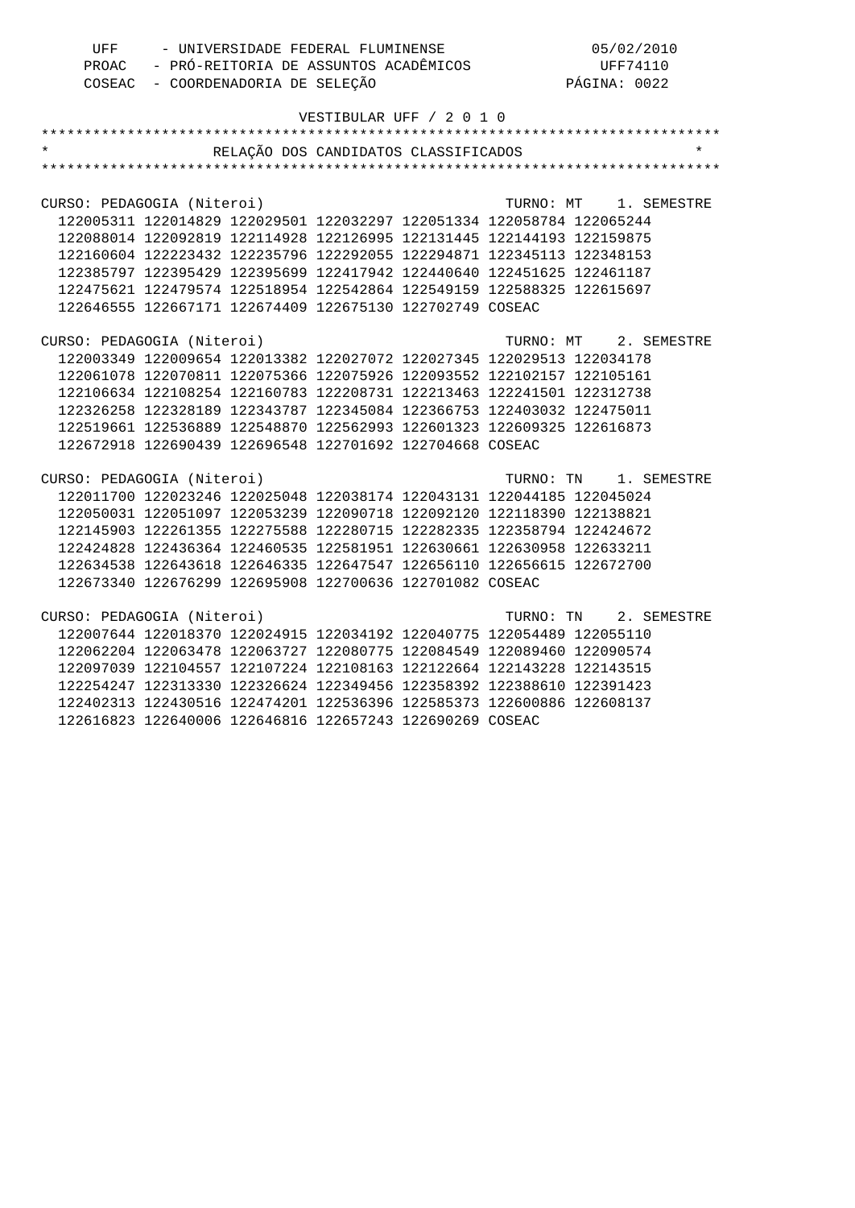UFF - UNIVERSIDADE FEDERAL FLUMINENSE 05/02/2010
PROAC - PRÓ-REITORIA DE ASSUNTOS ACADÊMICOS UFF74110
COSEAC - COORDENADORIA DE SELEÇÃO

VESTIBULAR UFF / 2 0 1 0

## RELAÇÃO DOS CANDIDATOS CLASSIFICADOS

CURSO: PEDAGOGIA (Niteroi) TURNO: MT 1. SEMESTRE

122005311 122014829 122029501 122032297 122051334 122058784 122065244
122088014 122092819 122114928 122126995 122131445 122144193 122159875
122160604 122223432 122235796 122292055 122294871 122345113 122348153
122385797 122395429 122395699 122417942 122440640 122451625 122461187
122475621 122479574 122518954 122542864 122549159 122588325 122615697
122646555 122667171 122674409 122675130 122702749 COSEAC

CURSO: PEDAGOGIA (Niteroi) TURNO: MT 2. SEMESTRE

122003349 122009654 122013382 122027072 122027345 122029513 122034178
122061078 122070811 122075366 122075926 122093552 122102157 122105161
122106634 122108254 122160783 122208731 122213463 122241501 122312738
122326258 122328189 122343787 122345084 122366753 122403032 122475011
122519661 122536889 122548870 122562993 122601323 122609325 122616873
122672918 122690439 122696548 122701692 122704668 COSEAC

CURSO: PEDAGOGIA (Niteroi) TURNO: TN 1. SEMESTRE

122011700 122023246 122025048 122038174 122043131 122044185 122045024
122050031 122051097 122053239 122090718 122092120 122118390 122138821
122145903 122261355 122275588 122280715 122282335 122358794 122424672
122424828 122436364 122460535 122581951 122630661 122630958 122633211
122634538 122643618 122646335 122647547 122656110 122656615 122672700
122673340 122676299 122695908 122700636 122701082 COSEAC

CURSO: PEDAGOGIA (Niteroi) TURNO: TN 2. SEMESTRE

122007644 122018370 122024915 122034192 122040775 122054489 122055110
122062204 122063478 122063727 122080775 122084549 122089460 122090574
122097039 122104557 122107224 122108163 122122664 122143228 122143515
122254247 122313330 122326624 122349456 122358392 122388610 122391423
122402313 122430516 122474201 122536396 122585373 122600886 122608137
122616823 122640006 122646816 122657243 122690269 COSEAC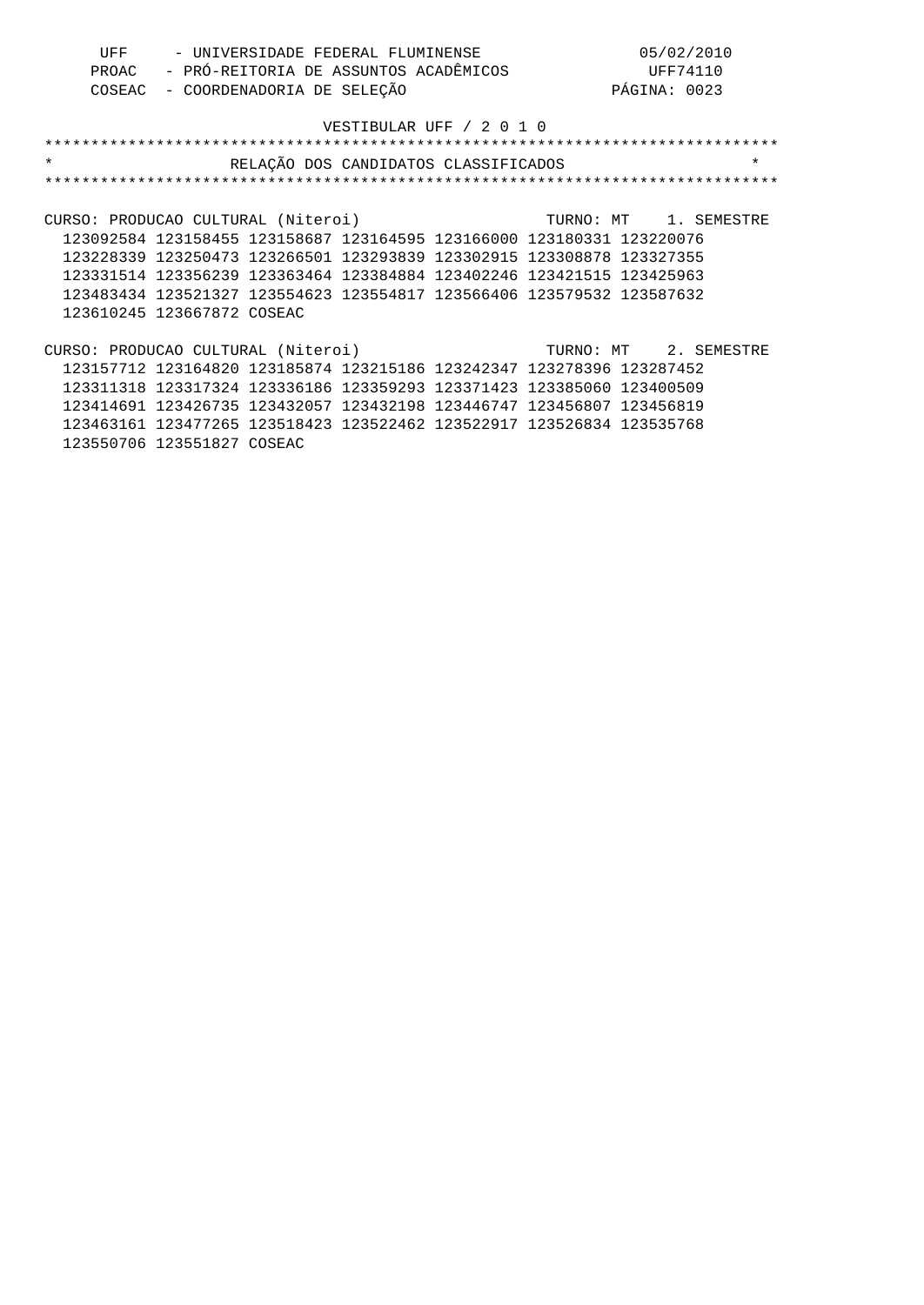UFF - UNIVERSIDADE FEDERAL FLUMINENSE 05/02/2010
PROAC - PRÓ-REITORIA DE ASSUNTOS ACADÊMICOS UFF74110
COSEAC - COORDENADORIA DE SELEÇÃO PÁGINA: 0023

VESTIBULAR UFF / 2 0 1 0

## RELAÇÃO DOS CANDIDATOS CLASSIFICADOS

CURSO: PRODUCAO CULTURAL (Niteroi) TURNO: MT 1. SEMESTRE

123092584 123158455 123158687 123164595 123166000 123180331 123220076
123228339 123250473 123266501 123293839 123302915 123308878 123327355
123331514 123356239 123363464 123384884 123402246 123421515 123425963
123483434 123521327 123554623 123554817 123566406 123579532 123587632
123610245 123667872 COSEAC

CURSO: PRODUCAO CULTURAL (Niteroi) TURNO: MT 2. SEMESTRE

123157712 123164820 123185874 123215186 123242347 123278396 123287452
123311318 123317324 123336186 123359293 123371423 123385060 123400509
123414691 123426735 123432057 123432198 123446747 123456807 123456819
123463161 123477265 123518423 123522462 123522917 123526834 123535768
123550706 123551827 COSEAC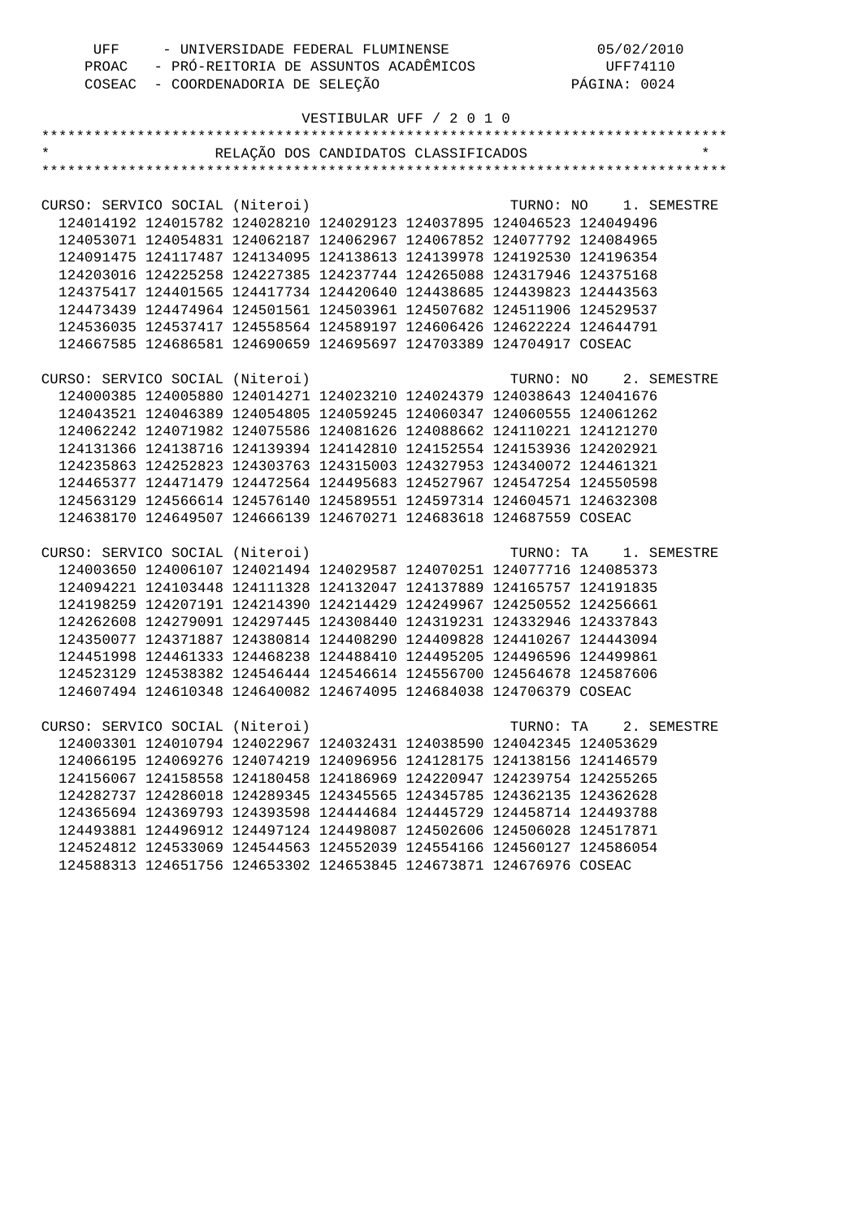UFF - UNIVERSIDADE FEDERAL FLUMINENSE 05/02/2010
PROAC - PRÓ-REITORIA DE ASSUNTOS ACADÊMICOS UFF74110
COSEAC - COORDENADORIA DE SELEÇÃO PÁGINA: 0024

VESTIBULAR UFF / 2 0 1 0

# RELAÇÃO DOS CANDIDATOS CLASSIFICADOS

CURSO: SERVICO SOCIAL (Niteroi) TURNO: NO 1. SEMESTRE

124014192 124015782 124028210 124029123 124037895 124046523 124049496
124053071 124054831 124062187 124062967 124067852 124077792 124084965
124091475 124117487 124134095 124138613 124139978 124192530 124196354
124203016 124225258 124227385 124237744 124265088 124317946 124375168
124375417 124401565 124417734 124420640 124438685 124439823 124443563
124473439 124474964 124501561 124503961 124507682 124511906 124529537
124536035 124537417 124558564 124589197 124606426 124622224 124644791
124667585 124686581 124690659 124695697 124703389 124704917 COSEAC

CURSO: SERVICO SOCIAL (Niteroi) TURNO: NO 2. SEMESTRE

124000385 124005880 124014271 124023210 124024379 124038643 124041676
124043521 124046389 124054805 124059245 124060347 124060555 124061262
124062242 124071982 124075586 124081626 124088662 124110221 124121270
124131366 124138716 124139394 124142810 124152554 124153936 124202921
124235863 124252823 124303763 124315003 124327953 124340072 124461321
124465377 124471479 124472564 124495683 124527967 124547254 124550598
124563129 124566614 124576140 124589551 124597314 124604571 124632308
124638170 124649507 124666139 124670271 124683618 124687559 COSEAC

CURSO: SERVICO SOCIAL (Niteroi) TURNO: TA 1. SEMESTRE

124003650 124006107 124021494 124029587 124070251 124077716 124085373
124094221 124103448 124111328 124132047 124137889 124165757 124191835
124198259 124207191 124214390 124214429 124249967 124250552 124256661
124262608 124279091 124297445 124308440 124319231 124332946 124337843
124350077 124371887 124380814 124408290 124409828 124410267 124443094
124451998 124461333 124468238 124488410 124495205 124496596 124499861
124523129 124538382 124546444 124546614 124556700 124564678 124587606
124607494 124610348 124640082 124674095 124684038 124706379 COSEAC

CURSO: SERVICO SOCIAL (Niteroi) TURNO: TA 2. SEMESTRE

124003301 124010794 124022967 124032431 124038590 124042345 124053629
124066195 124069276 124074219 124096956 124128175 124138156 124146579
124156067 124158558 124180458 124186969 124220947 124239754 124255265
124282737 124286018 124289345 124345565 124345785 124362135 124362628
124365694 124369793 124393598 124444684 124445729 124458714 124493788
124493881 124496912 124497124 124498087 124502606 124506028 124517871
124524812 124533069 124544563 124552039 124554166 124560127 124586054
124588313 124651756 124653302 124653845 124673871 124676976 COSEAC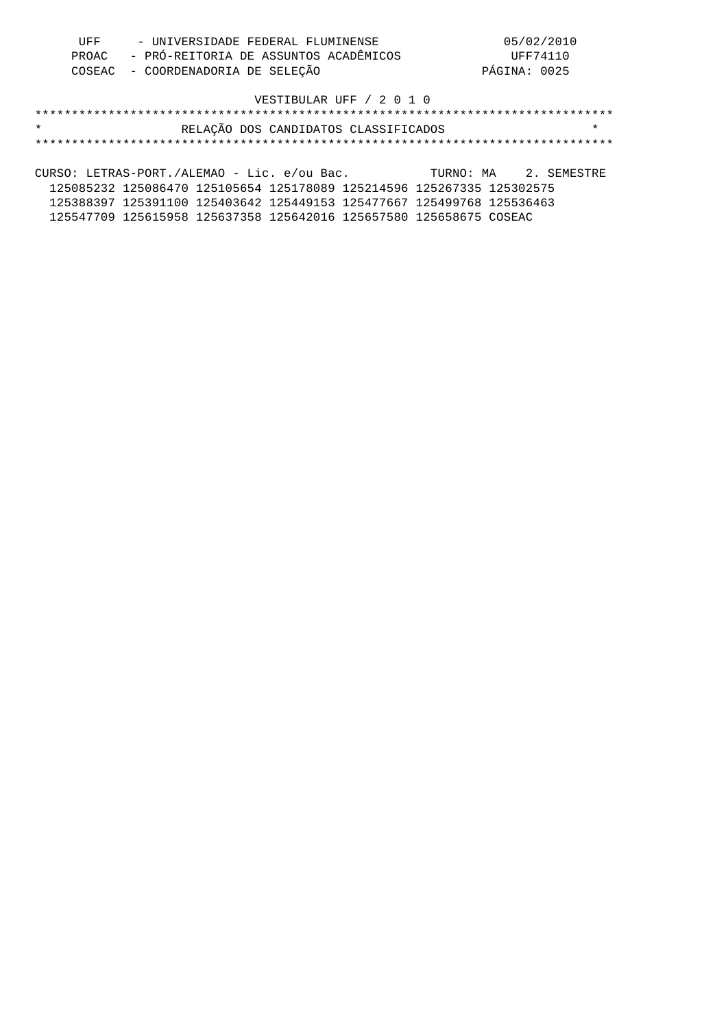UFF - UNIVERSIDADE FEDERAL FLUMINENSE 05/02/2010
PROAC - PRÓ-REITORIA DE ASSUNTOS ACADÊMICOS UFF74110
COSEAC - COORDENADORIA DE SELEÇÃO PÁGINA: 0025

VESTIBULAR UFF / 2 0 1 0

## RELAÇÃO DOS CANDIDATOS CLASSIFICADOS

CURSO: LETRAS-PORT./ALEMAO - Lic. e/ou Bac. TURNO: MA 2. SEMESTRE

125085232 125086470 125105654 125178089 125214596 125267335 125302575
125388397 125391100 125403642 125449153 125477667 125499768 125536463
125547709 125615958 125637358 125642016 125657580 125658675 COSEAC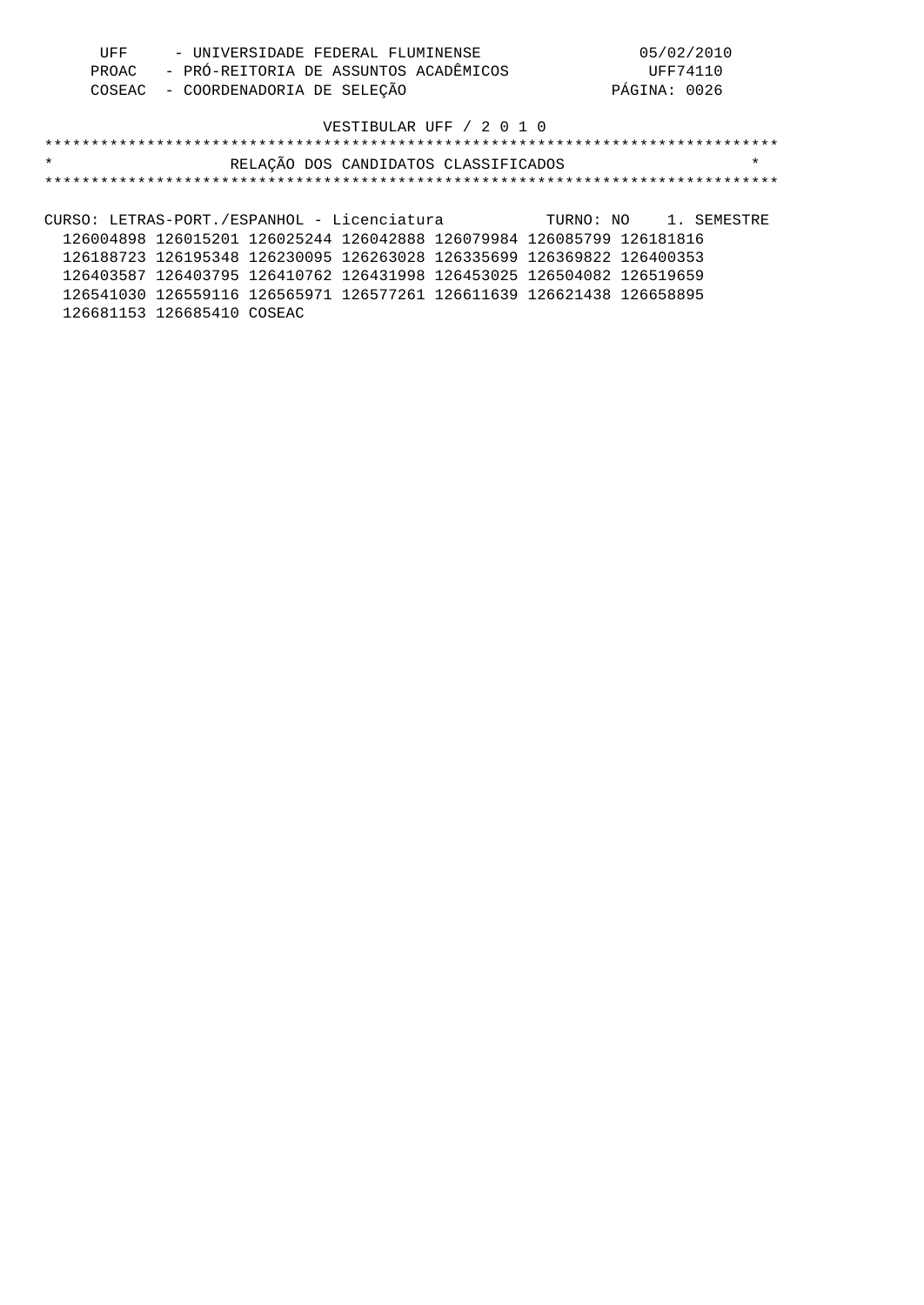UFF - UNIVERSIDADE FEDERAL FLUMINENSE
PROAC - PRÓ-REITORIA DE ASSUNTOS ACADÊMICOS
COSEAC - COORDENADORIA DE SELEÇÃO

05/02/2010
UFF74110
PÁGINA: 0026

VESTIBULAR UFF / 2 0 1 0

## RELAÇÃO DOS CANDIDATOS CLASSIFICADOS

CURSO: LETRAS-PORT./ESPANHOL - Licenciatura TURNO: NO 1. SEMESTRE

126004898 126015201 126025244 126042888 126079984 126085799 126181816
126188723 126195348 126230095 126263028 126335699 126369822 126400353
126403587 126403795 126410762 126431998 126453025 126504082 126519659
126541030 126559116 126565971 126577261 126611639 126621438 126658895
126681153 126685410 COSEAC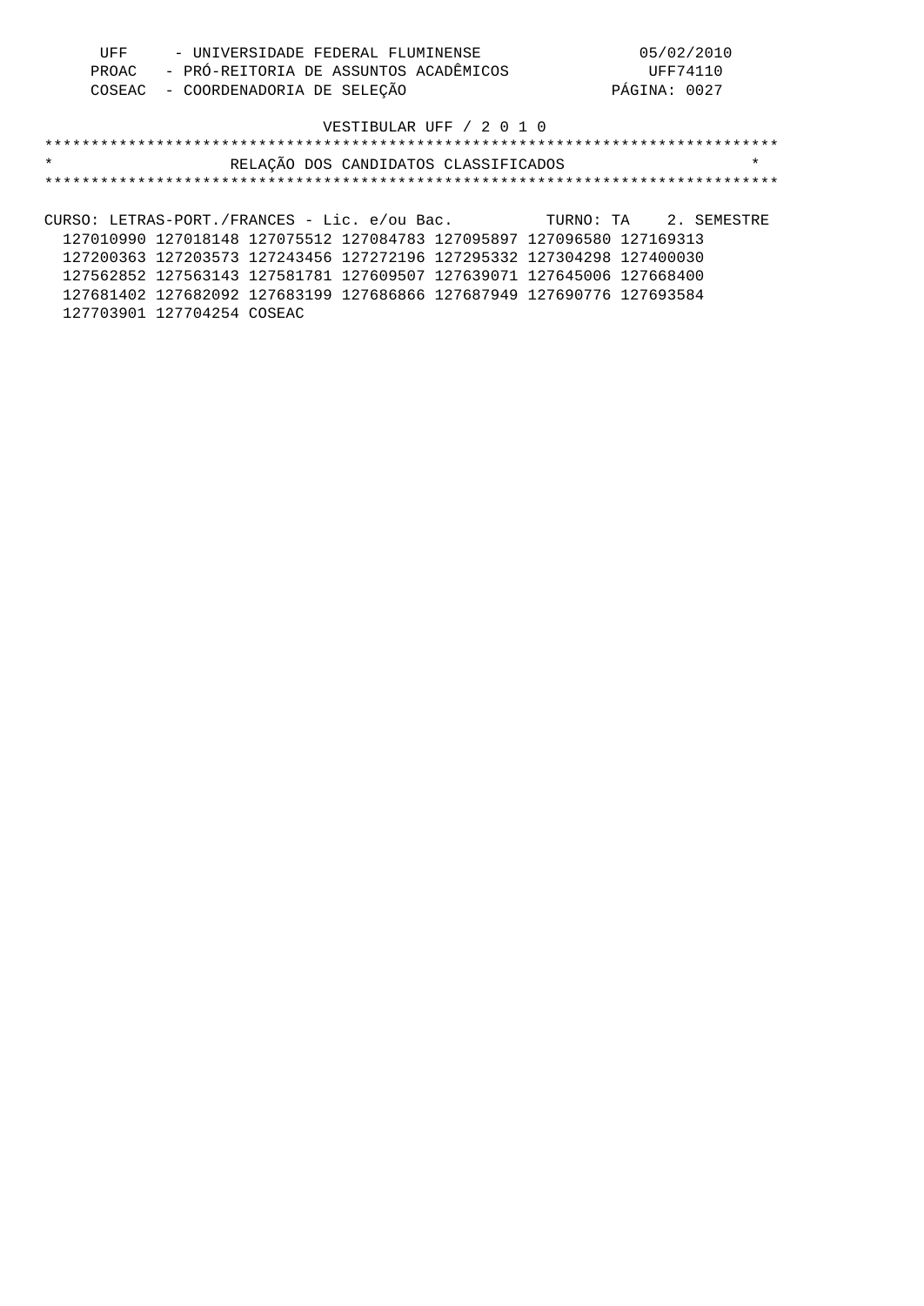UFF - UNIVERSIDADE FEDERAL FLUMINENSE
PROAC - PRÓ-REITORIA DE ASSUNTOS ACADÊMICOS
COSEAC - COORDENADORIA DE SELEÇÃO

05/02/2010
UFF74110

VESTIBULAR UFF / 2 0 1 0

********************************************************************************

RELAÇÃO DOS CANDIDATOS CLASSIFICADOS

********************************************************************************

CURSO: LETRAS-PORT./FRANCES - Lic. e/ou Bac. TURNO: TA 2. SEMESTRE

127010990 127018148 127075512 127084783 127095897 127096580 127169313
127200363 127203573 127243456 127272196 127295332 127304298 127400030
127562852 127563143 127581781 127609507 127639071 127645006 127668400
127681402 127682092 127683199 127686866 127687949 127690776 127693584
127703901 127704254 COSEAC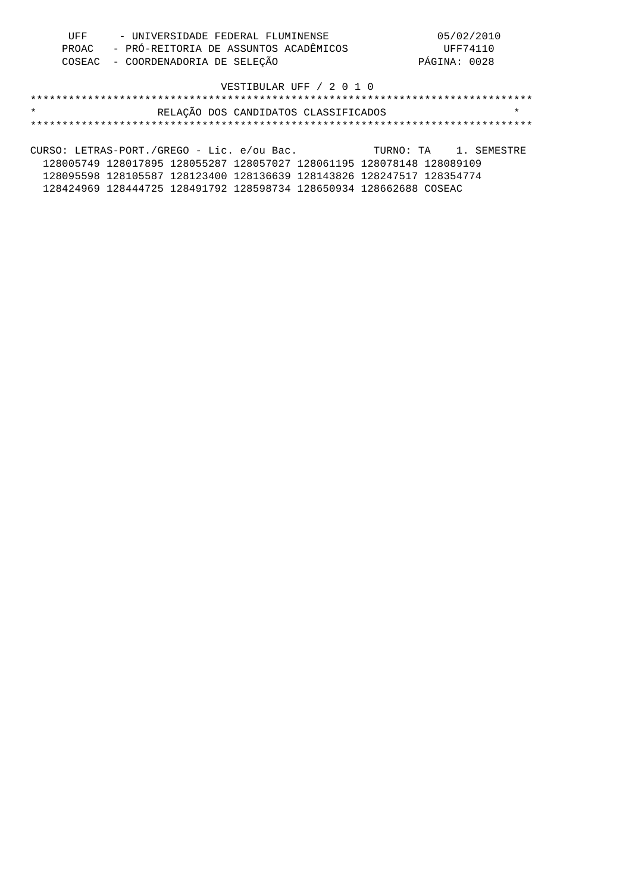UFF - UNIVERSIDADE FEDERAL FLUMINENSE 05/02/2010
PROAC - PRÓ-REITORIA DE ASSUNTOS ACADÊMICOS UFF74110
COSEAC - COORDENADORIA DE SELEÇÃO PÁGINA: 0028

VESTIBULAR UFF / 2 0 1 0

# RELAÇÃO DOS CANDIDATOS CLASSIFICADOS

CURSO: LETRAS-PORT./GREGO - Lic. e/ou Bac. TURNO: TA 1. SEMESTRE

128005749 128017895 128055287 128057027 128061195 128078148 128089109
128095598 128105587 128123400 128136639 128143826 128247517 128354774
128424969 128444725 128491792 128598734 128650934 128662688 COSEAC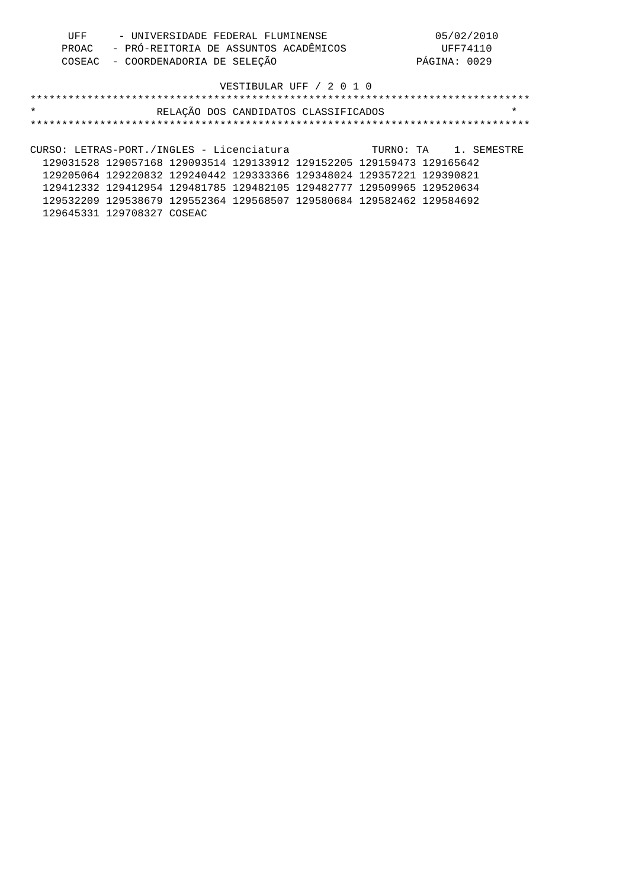UFF - UNIVERSIDADE FEDERAL FLUMINENSE 05/02/2010
PROAC - PRÓ-REITORIA DE ASSUNTOS ACADÊMICOS UFF74110
COSEAC - COORDENADORIA DE SELEÇÃO PÁGINA: 0029

VESTIBULAR UFF / 2 0 1 0

# RELAÇÃO DOS CANDIDATOS CLASSIFICADOS

CURSO: LETRAS-PORT./INGLES - Licenciatura TURNO: TA 1. SEMESTRE

129031528 129057168 129093514 129133912 129152205 129159473 129165642
129205064 129220832 129240442 129333366 129348024 129357221 129390821
129412332 129412954 129481785 129482105 129482777 129509965 129520634
129532209 129538679 129552364 129568507 129580684 129582462 129584692
129645331 129708327 COSEAC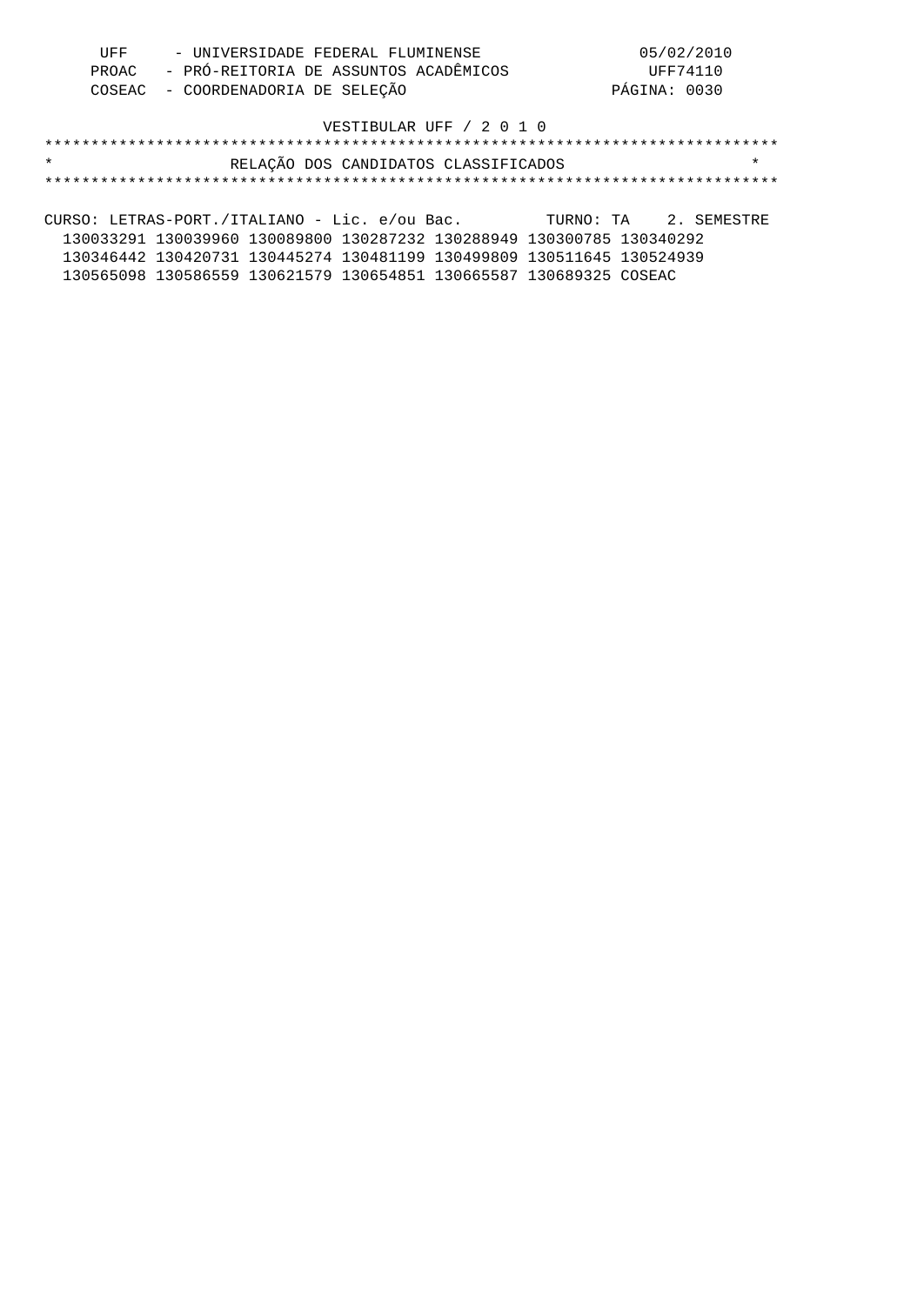UFF - UNIVERSIDADE FEDERAL FLUMINENSE 05/02/2010
PROAC - PRÓ-REITORIA DE ASSUNTOS ACADÊMICOS UFF74110
COSEAC - COORDENADORIA DE SELEÇÃO

VESTIBULAR UFF / 2 0 1 0

*******************************************************************************
* RELAÇÃO DOS CANDIDATOS CLASSIFICADOS *
*******************************************************************************

CURSO: LETRAS-PORT./ITALIANO - Lic. e/ou Bac. TURNO: TA 2. SEMESTRE

130033291 130039960 130089800 130287232 130288949 130300785 130340292
130346442 130420731 130445274 130481199 130499809 130511645 130524939
130565098 130586559 130621579 130654851 130665587 130689325 COSEAC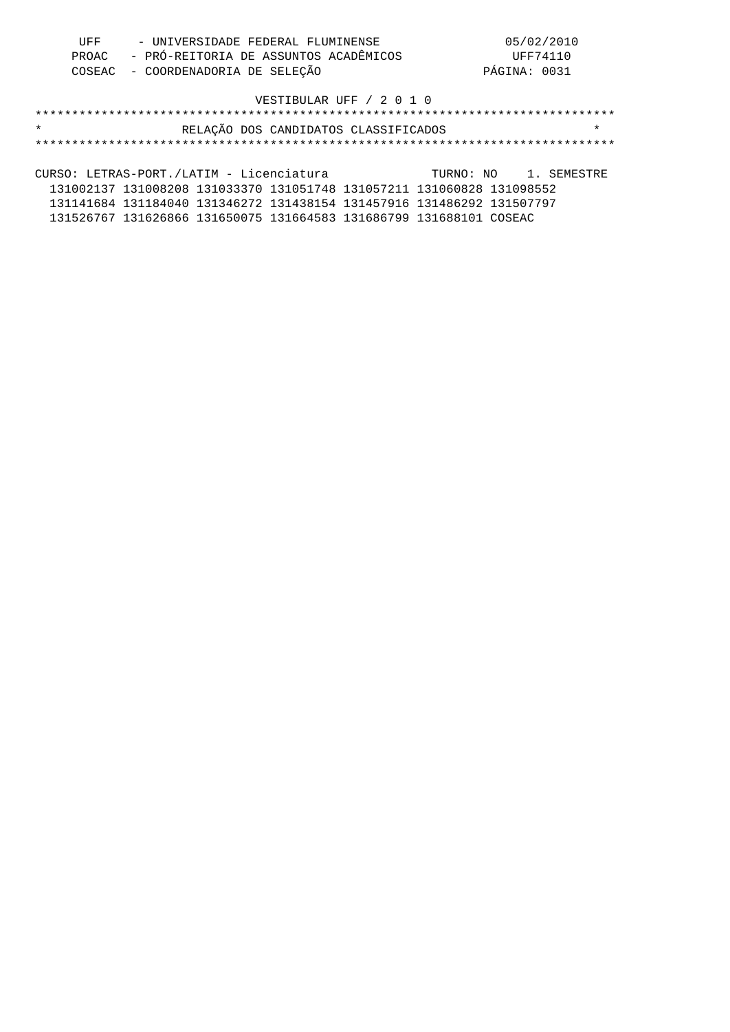UFF - UNIVERSIDADE FEDERAL FLUMINENSE 05/02/2010
PROAC - PRÓ-REITORIA DE ASSUNTOS ACADÊMICOS UFF74110
COSEAC - COORDENADORIA DE SELEÇÃO PÁGINA: 0031

VESTIBULAR UFF / 2 0 1 0

# RELAÇÃO DOS CANDIDATOS CLASSIFICADOS

CURSO: LETRAS-PORT./LATIM - Licenciatura TURNO: NO 1. SEMESTRE

131002137 131008208 131033370 131051748 131057211 131060828 131098552
131141684 131184040 131346272 131438154 131457916 131486292 131507797
131526767 131626866 131650075 131664583 131686799 131688101 COSEAC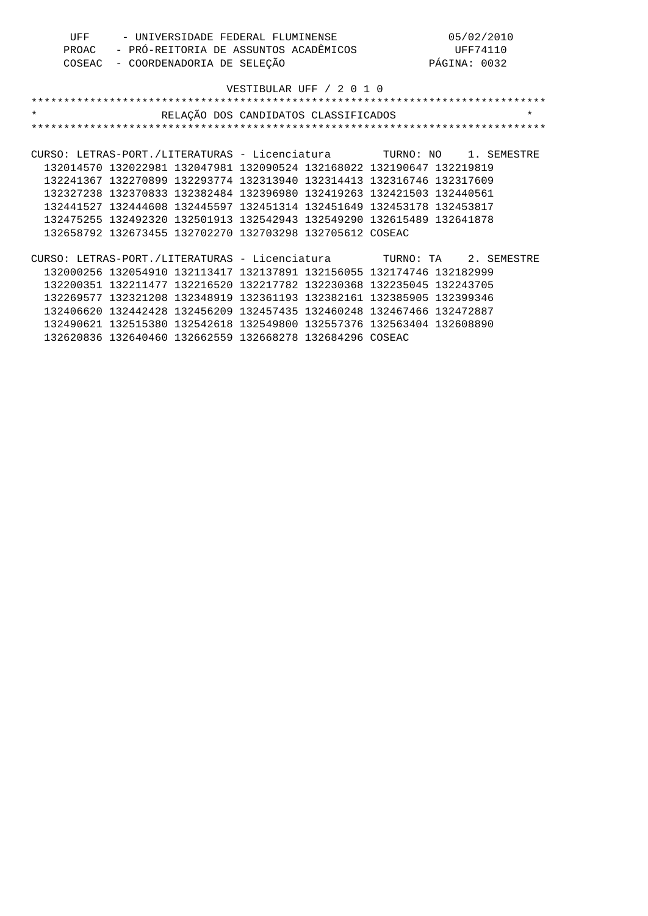UFF - UNIVERSIDADE FEDERAL FLUMINENSE 05/02/2010
PROAC - PRÓ-REITORIA DE ASSUNTOS ACADÊMICOS UFF74110
COSEAC - COORDENADORIA DE SELEÇÃO PÁGINA: 0032

VESTIBULAR UFF / 2 0 1 0

## RELAÇÃO DOS CANDIDATOS CLASSIFICADOS

CURSO: LETRAS-PORT./LITERATURAS - Licenciatura TURNO: NO 1. SEMESTRE

132014570 132022981 132047981 132090524 132168022 132190647 132219819
132241367 132270899 132293774 132313940 132314413 132316746 132317609
132327238 132370833 132382484 132396980 132419263 132421503 132440561
132441527 132444608 132445597 132451314 132451649 132453178 132453817
132475255 132492320 132501913 132542943 132549290 132615489 132641878
132658792 132673455 132702270 132703298 132705612 COSEAC

CURSO: LETRAS-PORT./LITERATURAS - Licenciatura TURNO: TA 2. SEMESTRE

132000256 132054910 132113417 132137891 132156055 132174746 132182999
132200351 132211477 132216520 132217782 132230368 132235045 132243705
132269577 132321208 132348919 132361193 132382161 132385905 132399346
132406620 132442428 132456209 132457435 132460248 132467466 132472887
132490621 132515380 132542618 132549800 132557376 132563404 132608890
132620836 132640460 132662559 132668278 132684296 COSEAC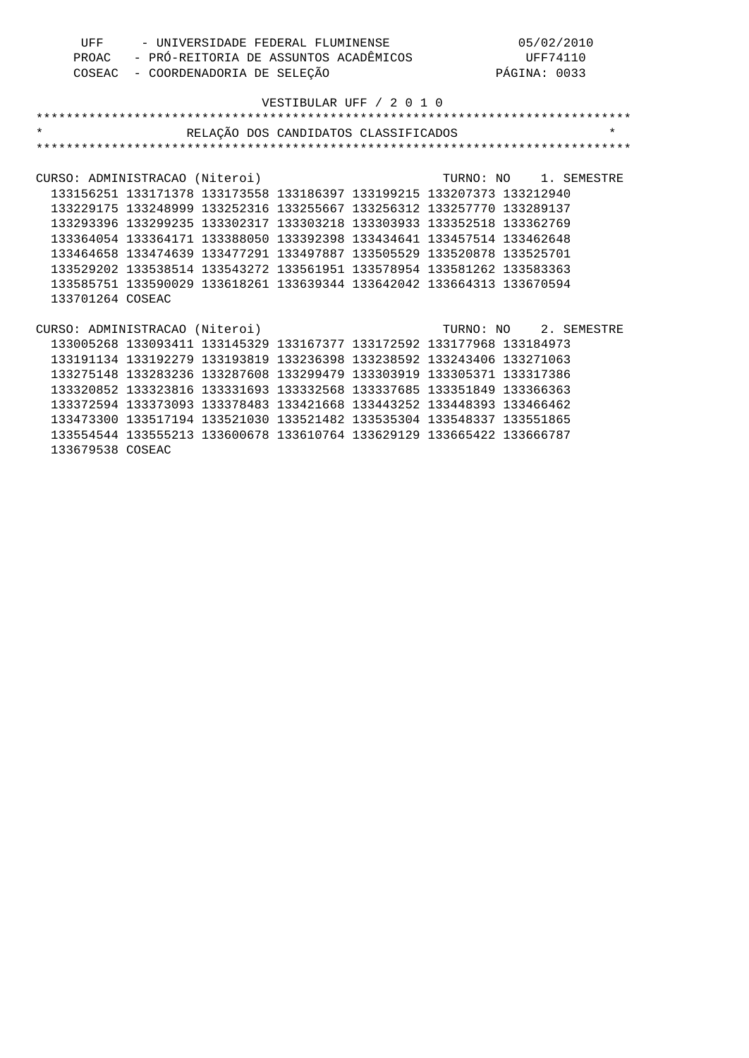UFF - UNIVERSIDADE FEDERAL FLUMINENSE 05/02/2010
PROAC - PRÓ-REITORIA DE ASSUNTOS ACADÊMICOS UFF74110
COSEAC - COORDENADORIA DE SELEÇÃO PÁGINA: 0033

VESTIBULAR UFF / 2 0 1 0

# RELAÇÃO DOS CANDIDATOS CLASSIFICADOS

CURSO: ADMINISTRACAO (Niteroi) TURNO: NO 1. SEMESTRE

133156251 133171378 133173558 133186397 133199215 133207373 133212940
133229175 133248999 133252316 133255667 133256312 133257770 133289137
133293396 133299235 133302317 133303218 133303933 133352518 133362769
133364054 133364171 133388050 133392398 133434641 133457514 133462648
133464658 133474639 133477291 133497887 133505529 133520878 133525701
133529202 133538514 133543272 133561951 133578954 133581262 133583363
133585751 133590029 133618261 133639344 133642042 133664313 133670594
133701264 COSEAC

CURSO: ADMINISTRACAO (Niteroi) TURNO: NO 2. SEMESTRE

133005268 133093411 133145329 133167377 133172592 133177968 133184973
133191134 133192279 133193819 133236398 133238592 133243406 133271063
133275148 133283236 133287608 133299479 133303919 133305371 133317386
133320852 133323816 133331693 133332568 133337685 133351849 133366363
133372594 133373093 133378483 133421668 133443252 133448393 133466462
133473300 133517194 133521030 133521482 133535304 133548337 133551865
133554544 133555213 133600678 133610764 133629129 133665422 133666787
133679538 COSEAC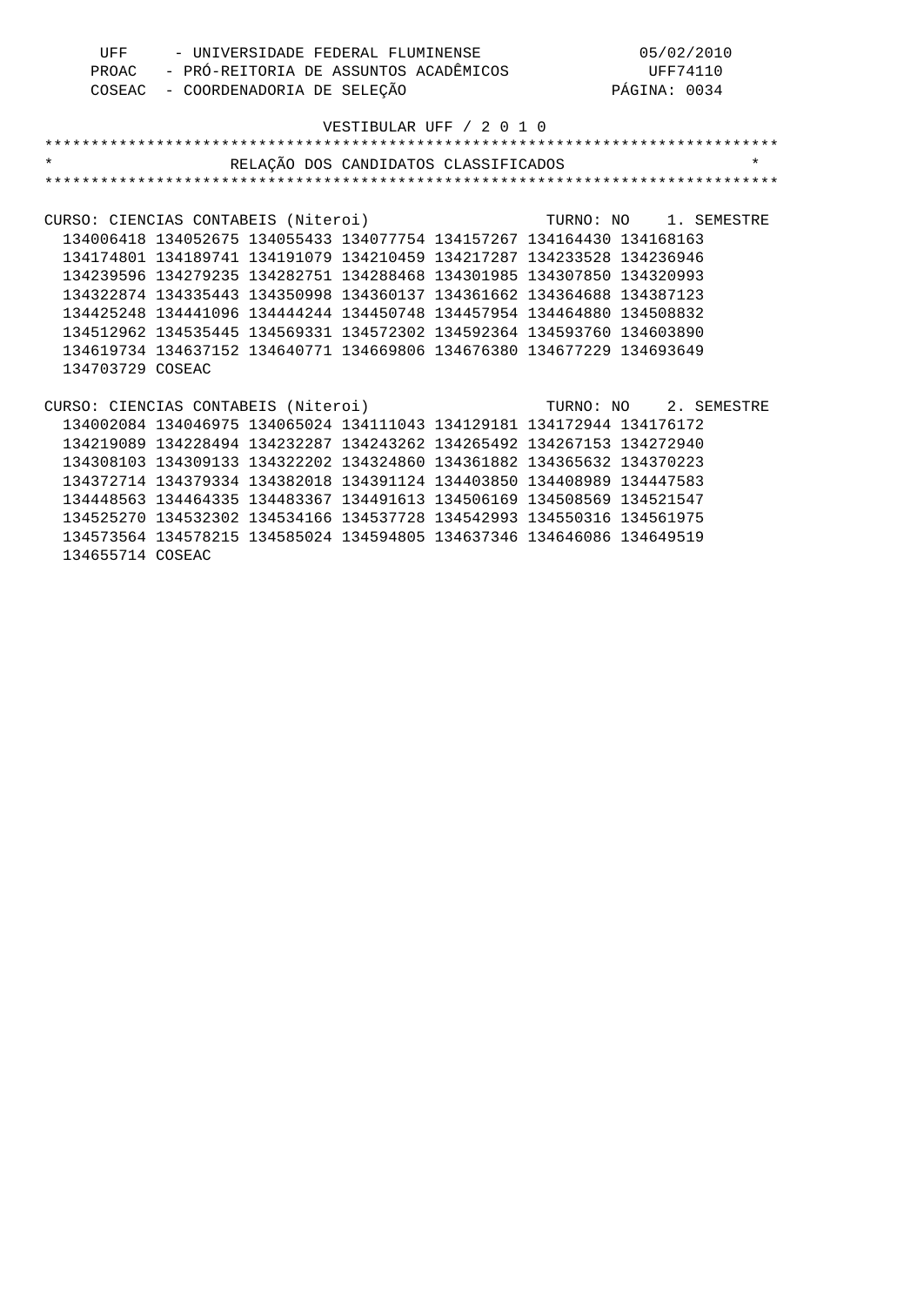UFF - UNIVERSIDADE FEDERAL FLUMINENSE
PROAC - PRÓ-REITORIA DE ASSUNTOS ACADÊMICOS
COSEAC - COORDENADORIA DE SELEÇÃO

05/02/2010
UFF74110
PÁGINA: 0034

VESTIBULAR UFF / 2 0 1 0

# RELAÇÃO DOS CANDIDATOS CLASSIFICADOS

## CURSO: CIENCIAS CONTABEIS (Niteroi) — TURNO: NO — 1. SEMESTRE

134006418 134052675 134055433 134077754 134157267 134164430 134168163
134174801 134189741 134191079 134210459 134217287 134233528 134236946
134239596 134279235 134282751 134288468 134301985 134307850 134320993
134322874 134335443 134350998 134360137 134361662 134364688 134387123
134425248 134441096 134444244 134450748 134457954 134464880 134508832
134512962 134535445 134569331 134572302 134592364 134593760 134603890
134619734 134637152 134640771 134669806 134676380 134677229 134693649
134703729 COSEAC

## CURSO: CIENCIAS CONTABEIS (Niteroi) — TURNO: NO — 2. SEMESTRE

134002084 134046975 134065024 134111043 134129181 134172944 134176172
134219089 134228494 134232287 134243262 134265492 134267153 134272940
134308103 134309133 134322202 134324860 134361882 134365632 134370223
134372714 134379334 134382018 134391124 134403850 134408989 134447583
134448563 134464335 134483367 134491613 134506169 134508569 134521547
134525270 134532302 134534166 134537728 134542993 134550316 134561975
134573564 134578215 134585024 134594805 134637346 134646086 134649519
134655714 COSEAC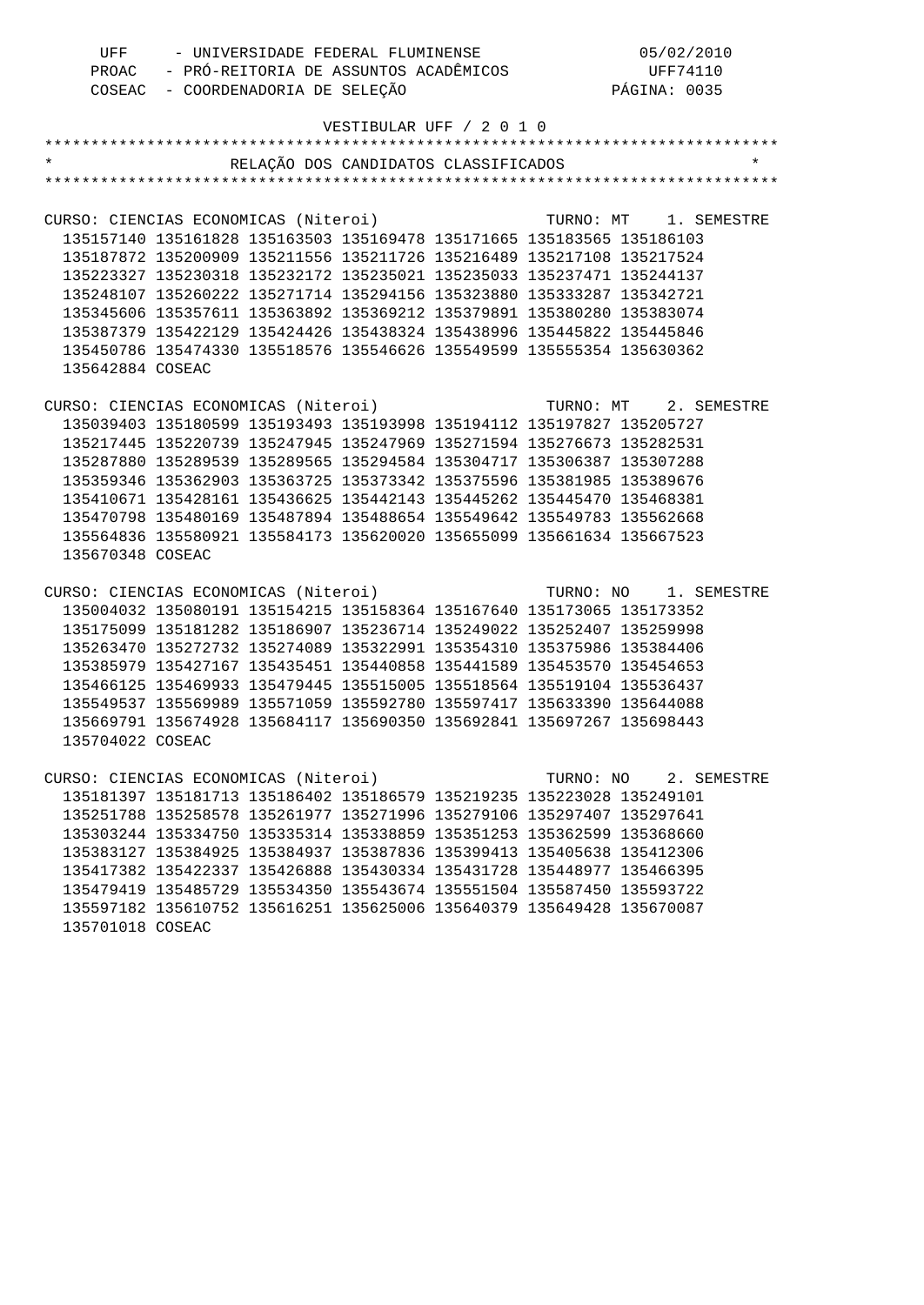VESTIBULAR UFF / 2 0 1 0

# RELAÇÃO DOS CANDIDATOS CLASSIFICADOS

CURSO: CIENCIAS ECONOMICAS (Niteroi) TURNO: MT 1. SEMESTRE

135157140 135161828 135163503 135169478 135171665 135183565 135186103
135187872 135200909 135211556 135211726 135216489 135217108 135217524
135223327 135230318 135232172 135235021 135235033 135237471 135244137
135248107 135260222 135271714 135294156 135323880 135333287 135342721
135345606 135357611 135363892 135369212 135379891 135380280 135383074
135387379 135422129 135424426 135438324 135438996 135445822 135445846
135450786 135474330 135518576 135546626 135549599 135555354 135630362
135642884 COSEAC

CURSO: CIENCIAS ECONOMICAS (Niteroi) TURNO: MT 2. SEMESTRE

135039403 135180599 135193493 135193998 135194112 135197827 135205727
135217445 135220739 135247945 135247969 135271594 135276673 135282531
135287880 135289539 135289565 135294584 135304717 135306387 135307288
135359346 135362903 135363725 135373342 135375596 135381985 135389676
135410671 135428161 135436625 135442143 135445262 135445470 135468381
135470798 135480169 135487894 135488654 135549642 135549783 135562668
135564836 135580921 135584173 135620020 135655099 135661634 135667523
135670348 COSEAC

CURSO: CIENCIAS ECONOMICAS (Niteroi) TURNO: NO 1. SEMESTRE

135004032 135080191 135154215 135158364 135167640 135173065 135173352
135175099 135181282 135186907 135236714 135249022 135252407 135259998
135263470 135272732 135274089 135322991 135354310 135375986 135384406
135385979 135427167 135435451 135440858 135441589 135453570 135454653
135466125 135469933 135479445 135515005 135518564 135519104 135536437
135549537 135569989 135571059 135592780 135597417 135633390 135644088
135669791 135674928 135684117 135690350 135692841 135697267 135698443
135704022 COSEAC

CURSO: CIENCIAS ECONOMICAS (Niteroi) TURNO: NO 2. SEMESTRE

135181397 135181713 135186402 135186579 135219235 135223028 135249101
135251788 135258578 135261977 135271996 135279106 135297407 135297641
135303244 135334750 135335314 135338859 135351253 135362599 135368660
135383127 135384925 135384937 135387836 135399413 135405638 135412306
135417382 135422337 135426888 135430334 135431728 135448977 135466395
135479419 135485729 135534350 135543674 135551504 135587450 135593722
135597182 135610752 135616251 135625006 135640379 135649428 135670087
135701018 COSEAC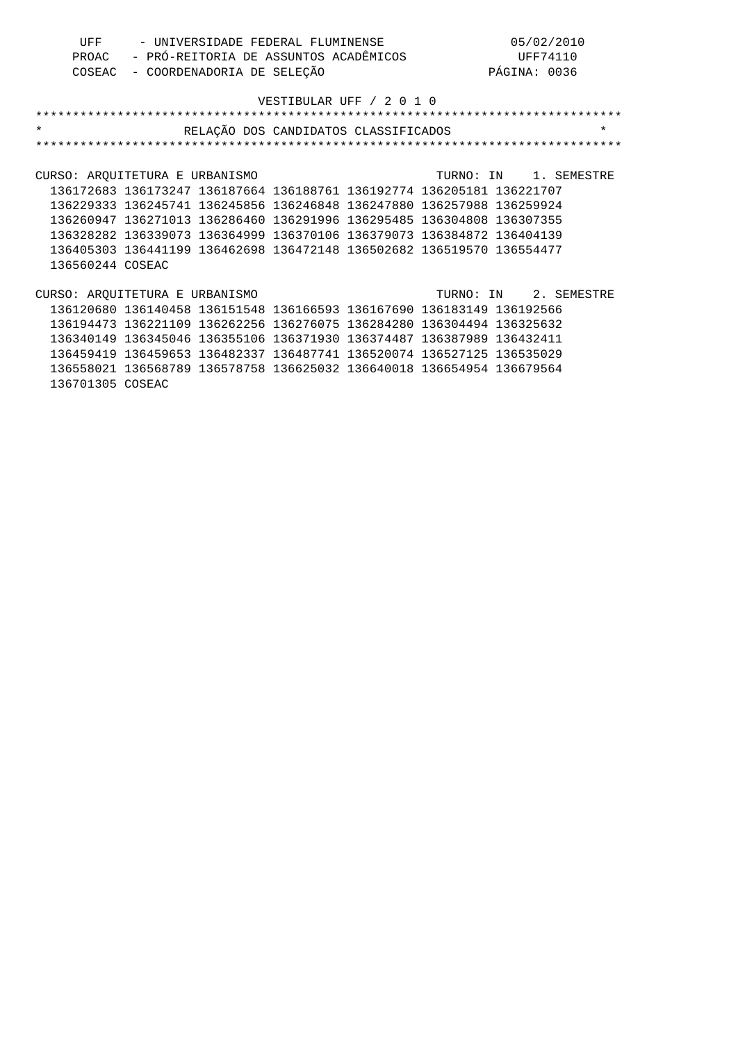UFF - UNIVERSIDADE FEDERAL FLUMINENSE
PROAC - PRÓ-REITORIA DE ASSUNTOS ACADÊMICOS
COSEAC - COORDENADORIA DE SELEÇÃO

05/02/2010
UFF74110
PÁGINA: 0036

VESTIBULAR UFF / 2 0 1 0

## RELAÇÃO DOS CANDIDATOS CLASSIFICADOS

CURSO: ARQUITETURA E URBANISMO TURNO: IN 1. SEMESTRE

136172683 136173247 136187664 136188761 136192774 136205181 136221707
136229333 136245741 136245856 136246848 136247880 136257988 136259924
136260947 136271013 136286460 136291996 136295485 136304808 136307355
136328282 136339073 136364999 136370106 136379073 136384872 136404139
136405303 136441199 136462698 136472148 136502682 136519570 136554477
136560244 COSEAC

CURSO: ARQUITETURA E URBANISMO TURNO: IN 2. SEMESTRE

136120680 136140458 136151548 136166593 136167690 136183149 136192566
136194473 136221109 136262256 136276075 136284280 136304494 136325632
136340149 136345046 136355106 136371930 136374487 136387989 136432411
136459419 136459653 136482337 136487741 136520074 136527125 136535029
136558021 136568789 136578758 136625032 136640018 136654954 136679564
136701305 COSEAC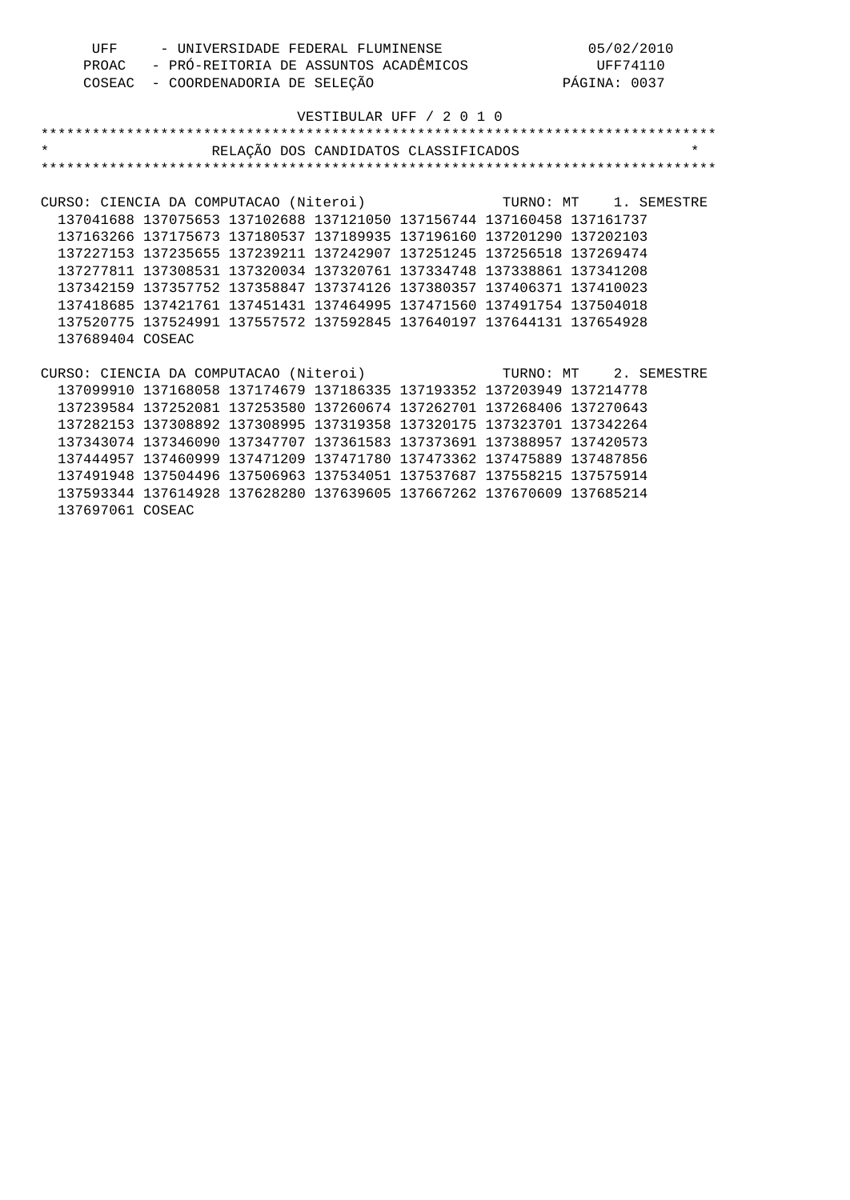UFF - UNIVERSIDADE FEDERAL FLUMINENSE 05/02/2010
PROAC - PRÓ-REITORIA DE ASSUNTOS ACADÊMICOS UFF74110
COSEAC - COORDENADORIA DE SELEÇÃO

VESTIBULAR UFF / 2 0 1 0

## RELAÇÃO DOS CANDIDATOS CLASSIFICADOS

CURSO: CIENCIA DA COMPUTACAO (Niteroi) TURNO: MT 1. SEMESTRE

137041688 137075653 137102688 137121050 137156744 137160458 137161737
137163266 137175673 137180537 137189935 137196160 137201290 137202103
137227153 137235655 137239211 137242907 137251245 137256518 137269474
137277811 137308531 137320034 137320761 137334748 137338861 137341208
137342159 137357752 137358847 137374126 137380357 137406371 137410023
137418685 137421761 137451431 137464995 137471560 137491754 137504018
137520775 137524991 137557572 137592845 137640197 137644131 137654928
137689404 COSEAC

CURSO: CIENCIA DA COMPUTACAO (Niteroi) TURNO: MT 2. SEMESTRE

137099910 137168058 137174679 137186335 137193352 137203949 137214778
137239584 137252081 137253580 137260674 137262701 137268406 137270643
137282153 137308892 137308995 137319358 137320175 137323701 137342264
137343074 137346090 137347707 137361583 137373691 137388957 137420573
137444957 137460999 137471209 137471780 137473362 137475889 137487856
137491948 137504496 137506963 137534051 137537687 137558215 137575914
137593344 137614928 137628280 137639605 137667262 137670609 137685214
137697061 COSEAC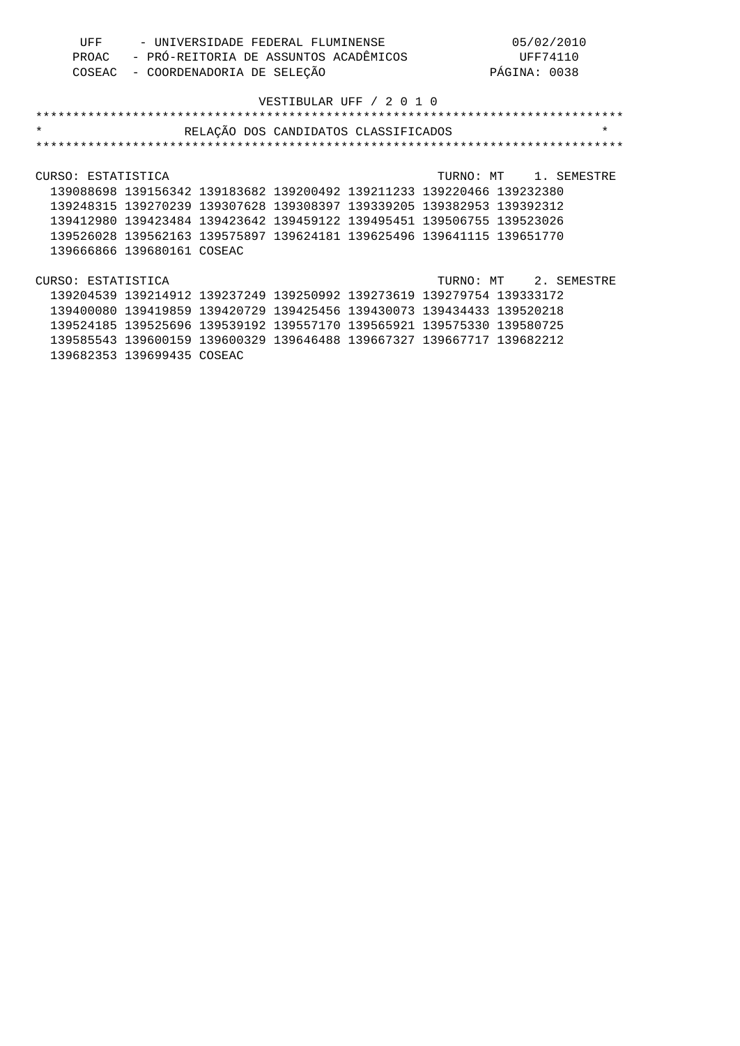UFF - UNIVERSIDADE FEDERAL FLUMINENSE 05/02/2010
PROAC - PRÓ-REITORIA DE ASSUNTOS ACADÊMICOS UFF74110
COSEAC - COORDENADORIA DE SELEÇÃO PÁGINA: 0038

VESTIBULAR UFF / 2 0 1 0

# RELAÇÃO DOS CANDIDATOS CLASSIFICADOS

CURSO: ESTATISTICA TURNO: MT 1. SEMESTRE

139088698 139156342 139183682 139200492 139211233 139220466 139232380
139248315 139270239 139307628 139308397 139339205 139382953 139392312
139412980 139423484 139423642 139459122 139495451 139506755 139523026
139526028 139562163 139575897 139624181 139625496 139641115 139651770
139666866 139680161 COSEAC

CURSO: ESTATISTICA TURNO: MT 2. SEMESTRE

139204539 139214912 139237249 139250992 139273619 139279754 139333172
139400080 139419859 139420729 139425456 139430073 139434433 139520218
139524185 139525696 139539192 139557170 139565921 139575330 139580725
139585543 139600159 139600329 139646488 139667327 139667717 139682212
139682353 139699435 COSEAC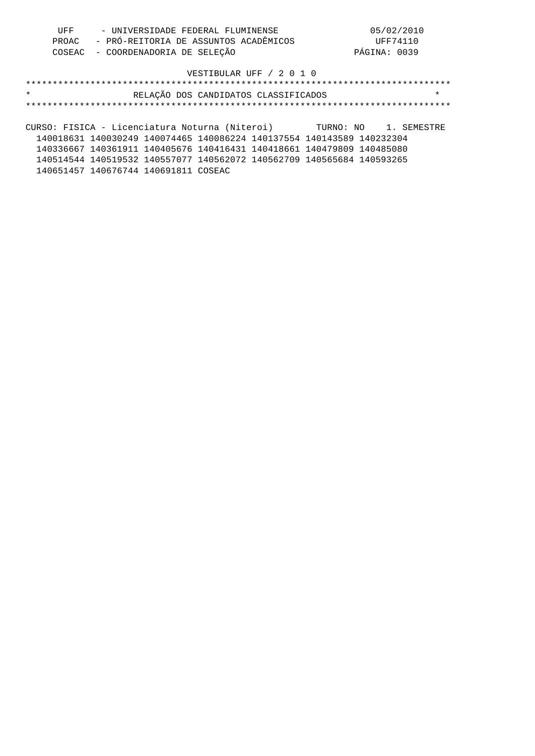UFF - UNIVERSIDADE FEDERAL FLUMINENSE 05/02/2010
PROAC - PRÓ-REITORIA DE ASSUNTOS ACADÊMICOS UFF74110
COSEAC - COORDENADORIA DE SELEÇÃO PÁGINA: 0039

VESTIBULAR UFF / 2 0 1 0

# RELAÇÃO DOS CANDIDATOS CLASSIFICADOS

CURSO: FISICA - Licenciatura Noturna (Niteroi) TURNO: NO 1. SEMESTRE

140018631 140030249 140074465 140086224 140137554 140143589 140232304
140336667 140361911 140405676 140416431 140418661 140479809 140485080
140514544 140519532 140557077 140562072 140562709 140565684 140593265
140651457 140676744 140691811 COSEAC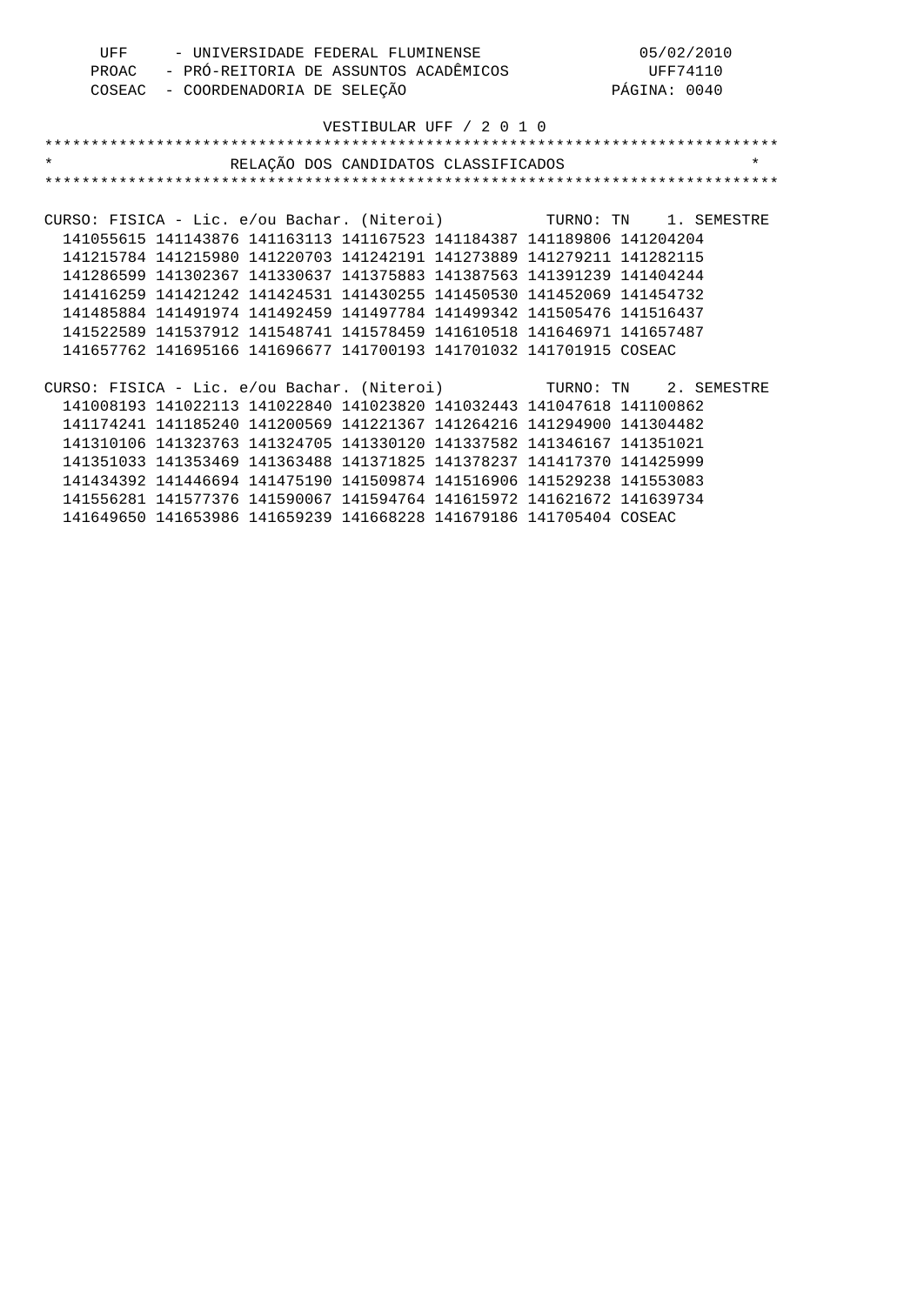UFF - UNIVERSIDADE FEDERAL FLUMINENSE
PROAC - PRÓ-REITORIA DE ASSUNTOS ACADÊMICOS
COSEAC - COORDENADORIA DE SELEÇÃO

05/02/2010
UFF74110

## VESTIBULAR UFF / 2 0 1 0

## RELAÇÃO DOS CANDIDATOS CLASSIFICADOS

### CURSO: FISICA - Lic. e/ou Bachar. (Niteroi) TURNO: TN 1. SEMESTRE

```
141055615 141143876 141163113 141167523 141184387 141189806 141204204
141215784 141215980 141220703 141242191 141273889 141279211 141282115
141286599 141302367 141330637 141375883 141387563 141391239 141404244
141416259 141421242 141424531 141430255 141450530 141452069 141454732
141485884 141491974 141492459 141497784 141499342 141505476 141516437
141522589 141537912 141548741 141578459 141610518 141646971 141657487
141657762 141695166 141696677 141700193 141701032 141701915 COSEAC
```

### CURSO: FISICA - Lic. e/ou Bachar. (Niteroi) TURNO: TN 2. SEMESTRE

```
141008193 141022113 141022840 141023820 141032443 141047618 141100862
141174241 141185240 141200569 141221367 141264216 141294900 141304482
141310106 141323763 141324705 141330120 141337582 141346167 141351021
141351033 141353469 141363488 141371825 141378237 141417370 141425999
141434392 141446694 141475190 141509874 141516906 141529238 141553083
141556281 141577376 141590067 141594764 141615972 141621672 141639734
141649650 141653986 141659239 141668228 141679186 141705404 COSEAC
```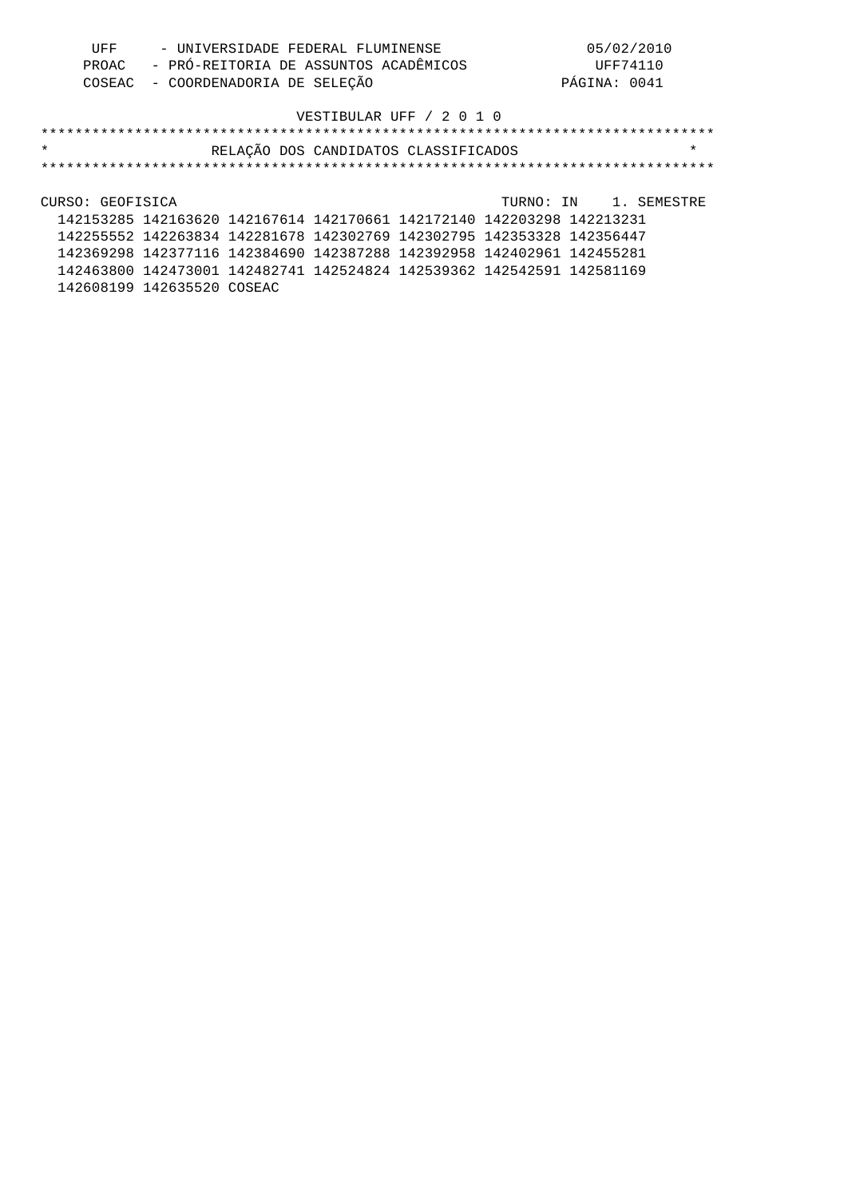UFF - UNIVERSIDADE FEDERAL FLUMINENSE 05/02/2010
PROAC - PRÓ-REITORIA DE ASSUNTOS ACADÊMICOS UFF74110
COSEAC - COORDENADORIA DE SELEÇÃO PÁGINA: 0041

VESTIBULAR UFF / 2 0 1 0

# RELAÇÃO DOS CANDIDATOS CLASSIFICADOS

CURSO: GEOFISICA TURNO: IN 1. SEMESTRE

142153285 142163620 142167614 142170661 142172140 142203298 142213231
142255552 142263834 142281678 142302769 142302795 142353328 142356447
142369298 142377116 142384690 142387288 142392958 142402961 142455281
142463800 142473001 142482741 142524824 142539362 142542591 142581169
142608199 142635520 COSEAC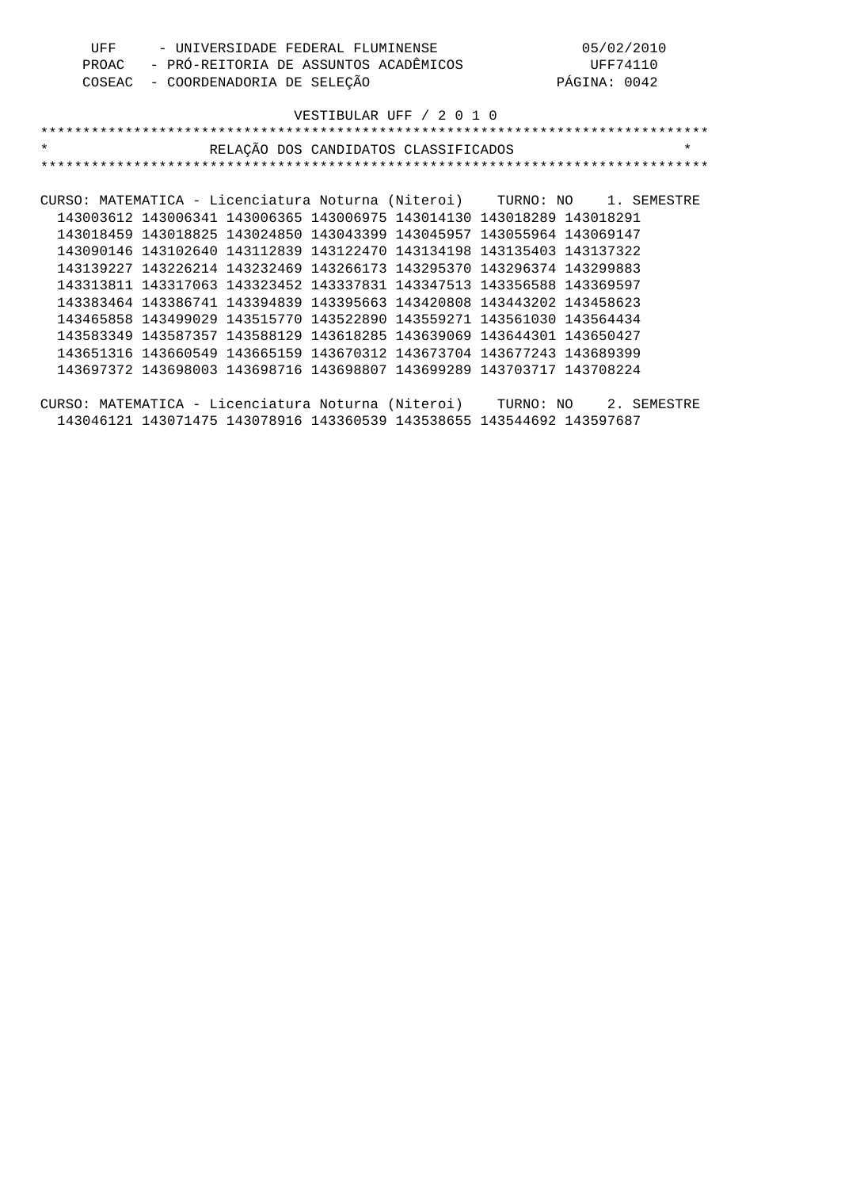UFF - UNIVERSIDADE FEDERAL FLUMINENSE 05/02/2010
PROAC - PRÓ-REITORIA DE ASSUNTOS ACADÊMICOS UFF74110
COSEAC - COORDENADORIA DE SELEÇÃO

VESTIBULAR UFF / 2 0 1 0

# RELAÇÃO DOS CANDIDATOS CLASSIFICADOS

CURSO: MATEMATICA - Licenciatura Noturna (Niteroi) TURNO: NO 1. SEMESTRE

143003612 143006341 143006365 143006975 143014130 143018289 143018291
143018459 143018825 143024850 143043399 143045957 143055964 143069147
143090146 143102640 143112839 143122470 143134198 143135403 143137322
143139227 143226214 143232469 143266173 143295370 143296374 143299883
143313811 143317063 143323452 143337831 143347513 143356588 143369597
143383464 143386741 143394839 143395663 143420808 143443202 143458623
143465858 143499029 143515770 143522890 143559271 143561030 143564434
143583349 143587357 143588129 143618285 143639069 143644301 143650427
143651316 143660549 143665159 143670312 143673704 143677243 143689399
143697372 143698003 143698716 143698807 143699289 143703717 143708224

CURSO: MATEMATICA - Licenciatura Noturna (Niteroi) TURNO: NO 2. SEMESTRE

143046121 143071475 143078916 143360539 143538655 143544692 143597687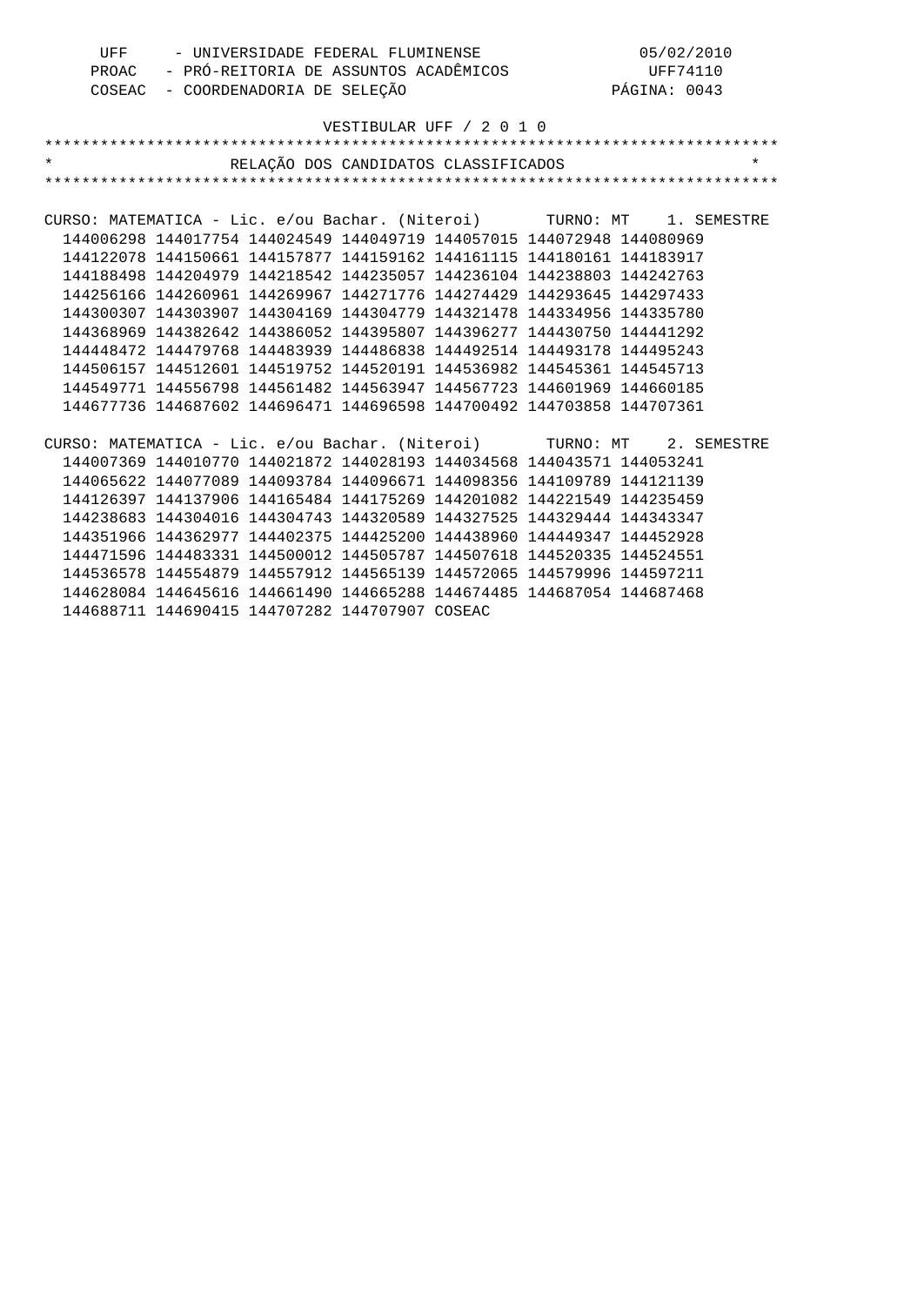UFF - UNIVERSIDADE FEDERAL FLUMINENSE 05/02/2010
PROAC - PRÓ-REITORIA DE ASSUNTOS ACADÊMICOS UFF74110
COSEAC - COORDENADORIA DE SELEÇÃO PÁGINA: 0043

VESTIBULAR UFF / 2 0 1 0

## RELAÇÃO DOS CANDIDATOS CLASSIFICADOS

CURSO: MATEMATICA - Lic. e/ou Bachar. (Niteroi) TURNO: MT 1. SEMESTRE

144006298 144017754 144024549 144049719 144057015 144072948 144080969
144122078 144150661 144157877 144159162 144161115 144180161 144183917
144188498 144204979 144218542 144235057 144236104 144238803 144242763
144256166 144260961 144269967 144271776 144274429 144293645 144297433
144300307 144303907 144304169 144304779 144321478 144334956 144335780
144368969 144382642 144386052 144395807 144396277 144430750 144441292
144448472 144479768 144483939 144486838 144492514 144493178 144495243
144506157 144512601 144519752 144520191 144536982 144545361 144545713
144549771 144556798 144561482 144563947 144567723 144601969 144660185
144677736 144687602 144696471 144696598 144700492 144703858 144707361

CURSO: MATEMATICA - Lic. e/ou Bachar. (Niteroi) TURNO: MT 2. SEMESTRE

144007369 144010770 144021872 144028193 144034568 144043571 144053241
144065622 144077089 144093784 144096671 144098356 144109789 144121139
144126397 144137906 144165484 144175269 144201082 144221549 144235459
144238683 144304016 144304743 144320589 144327525 144329444 144343347
144351966 144362977 144402375 144425200 144438960 144449347 144452928
144471596 144483331 144500012 144505787 144507618 144520335 144524551
144536578 144554879 144557912 144565139 144572065 144579996 144597211
144628084 144645616 144661490 144665288 144674485 144687054 144687468
144688711 144690415 144707282 144707907 COSEAC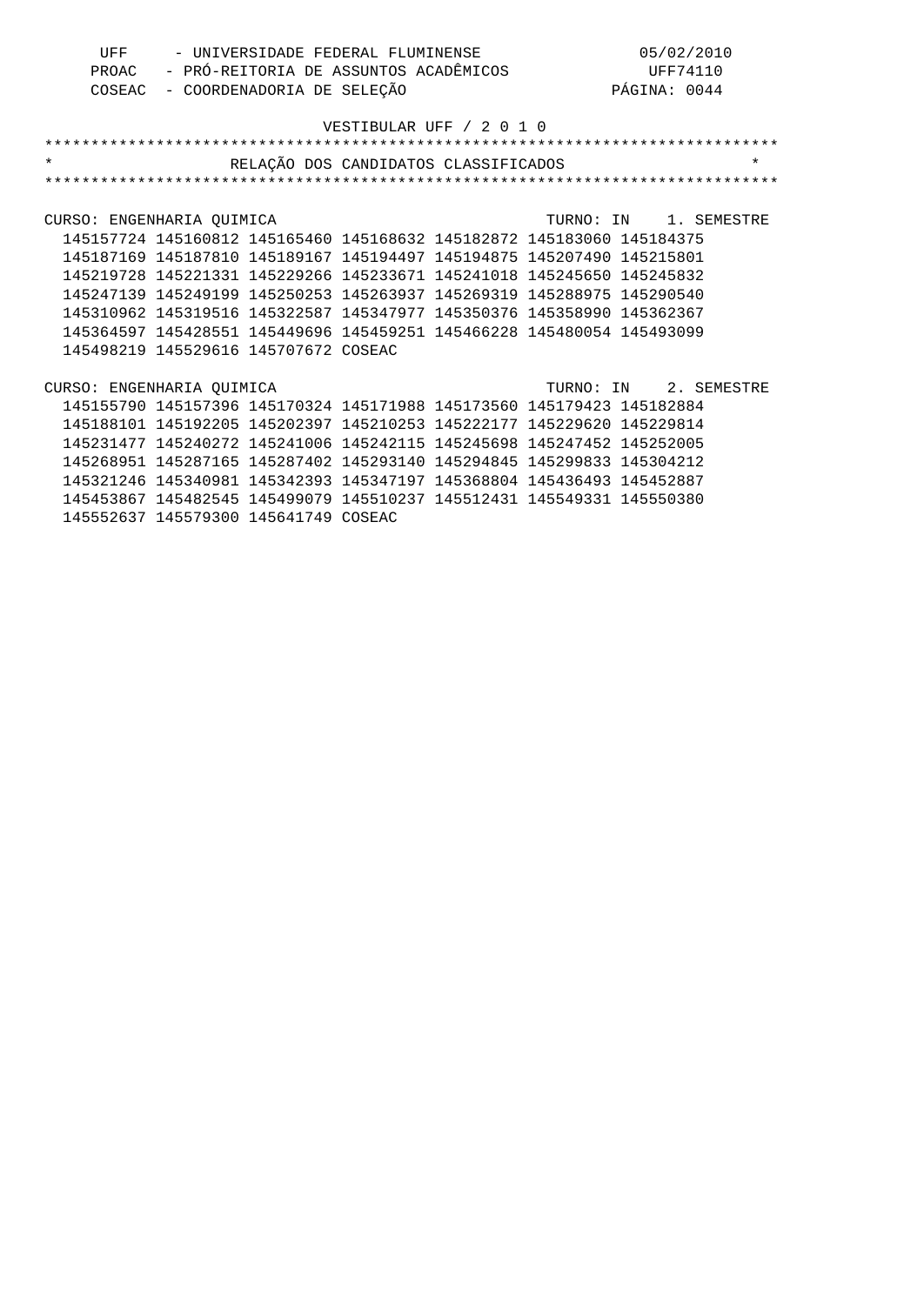UFF - UNIVERSIDADE FEDERAL FLUMINENSE 05/02/2010
PROAC - PRÓ-REITORIA DE ASSUNTOS ACADÊMICOS UFF74110
COSEAC - COORDENADORIA DE SELEÇÃO PÁGINA: 0044

VESTIBULAR UFF / 2 0 1 0

# RELAÇÃO DOS CANDIDATOS CLASSIFICADOS

CURSO: ENGENHARIA QUIMICA TURNO: IN 1. SEMESTRE

```
145157724 145160812 145165460 145168632 145182872 145183060 145184375
145187169 145187810 145189167 145194497 145194875 145207490 145215801
145219728 145221331 145229266 145233671 145241018 145245650 145245832
145247139 145249199 145250253 145263937 145269319 145288975 145290540
145310962 145319516 145322587 145347977 145350376 145358990 145362367
145364597 145428551 145449696 145459251 145466228 145480054 145493099
145498219 145529616 145707672 COSEAC
```

CURSO: ENGENHARIA QUIMICA TURNO: IN 2. SEMESTRE

```
145155790 145157396 145170324 145171988 145173560 145179423 145182884
145188101 145192205 145202397 145210253 145222177 145229620 145229814
145231477 145240272 145241006 145242115 145245698 145247452 145252005
145268951 145287165 145287402 145293140 145294845 145299833 145304212
145321246 145340981 145342393 145347197 145368804 145436493 145452887
145453867 145482545 145499079 145510237 145512431 145549331 145550380
145552637 145579300 145641749 COSEAC
```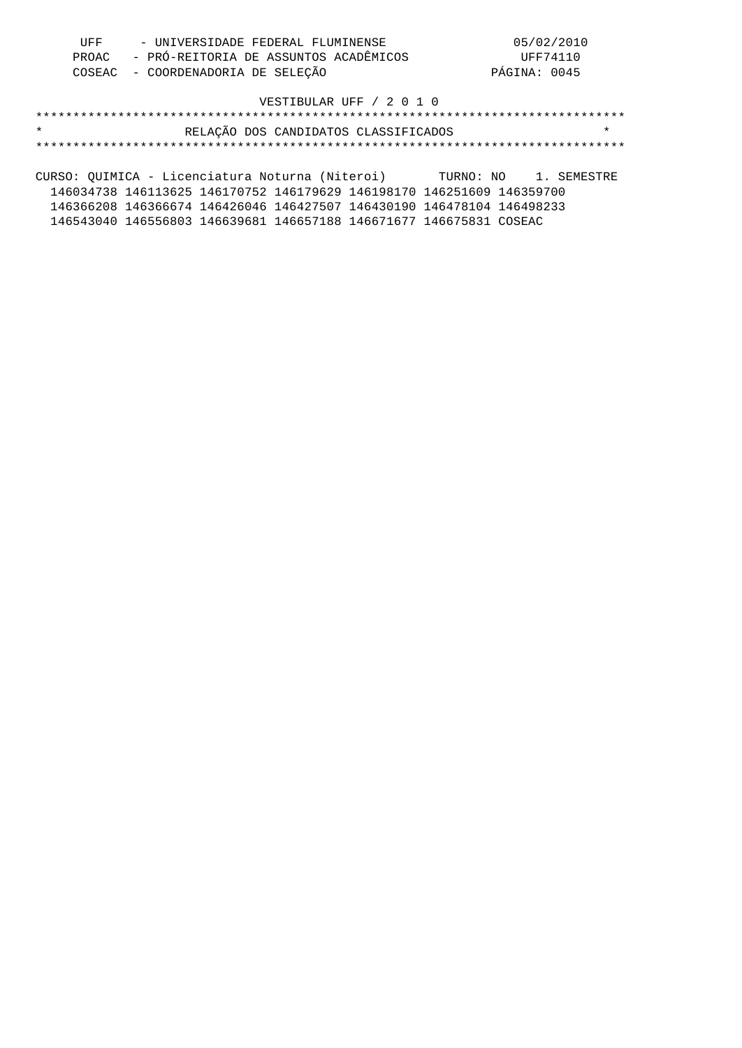UFF - UNIVERSIDADE FEDERAL FLUMINENSE 05/02/2010
PROAC - PRÓ-REITORIA DE ASSUNTOS ACADÊMICOS UFF74110
COSEAC - COORDENADORIA DE SELEÇÃO PÁGINA: 0045

VESTIBULAR UFF / 2 0 1 0

# RELAÇÃO DOS CANDIDATOS CLASSIFICADOS

CURSO: QUIMICA - Licenciatura Noturna (Niteroi) TURNO: NO 1. SEMESTRE

146034738 146113625 146170752 146179629 146198170 146251609 146359700
146366208 146366674 146426046 146427507 146430190 146478104 146498233
146543040 146556803 146639681 146657188 146671677 146675831 COSEAC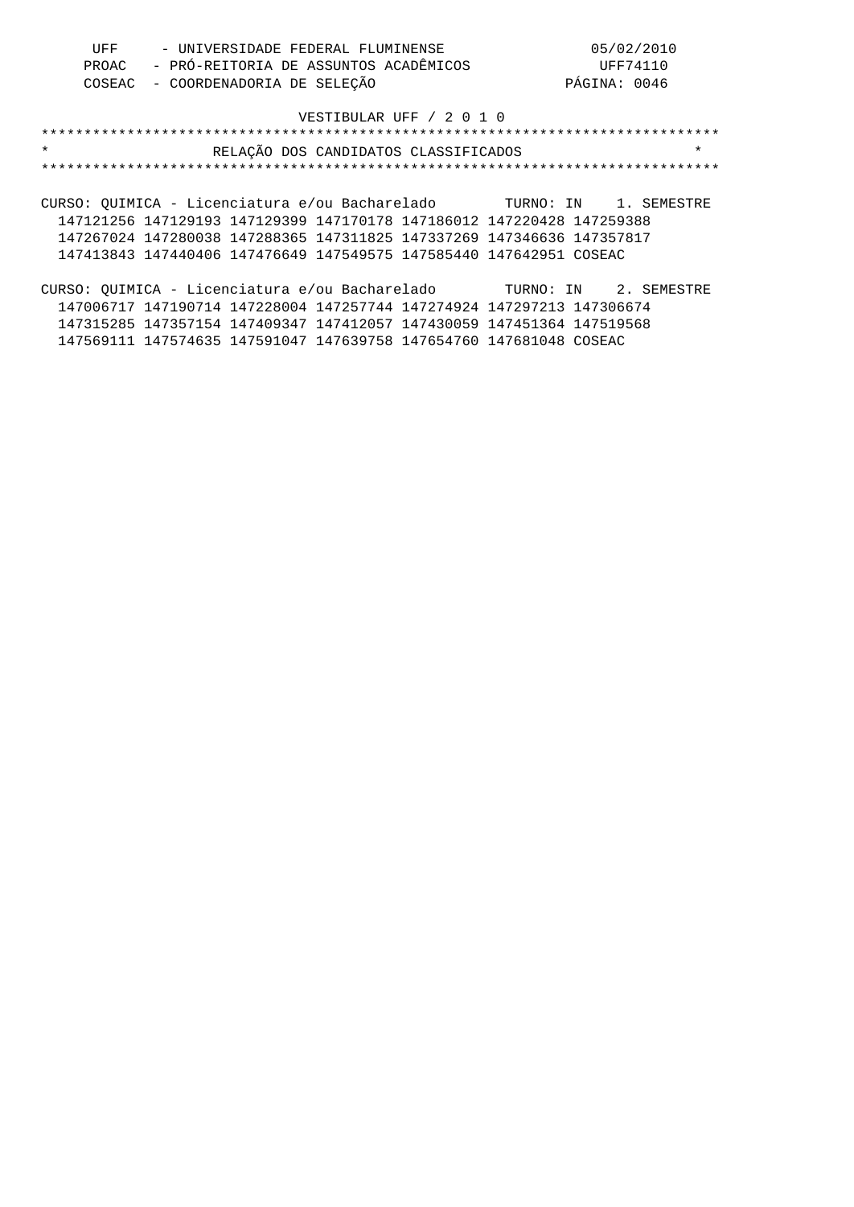UFF - UNIVERSIDADE FEDERAL FLUMINENSE 05/02/2010
PROAC - PRÓ-REITORIA DE ASSUNTOS ACADÊMICOS UFF74110
COSEAC - COORDENADORIA DE SELEÇÃO PÁGINA: 0046

VESTIBULAR UFF / 2 0 1 0

## RELAÇÃO DOS CANDIDATOS CLASSIFICADOS

CURSO: QUIMICA - Licenciatura e/ou Bacharelado TURNO: IN 1. SEMESTRE

147121256 147129193 147129399 147170178 147186012 147220428 147259388
147267024 147280038 147288365 147311825 147337269 147346636 147357817
147413843 147440406 147476649 147549575 147585440 147642951 COSEAC

CURSO: QUIMICA - Licenciatura e/ou Bacharelado TURNO: IN 2. SEMESTRE

147006717 147190714 147228004 147257744 147274924 147297213 147306674
147315285 147357154 147409347 147412057 147430059 147451364 147519568
147569111 147574635 147591047 147639758 147654760 147681048 COSEAC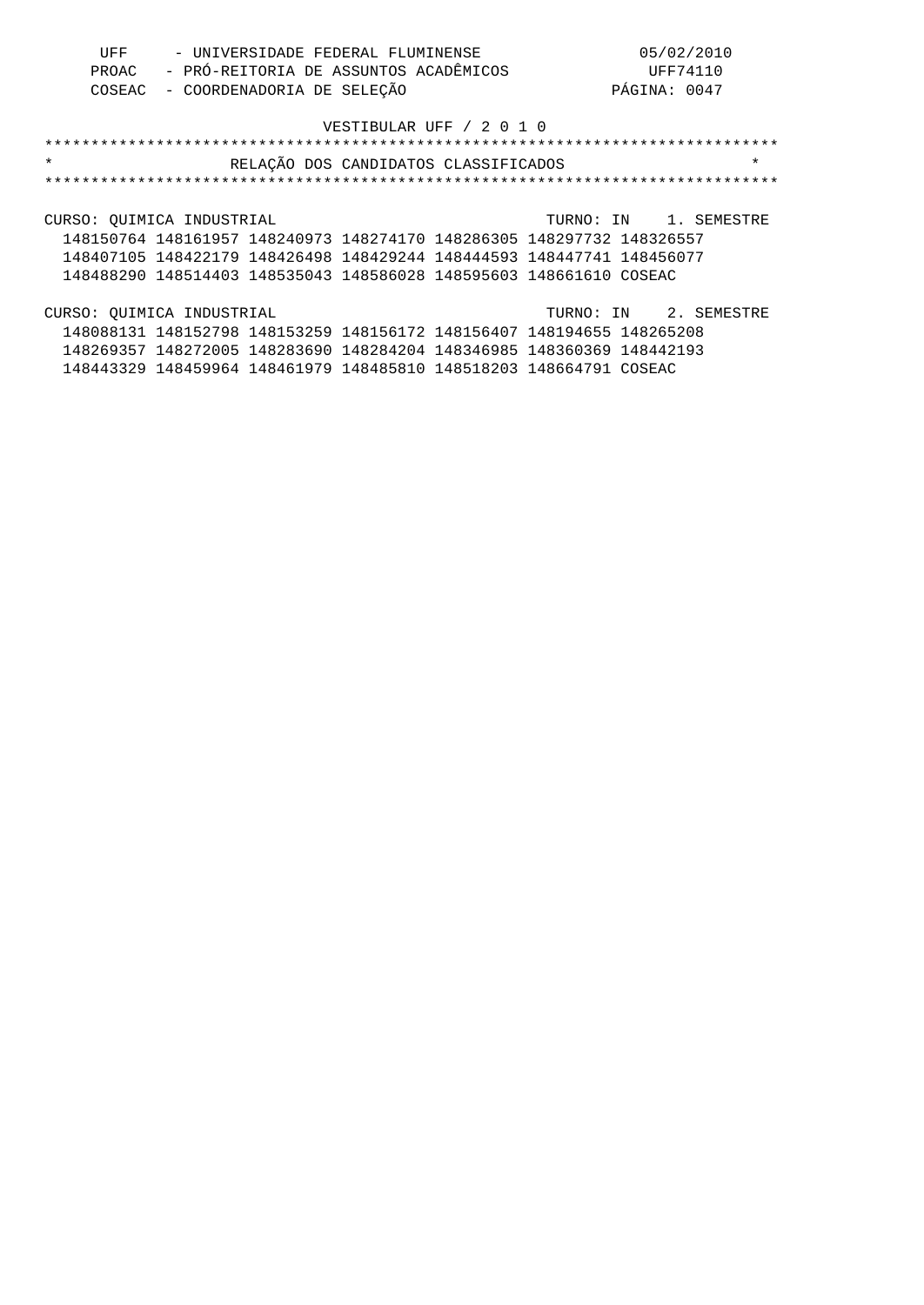UFF - UNIVERSIDADE FEDERAL FLUMINENSE 05/02/2010
PROAC - PRÓ-REITORIA DE ASSUNTOS ACADÊMICOS UFF74110
COSEAC - COORDENADORIA DE SELEÇÃO PÁGINA: 0047

VESTIBULAR UFF / 2 0 1 0

*******************************************************************************
*                    RELAÇÃO DOS CANDIDATOS CLASSIFICADOS                     *
*******************************************************************************

CURSO: QUIMICA INDUSTRIAL TURNO: IN 1. SEMESTRE

148150764 148161957 148240973 148274170 148286305 148297732 148326557
148407105 148422179 148426498 148429244 148444593 148447741 148456077
148488290 148514403 148535043 148586028 148595603 148661610 COSEAC

CURSO: QUIMICA INDUSTRIAL TURNO: IN 2. SEMESTRE

148088131 148152798 148153259 148156172 148156407 148194655 148265208
148269357 148272005 148283690 148284204 148346985 148360369 148442193
148443329 148459964 148461979 148485810 148518203 148664791 COSEAC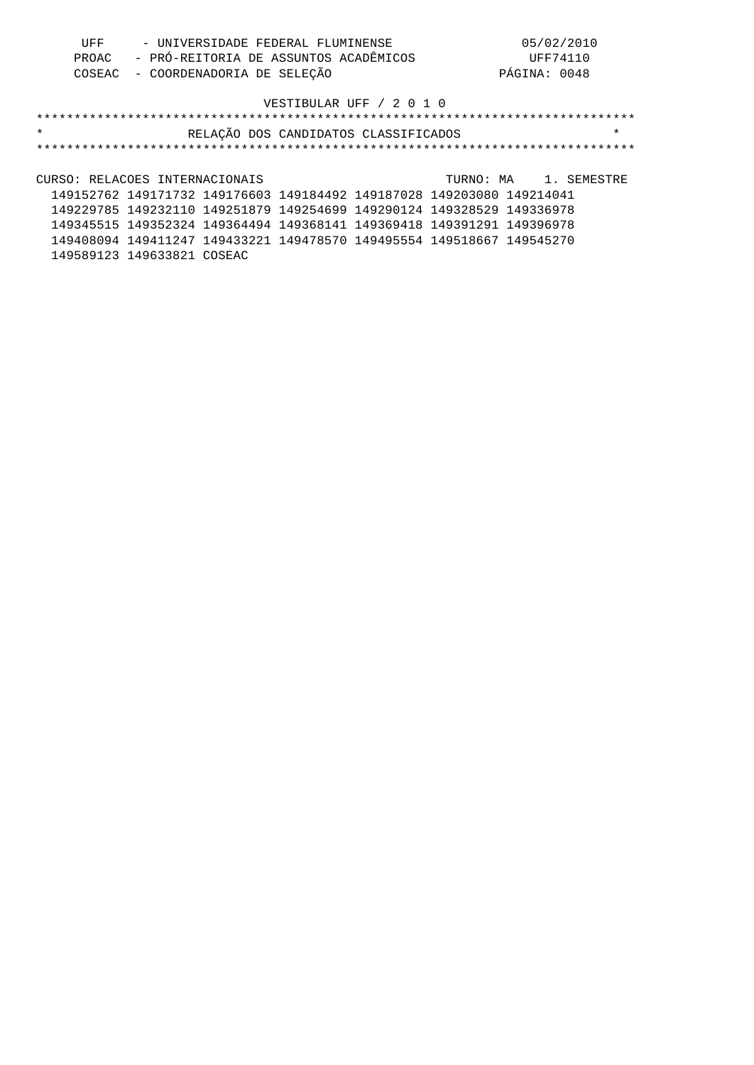UFF - UNIVERSIDADE FEDERAL FLUMINENSE 05/02/2010
PROAC - PRÓ-REITORIA DE ASSUNTOS ACADÊMICOS UFF74110
COSEAC - COORDENADORIA DE SELEÇÃO PÁGINA: 0048

VESTIBULAR UFF / 2 0 1 0

# RELAÇÃO DOS CANDIDATOS CLASSIFICADOS

CURSO: RELACOES INTERNACIONAIS TURNO: MA 1. SEMESTRE

149152762 149171732 149176603 149184492 149187028 149203080 149214041
149229785 149232110 149251879 149254699 149290124 149328529 149336978
149345515 149352324 149364494 149368141 149369418 149391291 149396978
149408094 149411247 149433221 149478570 149495554 149518667 149545270
149589123 149633821 COSEAC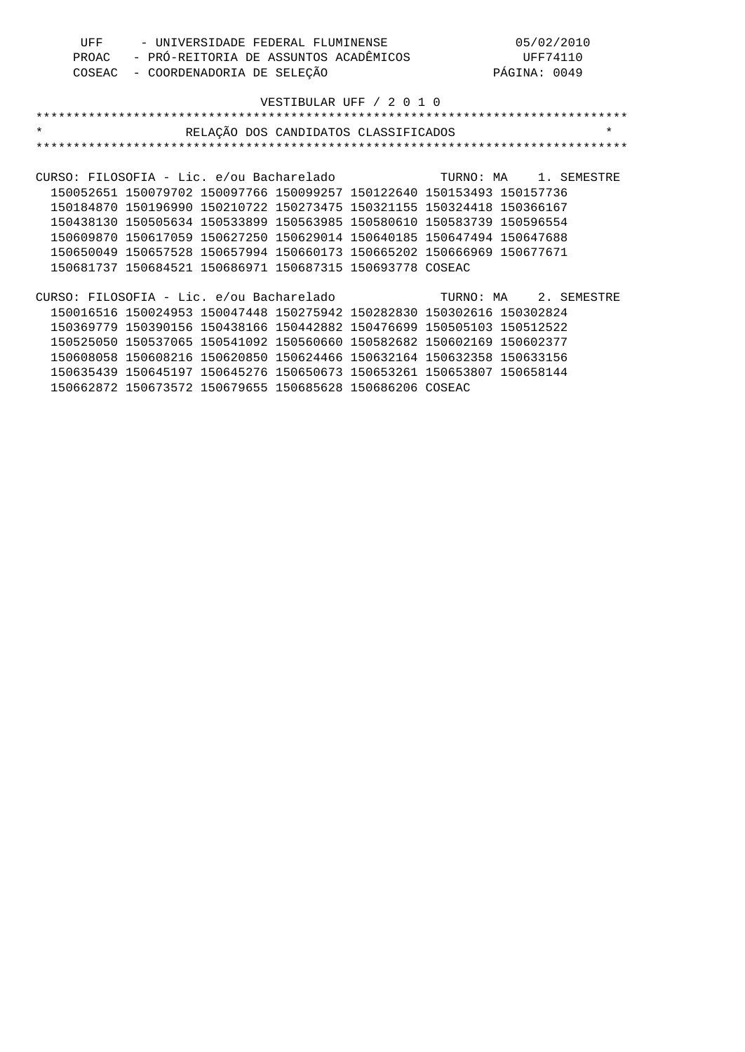UFF - UNIVERSIDADE FEDERAL FLUMINENSE  05/02/2010
PROAC - PRÓ-REITORIA DE ASSUNTOS ACADÊMICOS  UFF74110
COSEAC - COORDENADORIA DE SELEÇÃO  PÁGINA: 0049

VESTIBULAR UFF / 2 0 1 0

# RELAÇÃO DOS CANDIDATOS CLASSIFICADOS

## CURSO: FILOSOFIA - Lic. e/ou Bacharelado — TURNO: MA — 1. SEMESTRE

150052651 150079702 150097766 150099257 150122640 150153493 150157736
150184870 150196990 150210722 150273475 150321155 150324418 150366167
150438130 150505634 150533899 150563985 150580610 150583739 150596554
150609870 150617059 150627250 150629014 150640185 150647494 150647688
150650049 150657528 150657994 150660173 150665202 150666969 150677671
150681737 150684521 150686971 150687315 150693778 COSEAC

## CURSO: FILOSOFIA - Lic. e/ou Bacharelado — TURNO: MA — 2. SEMESTRE

150016516 150024953 150047448 150275942 150282830 150302616 150302824
150369779 150390156 150438166 150442882 150476699 150505103 150512522
150525050 150537065 150541092 150560660 150582682 150602169 150602377
150608058 150608216 150620850 150624466 150632164 150632358 150633156
150635439 150645197 150645276 150650673 150653261 150653807 150658144
150662872 150673572 150679655 150685628 150686206 COSEAC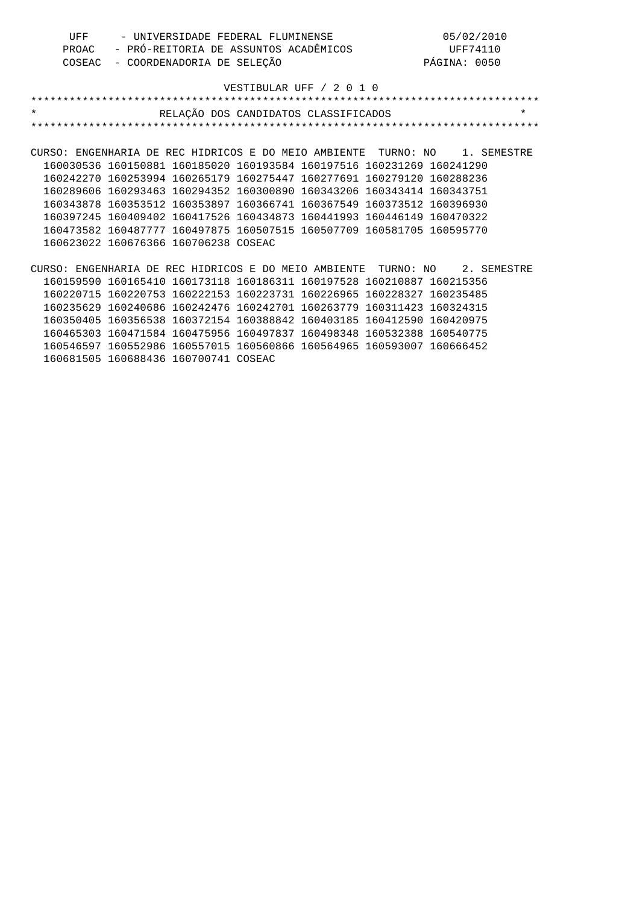UFF - UNIVERSIDADE FEDERAL FLUMINENSE 05/02/2010
PROAC - PRÓ-REITORIA DE ASSUNTOS ACADÊMICOS UFF74110
COSEAC - COORDENADORIA DE SELEÇÃO PÁGINA: 0050

VESTIBULAR UFF / 2 0 1 0

# RELAÇÃO DOS CANDIDATOS CLASSIFICADOS

CURSO: ENGENHARIA DE REC HIDRICOS E DO MEIO AMBIENTE TURNO: NO 1. SEMESTRE

160030536 160150881 160185020 160193584 160197516 160231269 160241290
160242270 160253994 160265179 160275447 160277691 160279120 160288236
160289606 160293463 160294352 160300890 160343206 160343414 160343751
160343878 160353512 160353897 160366741 160367549 160373512 160396930
160397245 160409402 160417526 160434873 160441993 160446149 160470322
160473582 160487777 160497875 160507515 160507709 160581705 160595770
160623022 160676366 160706238 COSEAC

CURSO: ENGENHARIA DE REC HIDRICOS E DO MEIO AMBIENTE TURNO: NO 2. SEMESTRE

160159590 160165410 160173118 160186311 160197528 160210887 160215356
160220715 160220753 160222153 160223731 160226965 160228327 160235485
160235629 160240686 160242476 160242701 160263779 160311423 160324315
160350405 160356538 160372154 160388842 160403185 160412590 160420975
160465303 160471584 160475956 160497837 160498348 160532388 160540775
160546597 160552986 160557015 160560866 160564965 160593007 160666452
160681505 160688436 160700741 COSEAC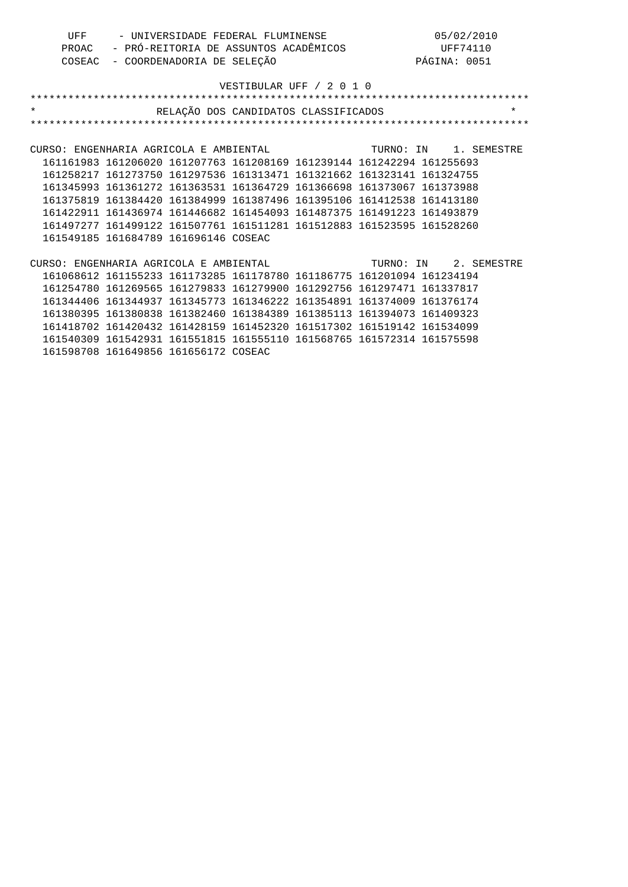UFF - UNIVERSIDADE FEDERAL FLUMINENSE 05/02/2010
PROAC - PRÓ-REITORIA DE ASSUNTOS ACADÊMICOS UFF74110
COSEAC - COORDENADORIA DE SELEÇÃO PÁGINA: 0051

VESTIBULAR UFF / 2 0 1 0

# RELAÇÃO DOS CANDIDATOS CLASSIFICADOS

CURSO: ENGENHARIA AGRICOLA E AMBIENTAL TURNO: IN 1. SEMESTRE

161161983 161206020 161207763 161208169 161239144 161242294 161255693
161258217 161273750 161297536 161313471 161321662 161323141 161324755
161345993 161361272 161363531 161364729 161366698 161373067 161373988
161375819 161384420 161384999 161387496 161395106 161412538 161413180
161422911 161436974 161446682 161454093 161487375 161491223 161493879
161497277 161499122 161507761 161511281 161512883 161523595 161528260
161549185 161684789 161696146 COSEAC

CURSO: ENGENHARIA AGRICOLA E AMBIENTAL TURNO: IN 2. SEMESTRE

161068612 161155233 161173285 161178780 161186775 161201094 161234194
161254780 161269565 161279833 161279900 161292756 161297471 161337817
161344406 161344937 161345773 161346222 161354891 161374009 161376174
161380395 161380838 161382460 161384389 161385113 161394073 161409323
161418702 161420432 161428159 161452320 161517302 161519142 161534099
161540309 161542931 161551815 161555110 161568765 161572314 161575598
161598708 161649856 161656172 COSEAC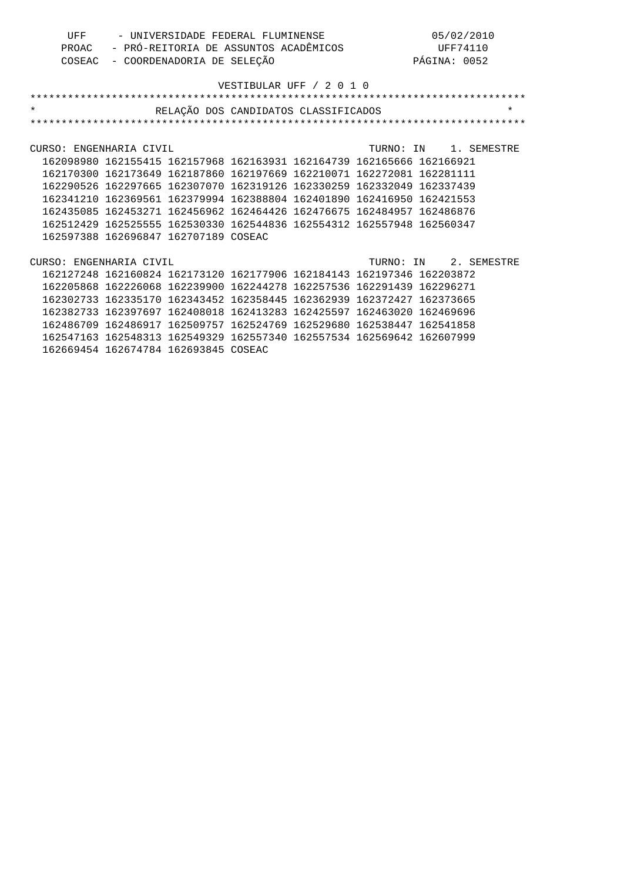UFF - UNIVERSIDADE FEDERAL FLUMINENSE 05/02/2010
PROAC - PRÓ-REITORIA DE ASSUNTOS ACADÊMICOS UFF74110
COSEAC - COORDENADORIA DE SELEÇÃO PÁGINA: 0052

VESTIBULAR UFF / 2 0 1 0

# RELAÇÃO DOS CANDIDATOS CLASSIFICADOS

CURSO: ENGENHARIA CIVIL TURNO: IN 1. SEMESTRE

162098980 162155415 162157968 162163931 162164739 162165666 162166921
162170300 162173649 162187860 162197669 162210071 162272081 162281111
162290526 162297665 162307070 162319126 162330259 162332049 162337439
162341210 162369561 162379994 162388804 162401890 162416950 162421553
162435085 162453271 162456962 162464426 162476675 162484957 162486876
162512429 162525555 162530330 162544836 162554312 162557948 162560347
162597388 162696847 162707189 COSEAC

CURSO: ENGENHARIA CIVIL TURNO: IN 2. SEMESTRE

162127248 162160824 162173120 162177906 162184143 162197346 162203872
162205868 162226068 162239900 162244278 162257536 162291439 162296271
162302733 162335170 162343452 162358445 162362939 162372427 162373665
162382733 162397697 162408018 162413283 162425597 162463020 162469696
162486709 162486917 162509757 162524769 162529680 162538447 162541858
162547163 162548313 162549329 162557340 162557534 162569642 162607999
162669454 162674784 162693845 COSEAC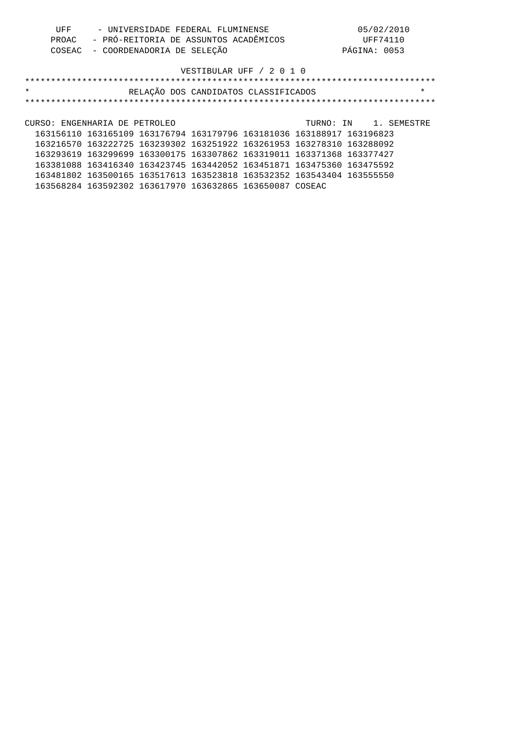UFF - UNIVERSIDADE FEDERAL FLUMINENSE 05/02/2010
PROAC - PRÓ-REITORIA DE ASSUNTOS ACADÊMICOS UFF74110
COSEAC - COORDENADORIA DE SELEÇÃO PÁGINA: 0053

VESTIBULAR UFF / 2 0 1 0

********************************************************************************
*                    RELAÇÃO DOS CANDIDATOS CLASSIFICADOS                      *
********************************************************************************

CURSO: ENGENHARIA DE PETROLEO TURNO: IN 1. SEMESTRE

```
163156110 163165109 163176794 163179796 163181036 163188917 163196823
163216570 163222725 163239302 163251922 163261953 163278310 163288092
163293619 163299699 163300175 163307862 163319011 163371368 163377427
163381088 163416340 163423745 163442052 163451871 163475360 163475592
163481802 163500165 163517613 163523818 163532352 163543404 163555550
163568284 163592302 163617970 163632865 163650087 COSEAC
```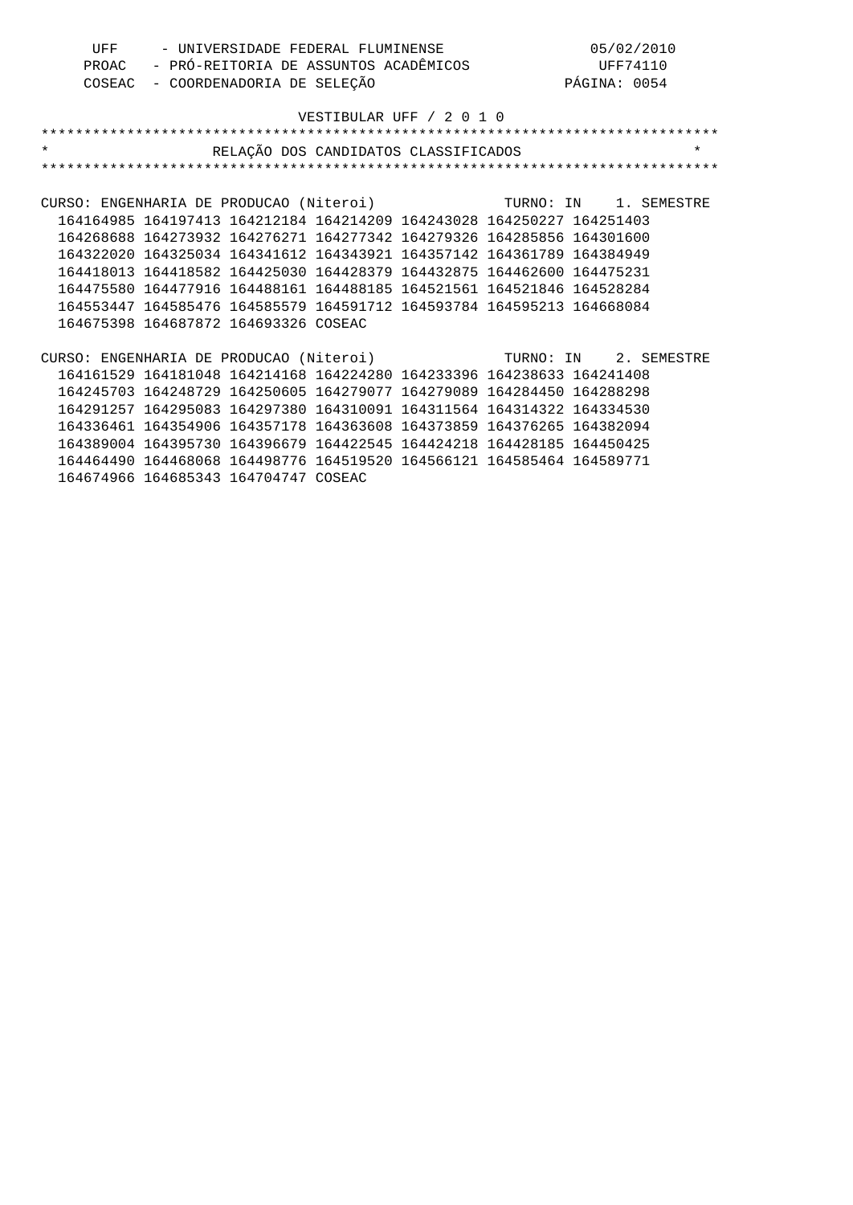UFF - UNIVERSIDADE FEDERAL FLUMINENSE 05/02/2010
PROAC - PRÓ-REITORIA DE ASSUNTOS ACADÊMICOS UFF74110
COSEAC - COORDENADORIA DE SELEÇÃO PÁGINA: 0054

VESTIBULAR UFF / 2 0 1 0

# RELAÇÃO DOS CANDIDATOS CLASSIFICADOS

CURSO: ENGENHARIA DE PRODUCAO (Niteroi) TURNO: IN 1. SEMESTRE

164164985 164197413 164212184 164214209 164243028 164250227 164251403
164268688 164273932 164276271 164277342 164279326 164285856 164301600
164322020 164325034 164341612 164343921 164357142 164361789 164384949
164418013 164418582 164425030 164428379 164432875 164462600 164475231
164475580 164477916 164488161 164488185 164521561 164521846 164528284
164553447 164585476 164585579 164591712 164593784 164595213 164668084
164675398 164687872 164693326 COSEAC

CURSO: ENGENHARIA DE PRODUCAO (Niteroi) TURNO: IN 2. SEMESTRE

164161529 164181048 164214168 164224280 164233396 164238633 164241408
164245703 164248729 164250605 164279077 164279089 164284450 164288298
164291257 164295083 164297380 164310091 164311564 164314322 164334530
164336461 164354906 164357178 164363608 164373859 164376265 164382094
164389004 164395730 164396679 164422545 164424218 164428185 164450425
164464490 164468068 164498776 164519520 164566121 164585464 164589771
164674966 164685343 164704747 COSEAC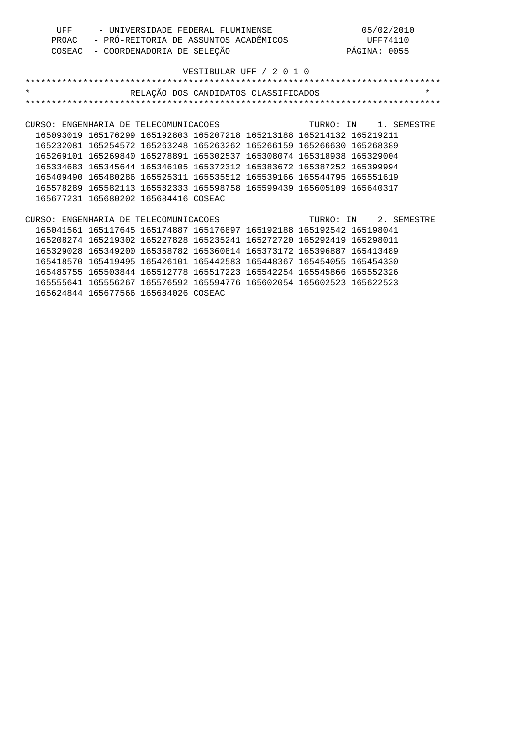UFF - UNIVERSIDADE FEDERAL FLUMINENSE 05/02/2010
PROAC - PRÓ-REITORIA DE ASSUNTOS ACADÊMICOS UFF74110
COSEAC - COORDENADORIA DE SELEÇÃO

VESTIBULAR UFF / 2 0 1 0

# RELAÇÃO DOS CANDIDATOS CLASSIFICADOS

CURSO: ENGENHARIA DE TELECOMUNICACOES TURNO: IN 1. SEMESTRE

165093019 165176299 165192803 165207218 165213188 165214132 165219211
165232081 165254572 165263248 165263262 165266159 165266630 165268389
165269101 165269840 165278891 165302537 165308074 165318938 165329004
165334683 165345644 165346105 165372312 165383672 165387252 165399994
165409490 165480286 165525311 165535512 165539166 165544795 165551619
165578289 165582113 165582333 165598758 165599439 165605109 165640317
165677231 165680202 165684416 COSEAC

CURSO: ENGENHARIA DE TELECOMUNICACOES TURNO: IN 2. SEMESTRE

165041561 165117645 165174887 165176897 165192188 165192542 165198041
165208274 165219302 165227828 165235241 165272720 165292419 165298011
165329028 165349200 165358782 165360814 165373172 165396887 165413489
165418570 165419495 165426101 165442583 165448367 165454055 165454330
165485755 165503844 165512778 165517223 165542254 165545866 165552326
165555641 165556267 165576592 165594776 165602054 165602523 165622523
165624844 165677566 165684026 COSEAC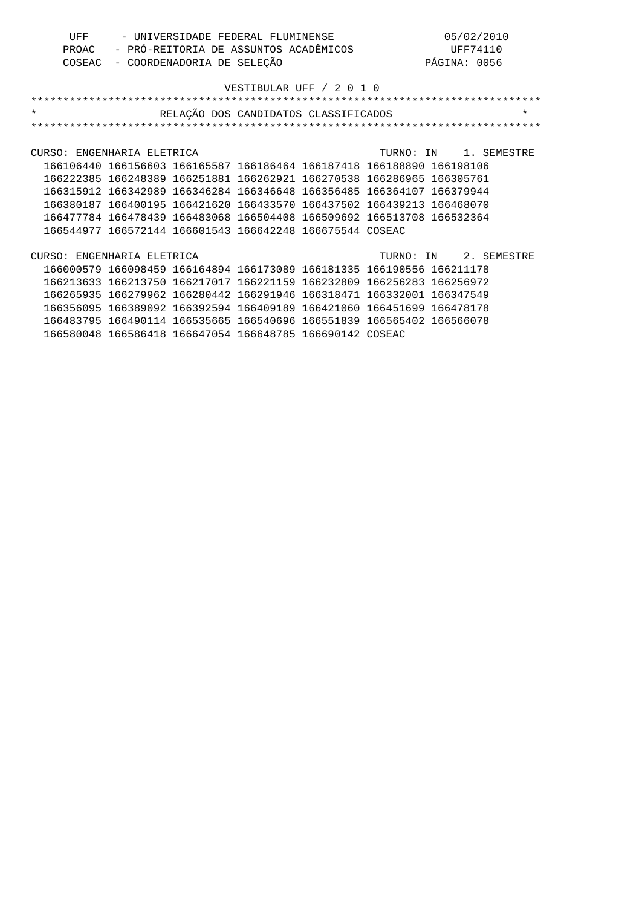VESTIBULAR UFF / 2 0 1 0

**RELAÇÃO DOS CANDIDATOS CLASSIFICADOS**

CURSO: ENGENHARIA ELETRICA — TURNO: IN — 1. SEMESTRE

166106440 166156603 166165587 166186464 166187418 166188890 166198106
166222385 166248389 166251881 166262921 166270538 166286965 166305761
166315912 166342989 166346284 166346648 166356485 166364107 166379944
166380187 166400195 166421620 166433570 166437502 166439213 166468070
166477784 166478439 166483068 166504408 166509692 166513708 166532364
166544977 166572144 166601543 166642248 166675544 COSEAC

CURSO: ENGENHARIA ELETRICA — TURNO: IN — 2. SEMESTRE

166000579 166098459 166164894 166173089 166181335 166190556 166211178
166213633 166213750 166217017 166221159 166232809 166256283 166256972
166265935 166279962 166280442 166291946 166318471 166332001 166347549
166356095 166389092 166392594 166409189 166421060 166451699 166478178
166483795 166490114 166535665 166540696 166551839 166565402 166566078
166580048 166586418 166647054 166648785 166690142 COSEAC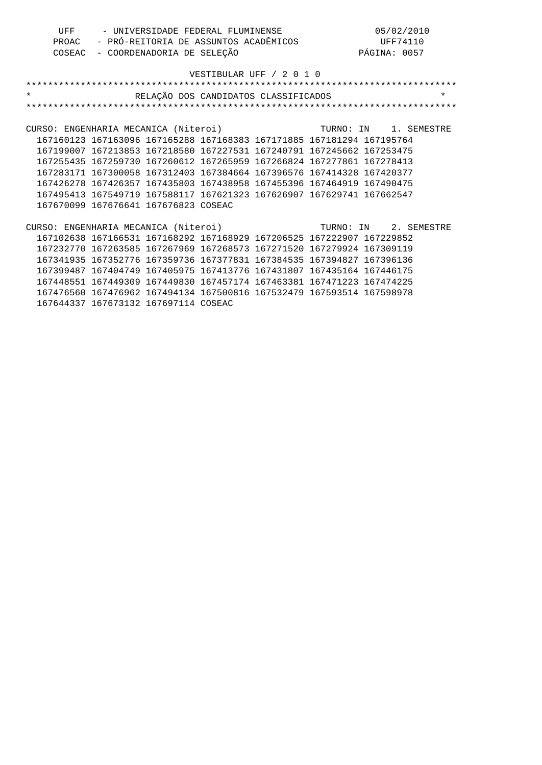UFF - UNIVERSIDADE FEDERAL FLUMINENSE 05/02/2010
PROAC - PRÓ-REITORIA DE ASSUNTOS ACADÊMICOS UFF74110
COSEAC - COORDENADORIA DE SELEÇÃO PÁGINA: 0057

VESTIBULAR UFF / 2 0 1 0

# RELAÇÃO DOS CANDIDATOS CLASSIFICADOS

CURSO: ENGENHARIA MECANICA (Niteroi) TURNO: IN 1. SEMESTRE

167160123 167163096 167165288 167168383 167171885 167181294 167195764
167199007 167213853 167218580 167227531 167240791 167245662 167253475
167255435 167259730 167260612 167265959 167266824 167277861 167278413
167283171 167300058 167312403 167384664 167396576 167414328 167420377
167426278 167426357 167435803 167438958 167455396 167464919 167490475
167495413 167549719 167588117 167621323 167626907 167629741 167662547
167670099 167676641 167676823 COSEAC

CURSO: ENGENHARIA MECANICA (Niteroi) TURNO: IN 2. SEMESTRE

167102638 167166531 167168292 167168929 167206525 167222907 167229852
167232770 167263585 167267969 167268573 167271520 167279924 167309119
167341935 167352776 167359736 167377831 167384535 167394827 167396136
167399487 167404749 167405975 167413776 167431807 167435164 167446175
167448551 167449309 167449830 167457174 167463381 167471223 167474225
167476560 167476962 167494134 167500816 167532479 167593514 167598978
167644337 167673132 167697114 COSEAC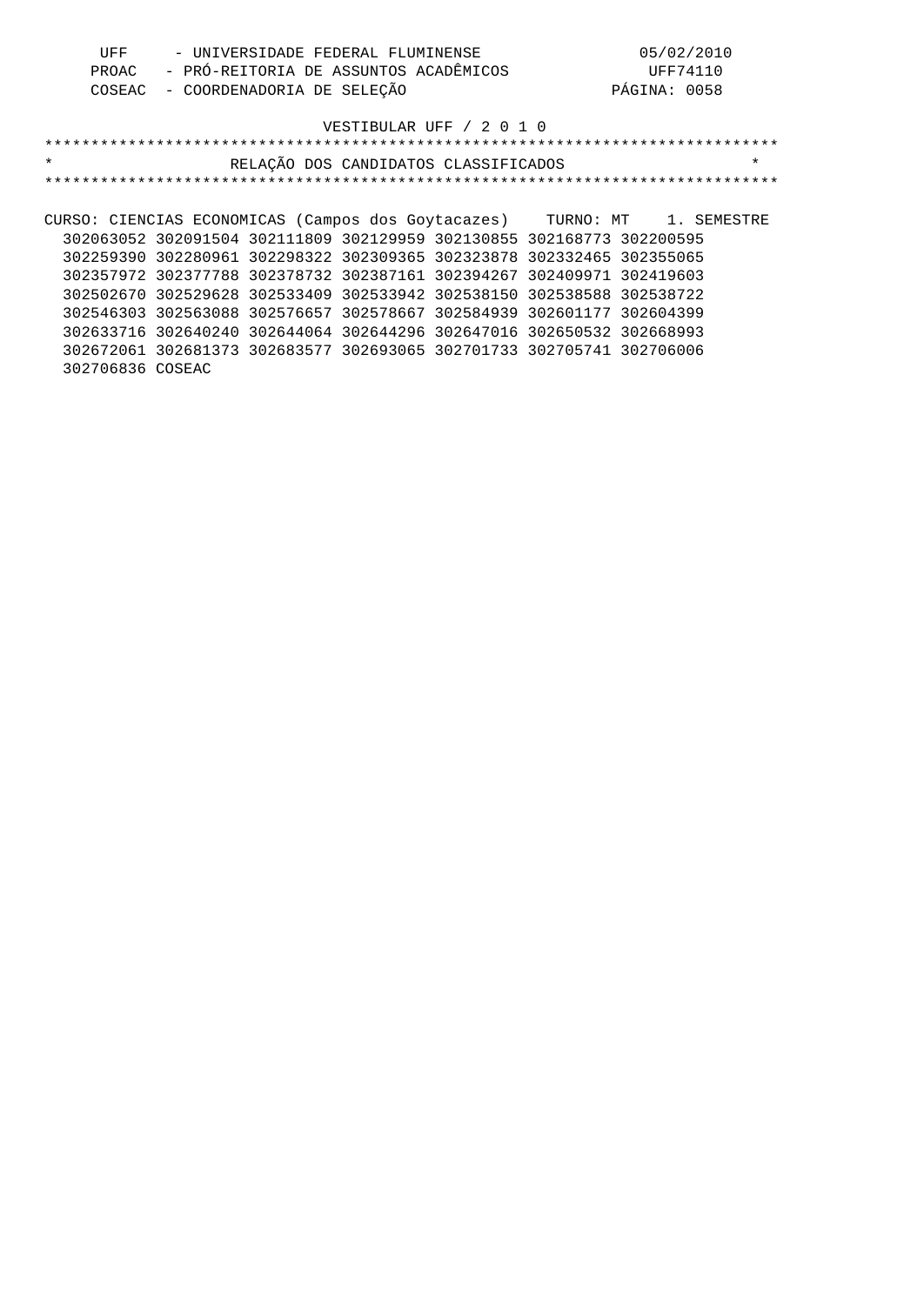UFF - UNIVERSIDADE FEDERAL FLUMINENSE — 05/02/2010
PROAC - PRÓ-REITORIA DE ASSUNTOS ACADÊMICOS — UFF74110
COSEAC - COORDENADORIA DE SELEÇÃO — PÁGINA: 0058

VESTIBULAR UFF / 2 0 1 0

# RELAÇÃO DOS CANDIDATOS CLASSIFICADOS

CURSO: CIENCIAS ECONOMICAS (Campos dos Goytacazes)    TURNO: MT    1. SEMESTRE

302063052 302091504 302111809 302129959 302130855 302168773 302200595
302259390 302280961 302298322 302309365 302323878 302332465 302355065
302357972 302377788 302378732 302387161 302394267 302409971 302419603
302502670 302529628 302533409 302533942 302538150 302538588 302538722
302546303 302563088 302576657 302578667 302584939 302601177 302604399
302633716 302640240 302644064 302644296 302647016 302650532 302668993
302672061 302681373 302683577 302693065 302701733 302705741 302706006
302706836 COSEAC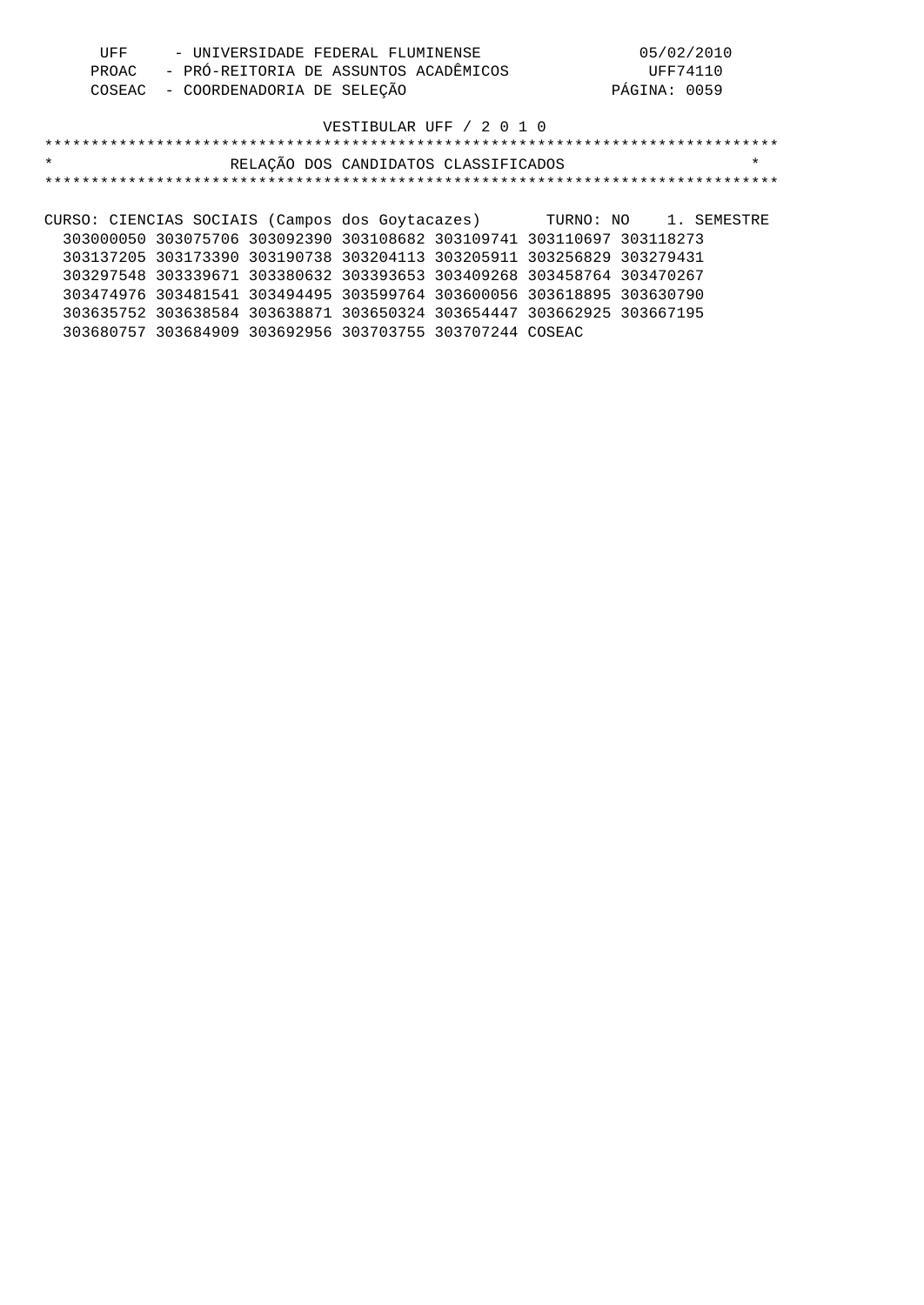UFF - UNIVERSIDADE FEDERAL FLUMINENSE 05/02/2010
PROAC - PRÓ-REITORIA DE ASSUNTOS ACADÊMICOS UFF74110
COSEAC - COORDENADORIA DE SELEÇÃO PÁGINA: 0059

VESTIBULAR UFF / 2 0 1 0

# RELAÇÃO DOS CANDIDATOS CLASSIFICADOS

CURSO: CIENCIAS SOCIAIS (Campos dos Goytacazes) TURNO: NO 1. SEMESTRE

303000050 303075706 303092390 303108682 303109741 303110697 303118273
303137205 303173390 303190738 303204113 303205911 303256829 303279431
303297548 303339671 303380632 303393653 303409268 303458764 303470267
303474976 303481541 303494495 303599764 303600056 303618895 303630790
303635752 303638584 303638871 303650324 303654447 303662925 303667195
303680757 303684909 303692956 303703755 303707244 COSEAC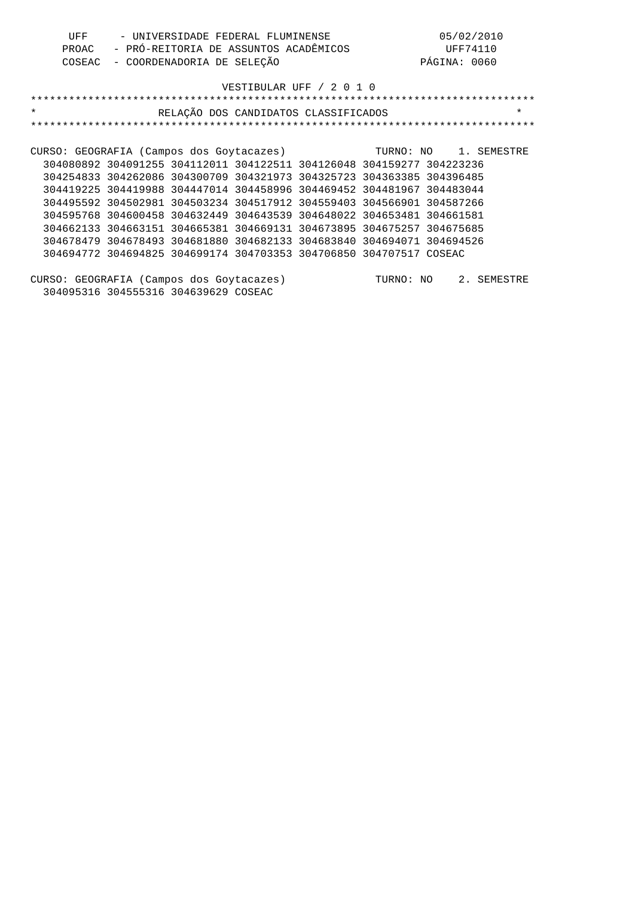VESTIBULAR UFF / 2 0 1 0

# RELAÇÃO DOS CANDIDATOS CLASSIFICADOS

CURSO: GEOGRAFIA (Campos dos Goytacazes) TURNO: NO 1. SEMESTRE

304080892 304091255 304112011 304122511 304126048 304159277 304223236
304254833 304262086 304300709 304321973 304325723 304363385 304396485
304419225 304419988 304447014 304458996 304469452 304481967 304483044
304495592 304502981 304503234 304517912 304559403 304566901 304587266
304595768 304600458 304632449 304643539 304648022 304653481 304661581
304662133 304663151 304665381 304669131 304673895 304675257 304675685
304678479 304678493 304681880 304682133 304683840 304694071 304694526
304694772 304694825 304699174 304703353 304706850 304707517 COSEAC

CURSO: GEOGRAFIA (Campos dos Goytacazes) TURNO: NO 2. SEMESTRE

304095316 304555316 304639629 COSEAC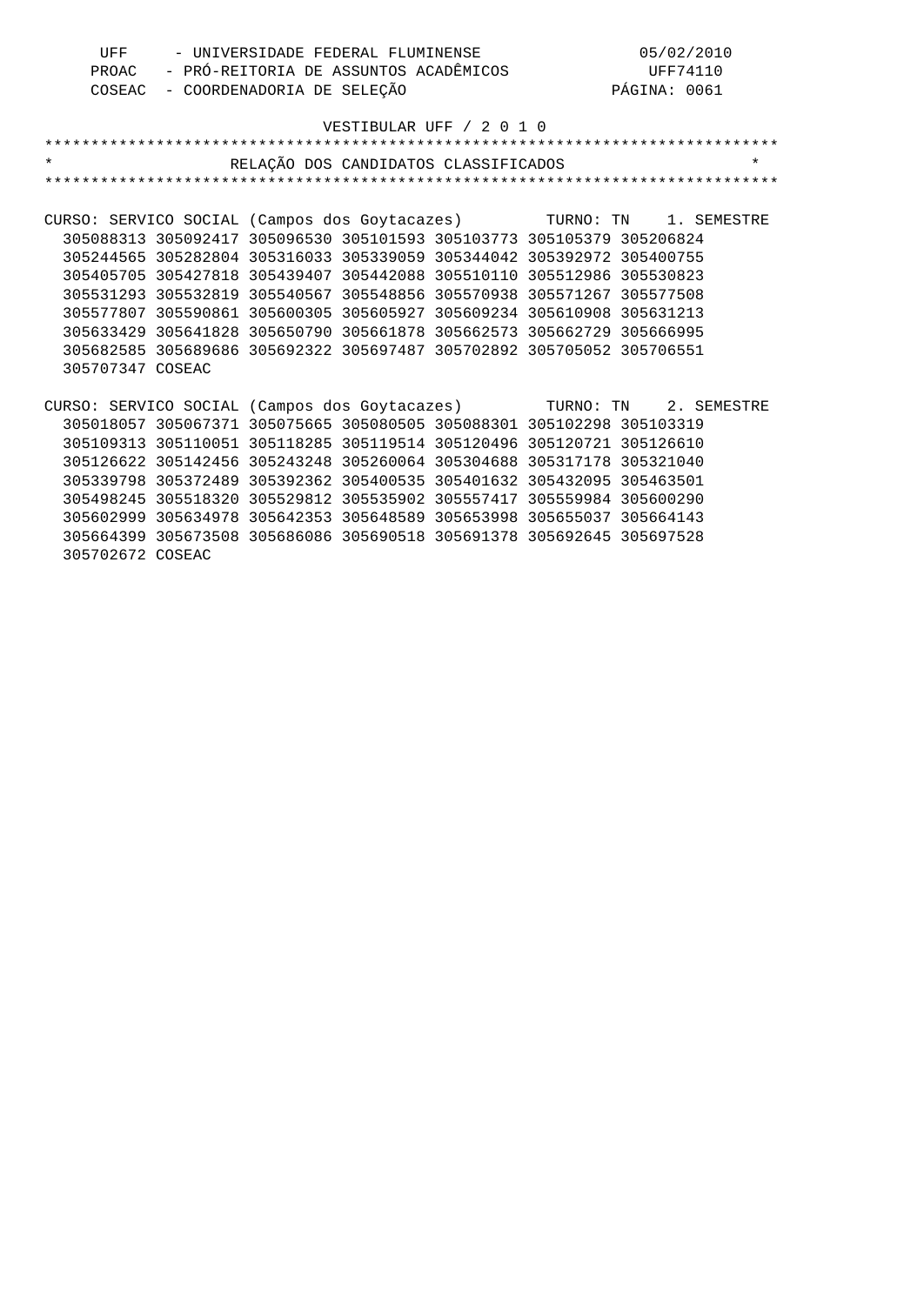UFF - UNIVERSIDADE FEDERAL FLUMINENSE 05/02/2010
PROAC - PRÓ-REITORIA DE ASSUNTOS ACADÊMICOS UFF74110
COSEAC - COORDENADORIA DE SELEÇÃO PÁGINA: 0061

VESTIBULAR UFF / 2 0 1 0

RELAÇÃO DOS CANDIDATOS CLASSIFICADOS

CURSO: SERVICO SOCIAL (Campos dos Goytacazes) TURNO: TN 1. SEMESTRE

305088313 305092417 305096530 305101593 305103773 305105379 305206824
305244565 305282804 305316033 305339059 305344042 305392972 305400755
305405705 305427818 305439407 305442088 305510110 305512986 305530823
305531293 305532819 305540567 305548856 305570938 305571267 305577508
305577807 305590861 305600305 305605927 305609234 305610908 305631213
305633429 305641828 305650790 305661878 305662573 305662729 305666995
305682585 305689686 305692322 305697487 305702892 305705052 305706551
305707347 COSEAC

CURSO: SERVICO SOCIAL (Campos dos Goytacazes) TURNO: TN 2. SEMESTRE

305018057 305067371 305075665 305080505 305088301 305102298 305103319
305109313 305110051 305118285 305119514 305120496 305120721 305126610
305126622 305142456 305243248 305260064 305304688 305317178 305321040
305339798 305372489 305392362 305400535 305401632 305432095 305463501
305498245 305518320 305529812 305535902 305557417 305559984 305600290
305602999 305634978 305642353 305648589 305653998 305655037 305664143
305664399 305673508 305686086 305690518 305691378 305692645 305697528
305702672 COSEAC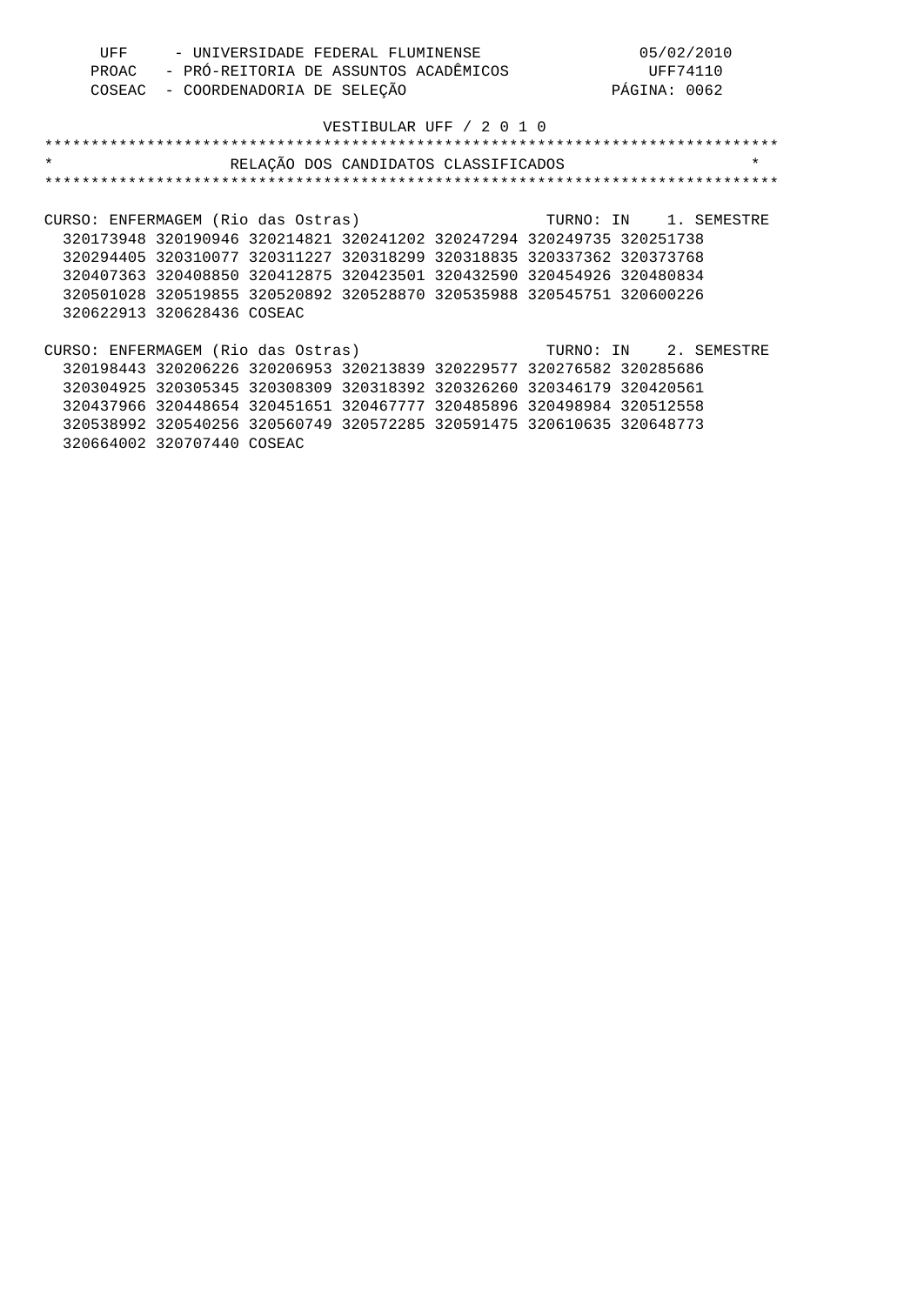UFF - UNIVERSIDADE FEDERAL FLUMINENSE
PROAC - PRÓ-REITORIA DE ASSUNTOS ACADÊMICOS
COSEAC - COORDENADORIA DE SELEÇÃO

05/02/2010
UFF74110

VESTIBULAR UFF / 2 0 1 0

# RELAÇÃO DOS CANDIDATOS CLASSIFICADOS

CURSO: ENFERMAGEM (Rio das Ostras) TURNO: IN 1. SEMESTRE

320173948 320190946 320214821 320241202 320247294 320249735 320251738
320294405 320310077 320311227 320318299 320318835 320337362 320373768
320407363 320408850 320412875 320423501 320432590 320454926 320480834
320501028 320519855 320520892 320528870 320535988 320545751 320600226
320622913 320628436 COSEAC

CURSO: ENFERMAGEM (Rio das Ostras) TURNO: IN 2. SEMESTRE

320198443 320206226 320206953 320213839 320229577 320276582 320285686
320304925 320305345 320308309 320318392 320326260 320346179 320420561
320437966 320448654 320451651 320467777 320485896 320498984 320512558
320538992 320540256 320560749 320572285 320591475 320610635 320648773
320664002 320707440 COSEAC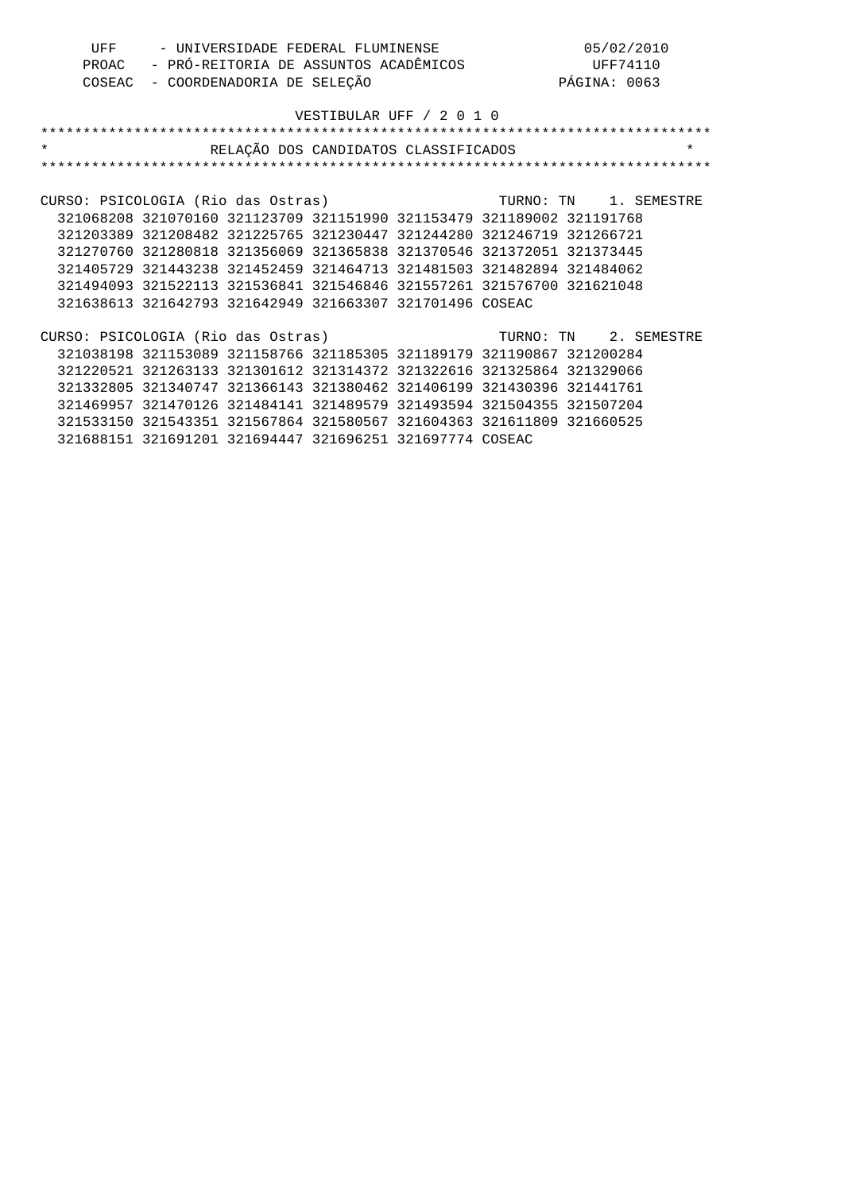UFF - UNIVERSIDADE FEDERAL FLUMINENSE 05/02/2010
PROAC - PRÓ-REITORIA DE ASSUNTOS ACADÊMICOS UFF74110
COSEAC - COORDENADORIA DE SELEÇÃO PÁGINA: 0063

VESTIBULAR UFF / 2 0 1 0

# RELAÇÃO DOS CANDIDATOS CLASSIFICADOS

CURSO: PSICOLOGIA (Rio das Ostras) TURNO: TN 1. SEMESTRE

321068208 321070160 321123709 321151990 321153479 321189002 321191768
321203389 321208482 321225765 321230447 321244280 321246719 321266721
321270760 321280818 321356069 321365838 321370546 321372051 321373445
321405729 321443238 321452459 321464713 321481503 321482894 321484062
321494093 321522113 321536841 321546846 321557261 321576700 321621048
321638613 321642793 321642949 321663307 321701496 COSEAC

CURSO: PSICOLOGIA (Rio das Ostras) TURNO: TN 2. SEMESTRE

321038198 321153089 321158766 321185305 321189179 321190867 321200284
321220521 321263133 321301612 321314372 321322616 321325864 321329066
321332805 321340747 321366143 321380462 321406199 321430396 321441761
321469957 321470126 321484141 321489579 321493594 321504355 321507204
321533150 321543351 321567864 321580567 321604363 321611809 321660525
321688151 321691201 321694447 321696251 321697774 COSEAC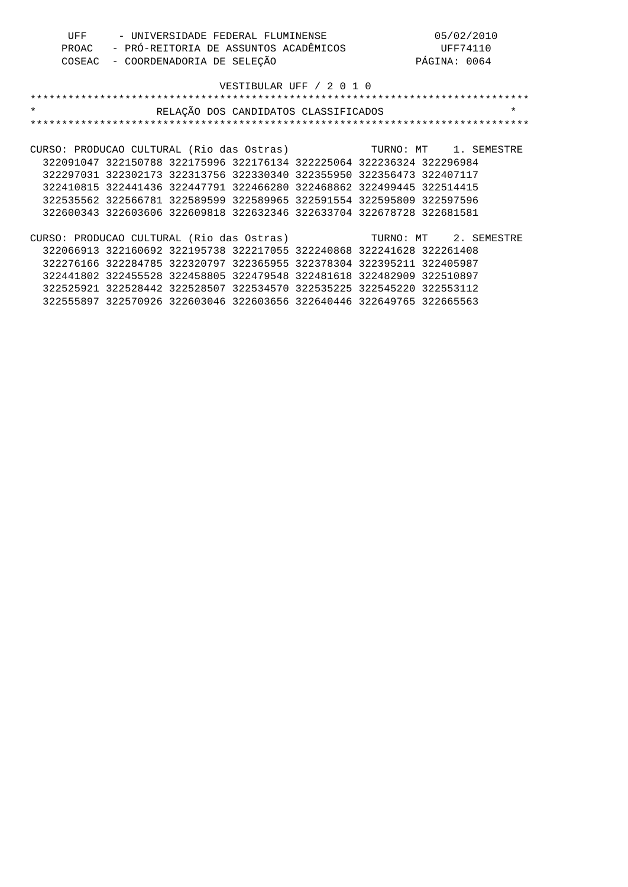UFF - UNIVERSIDADE FEDERAL FLUMINENSE
PROAC - PRÓ-REITORIA DE ASSUNTOS ACADÊMICOS
COSEAC - COORDENADORIA DE SELEÇÃO

05/02/2010
UFF74110
PÁGINA: 0064

VESTIBULAR UFF / 2 0 1 0

# RELAÇÃO DOS CANDIDATOS CLASSIFICADOS

CURSO: PRODUCAO CULTURAL (Rio das Ostras) TURNO: MT 1. SEMESTRE

322091047 322150788 322175996 322176134 322225064 322236324 322296984
322297031 322302173 322313756 322330340 322355950 322356473 322407117
322410815 322441436 322447791 322466280 322468862 322499445 322514415
322535562 322566781 322589599 322589965 322591554 322595809 322597596
322600343 322603606 322609818 322632346 322633704 322678728 322681581

CURSO: PRODUCAO CULTURAL (Rio das Ostras) TURNO: MT 2. SEMESTRE

322066913 322160692 322195738 322217055 322240868 322241628 322261408
322276166 322284785 322320797 322365955 322378304 322395211 322405987
322441802 322455528 322458805 322479548 322481618 322482909 322510897
322525921 322528442 322528507 322534570 322535225 322545220 322553112
322555897 322570926 322603046 322603656 322640446 322649765 322665563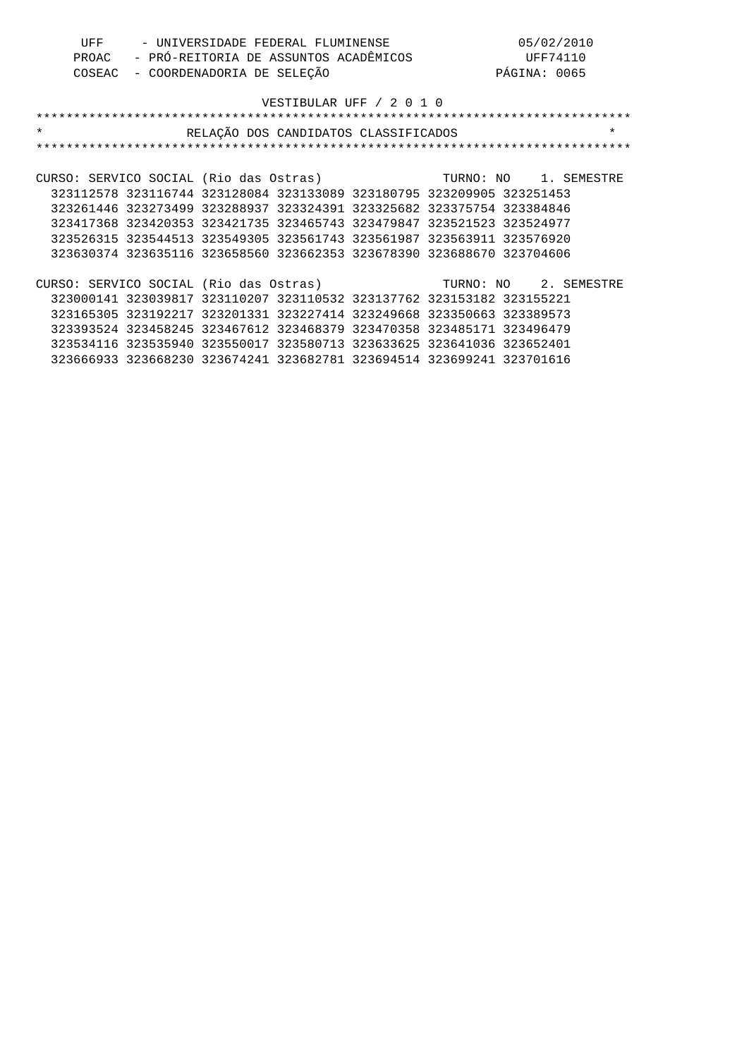UFF - UNIVERSIDADE FEDERAL FLUMINENSE 05/02/2010
PROAC - PRÓ-REITORIA DE ASSUNTOS ACADÊMICOS UFF74110
COSEAC - COORDENADORIA DE SELEÇÃO PÁGINA: 0065

VESTIBULAR UFF / 2 0 1 0

# RELAÇÃO DOS CANDIDATOS CLASSIFICADOS

CURSO: SERVICO SOCIAL (Rio das Ostras) TURNO: NO 1. SEMESTRE

323112578 323116744 323128084 323133089 323180795 323209905 323251453
323261446 323273499 323288937 323324391 323325682 323375754 323384846
323417368 323420353 323421735 323465743 323479847 323521523 323524977
323526315 323544513 323549305 323561743 323561987 323563911 323576920
323630374 323635116 323658560 323662353 323678390 323688670 323704606

CURSO: SERVICO SOCIAL (Rio das Ostras) TURNO: NO 2. SEMESTRE

323000141 323039817 323110207 323110532 323137762 323153182 323155221
323165305 323192217 323201331 323227414 323249668 323350663 323389573
323393524 323458245 323467612 323468379 323470358 323485171 323496479
323534116 323535940 323550017 323580713 323633625 323641036 323652401
323666933 323668230 323674241 323682781 323694514 323699241 323701616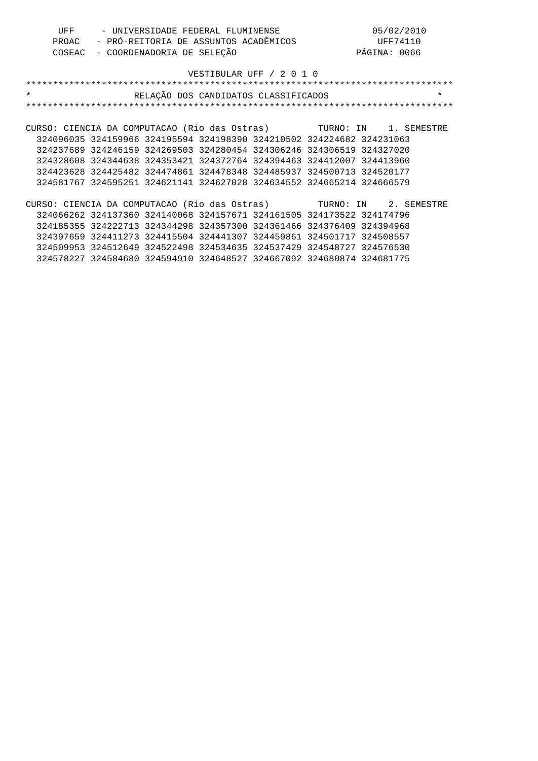VESTIBULAR UFF / 2 0 1 0

# RELAÇÃO DOS CANDIDATOS CLASSIFICADOS

CURSO: CIENCIA DA COMPUTACAO (Rio das Ostras)     TURNO: IN     1. SEMESTRE

```
324096035 324159966 324195594 324198390 324210502 324224682 324231063
324237689 324246159 324269503 324280454 324306246 324306519 324327020
324328608 324344638 324353421 324372764 324394463 324412007 324413960
324423628 324425482 324474861 324478348 324485937 324500713 324520177
324581767 324595251 324621141 324627028 324634552 324665214 324666579
```

CURSO: CIENCIA DA COMPUTACAO (Rio das Ostras)     TURNO: IN     2. SEMESTRE

```
324066262 324137360 324140068 324157671 324161505 324173522 324174796
324185355 324222713 324344298 324357300 324361466 324376409 324394968
324397659 324411273 324415504 324441307 324459861 324501717 324508557
324509953 324512649 324522498 324534635 324537429 324548727 324576530
324578227 324584680 324594910 324648527 324667092 324680874 324681775
```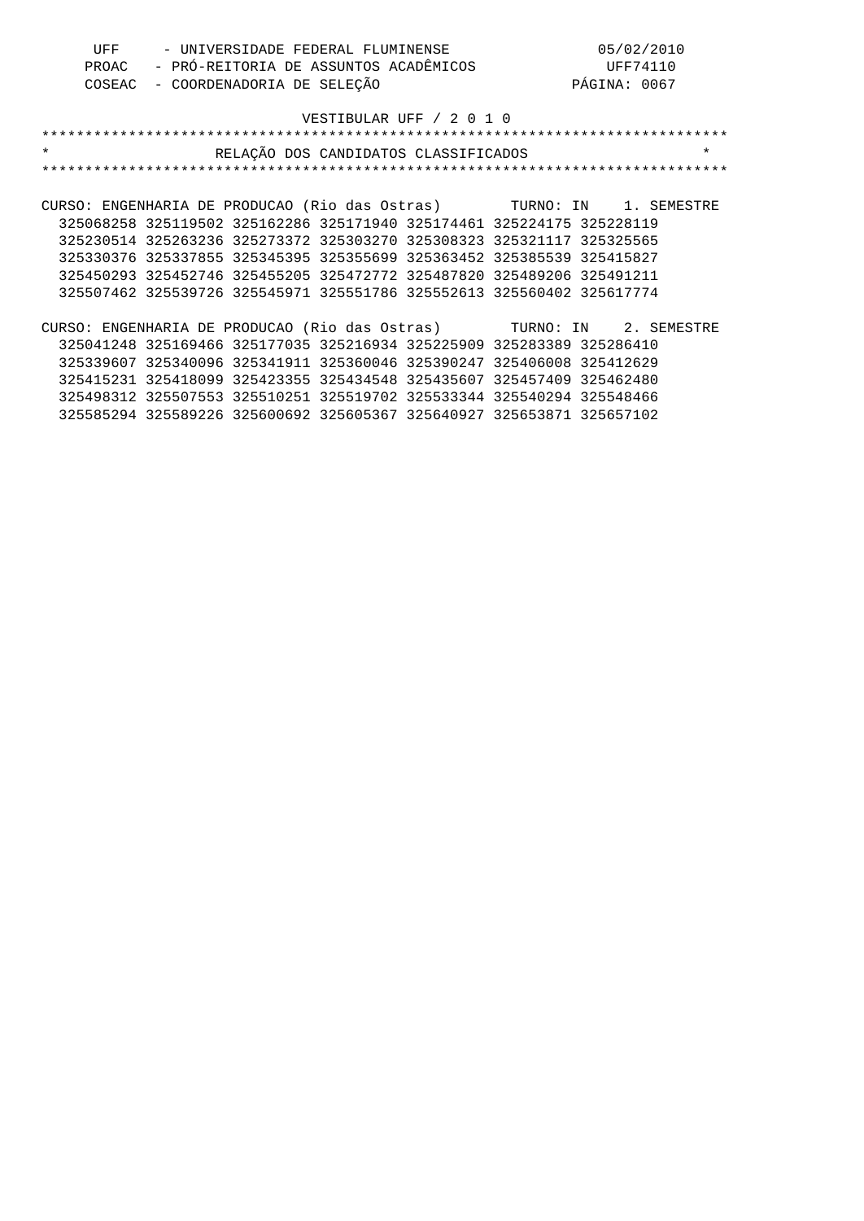UFF - UNIVERSIDADE FEDERAL FLUMINENSE 05/02/2010
PROAC - PRÓ-REITORIA DE ASSUNTOS ACADÊMICOS UFF74110
COSEAC - COORDENADORIA DE SELEÇÃO PÁGINA: 0067

VESTIBULAR UFF / 2 0 1 0

# RELAÇÃO DOS CANDIDATOS CLASSIFICADOS

CURSO: ENGENHARIA DE PRODUCAO (Rio das Ostras) TURNO: IN 1. SEMESTRE

325068258 325119502 325162286 325171940 325174461 325224175 325228119
325230514 325263236 325273372 325303270 325308323 325321117 325325565
325330376 325337855 325345395 325355699 325363452 325385539 325415827
325450293 325452746 325455205 325472772 325487820 325489206 325491211
325507462 325539726 325545971 325551786 325552613 325560402 325617774

CURSO: ENGENHARIA DE PRODUCAO (Rio das Ostras) TURNO: IN 2. SEMESTRE

325041248 325169466 325177035 325216934 325225909 325283389 325286410
325339607 325340096 325341911 325360046 325390247 325406008 325412629
325415231 325418099 325423355 325434548 325435607 325457409 325462480
325498312 325507553 325510251 325519702 325533344 325540294 325548466
325585294 325589226 325600692 325605367 325640927 325653871 325657102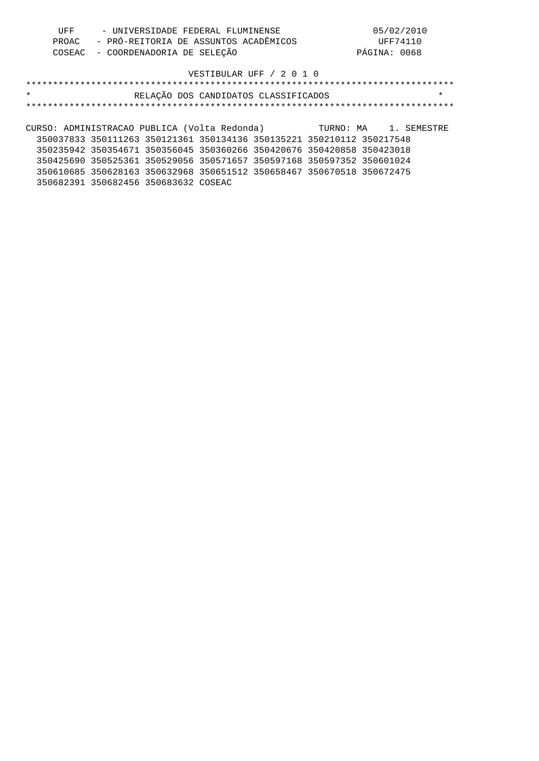UFF - UNIVERSIDADE FEDERAL FLUMINENSE
PROAC - PRÓ-REITORIA DE ASSUNTOS ACADÊMICOS
COSEAC - COORDENADORIA DE SELEÇÃO

05/02/2010
UFF74110

VESTIBULAR UFF / 2 0 1 0

# RELAÇÃO DOS CANDIDATOS CLASSIFICADOS

CURSO: ADMINISTRACAO PUBLICA (Volta Redonda) TURNO: MA 1. SEMESTRE

350037833 350111263 350121361 350134136 350135221 350210112 350217548
350235942 350354671 350356045 350360266 350420676 350420858 350423018
350425690 350525361 350529056 350571657 350597168 350597352 350601024
350610685 350628163 350632968 350651512 350658467 350670518 350672475
350682391 350682456 350683632 COSEAC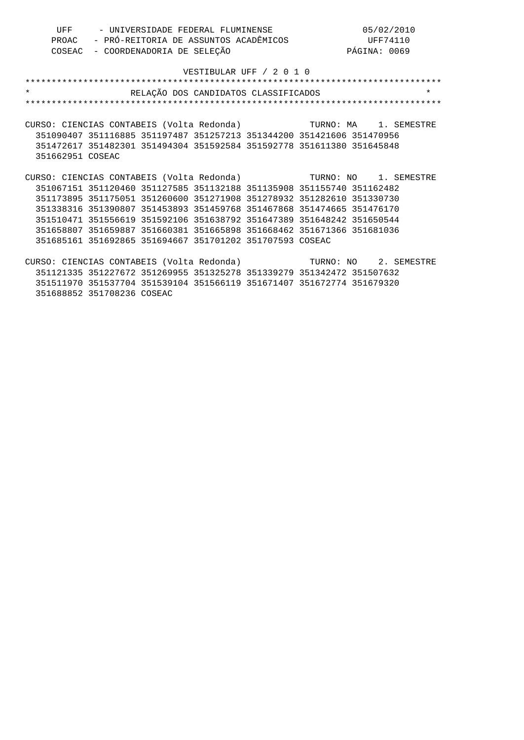UFF - UNIVERSIDADE FEDERAL FLUMINENSE 05/02/2010
PROAC - PRÓ-REITORIA DE ASSUNTOS ACADÊMICOS UFF74110
COSEAC - COORDENADORIA DE SELEÇÃO

VESTIBULAR UFF / 2 0 1 0

## RELAÇÃO DOS CANDIDATOS CLASSIFICADOS

CURSO: CIENCIAS CONTABEIS (Volta Redonda) TURNO: MA 1. SEMESTRE

351090407 351116885 351197487 351257213 351344200 351421606 351470956
351472617 351482301 351494304 351592584 351592778 351611380 351645848
351662951 COSEAC

CURSO: CIENCIAS CONTABEIS (Volta Redonda) TURNO: NO 1. SEMESTRE

351067151 351120460 351127585 351132188 351135908 351155740 351162482
351173895 351175051 351260600 351271908 351278932 351282610 351330730
351338316 351390807 351453893 351459768 351467868 351474665 351476170
351510471 351556619 351592106 351638792 351647389 351648242 351650544
351658807 351659887 351660381 351665898 351668462 351671366 351681036
351685161 351692865 351694667 351701202 351707593 COSEAC

CURSO: CIENCIAS CONTABEIS (Volta Redonda) TURNO: NO 2. SEMESTRE

351121335 351227672 351269955 351325278 351339279 351342472 351507632
351511970 351537704 351539104 351566119 351671407 351672774 351679320
351688852 351708236 COSEAC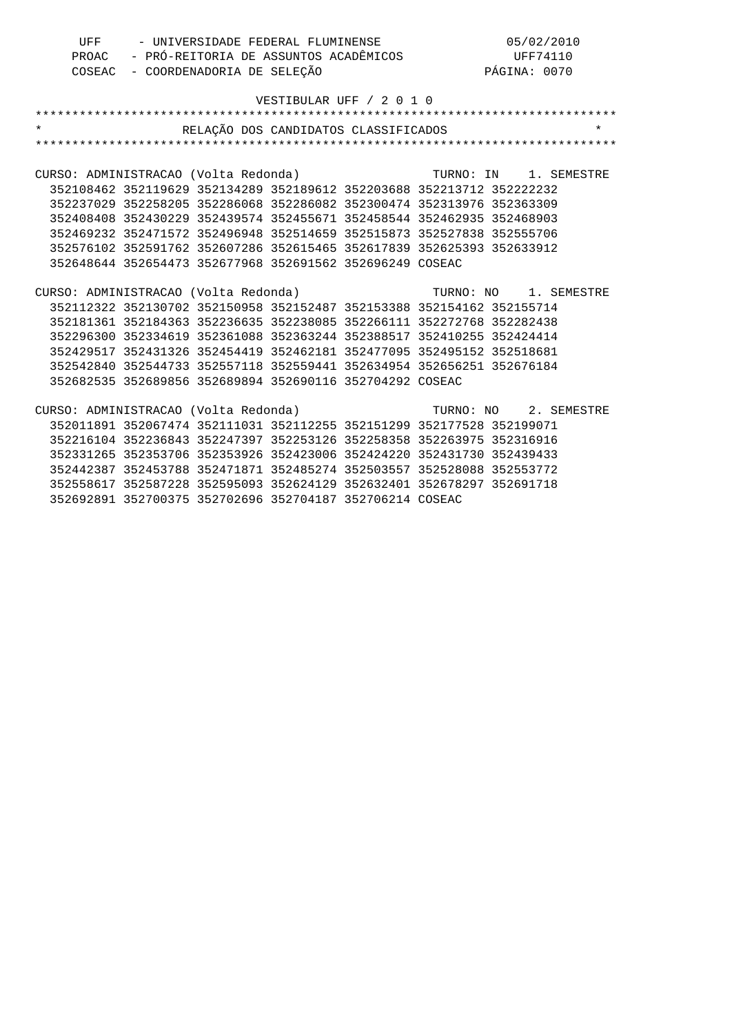VESTIBULAR UFF / 2 0 1 0

# RELAÇÃO DOS CANDIDATOS CLASSIFICADOS

CURSO: ADMINISTRACAO (Volta Redonda) TURNO: IN 1. SEMESTRE

352108462 352119629 352134289 352189612 352203688 352213712 352222232
352237029 352258205 352286068 352286082 352300474 352313976 352363309
352408408 352430229 352439574 352455671 352458544 352462935 352468903
352469232 352471572 352496948 352514659 352515873 352527838 352555706
352576102 352591762 352607286 352615465 352617839 352625393 352633912
352648644 352654473 352677968 352691562 352696249 COSEAC

CURSO: ADMINISTRACAO (Volta Redonda) TURNO: NO 1. SEMESTRE

352112322 352130702 352150958 352152487 352153388 352154162 352155714
352181361 352184363 352236635 352238085 352266111 352272768 352282438
352296300 352334619 352361088 352363244 352388517 352410255 352424414
352429517 352431326 352454419 352462181 352477095 352495152 352518681
352542840 352544733 352557118 352559441 352634954 352656251 352676184
352682535 352689856 352689894 352690116 352704292 COSEAC

CURSO: ADMINISTRACAO (Volta Redonda) TURNO: NO 2. SEMESTRE

352011891 352067474 352111031 352112255 352151299 352177528 352199071
352216104 352236843 352247397 352253126 352258358 352263975 352316916
352331265 352353706 352353926 352423006 352424220 352431730 352439433
352442387 352453788 352471871 352485274 352503557 352528088 352553772
352558617 352587228 352595093 352624129 352632401 352678297 352691718
352692891 352700375 352702696 352704187 352706214 COSEAC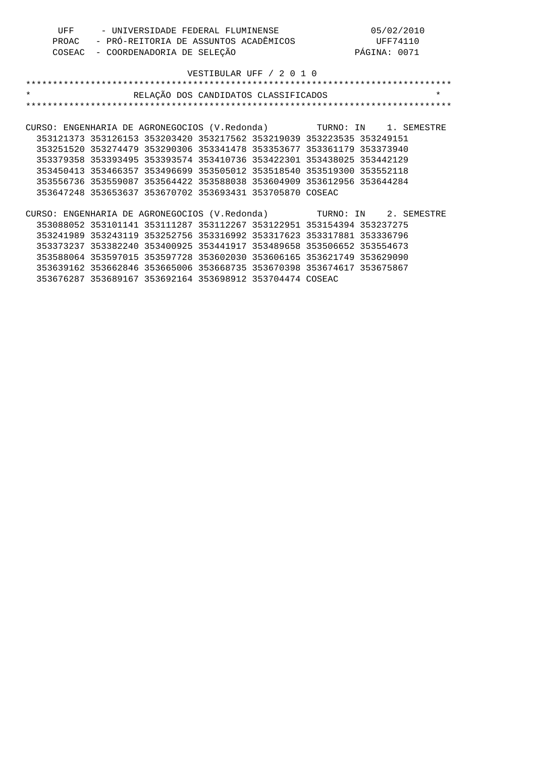UFF - UNIVERSIDADE FEDERAL FLUMINENSE 05/02/2010
PROAC - PRÓ-REITORIA DE ASSUNTOS ACADÊMICOS UFF74110
COSEAC - COORDENADORIA DE SELEÇÃO PÁGINA: 0071

VESTIBULAR UFF / 2 0 1 0

# RELAÇÃO DOS CANDIDATOS CLASSIFICADOS

CURSO: ENGENHARIA DE AGRONEGOCIOS (V.Redonda) TURNO: IN 1. SEMESTRE

353121373 353126153 353203420 353217562 353219039 353223535 353249151
353251520 353274479 353290306 353341478 353353677 353361179 353373940
353379358 353393495 353393574 353410736 353422301 353438025 353442129
353450413 353466357 353496699 353505012 353518540 353519300 353552118
353556736 353559087 353564422 353588038 353604909 353612956 353644284
353647248 353653637 353670702 353693431 353705870 COSEAC

CURSO: ENGENHARIA DE AGRONEGOCIOS (V.Redonda) TURNO: IN 2. SEMESTRE

353088052 353101141 353111287 353112267 353122951 353154394 353237275
353241989 353243119 353252756 353316992 353317623 353317881 353336796
353373237 353382240 353400925 353441917 353489658 353506652 353554673
353588064 353597015 353597728 353602030 353606165 353621749 353629090
353639162 353662846 353665006 353668735 353670398 353674617 353675867
353676287 353689167 353692164 353698912 353704474 COSEAC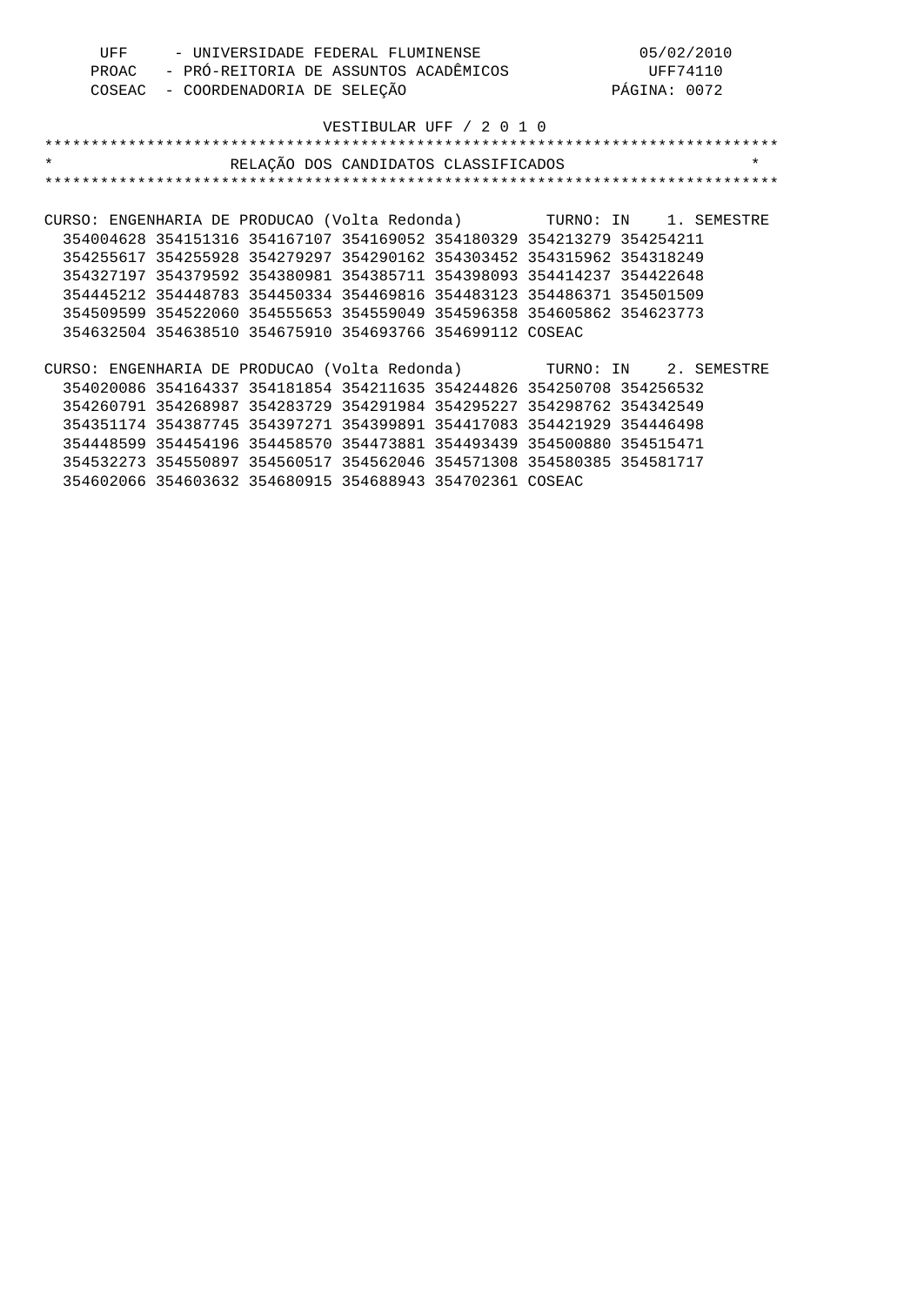UFF - UNIVERSIDADE FEDERAL FLUMINENSE 05/02/2010
PROAC - PRÓ-REITORIA DE ASSUNTOS ACADÊMICOS UFF74110
COSEAC - COORDENADORIA DE SELEÇÃO PÁGINA: 0072

VESTIBULAR UFF / 2 0 1 0

# RELAÇÃO DOS CANDIDATOS CLASSIFICADOS

CURSO: ENGENHARIA DE PRODUCAO (Volta Redonda) TURNO: IN 1. SEMESTRE

354004628 354151316 354167107 354169052 354180329 354213279 354254211
354255617 354255928 354279297 354290162 354303452 354315962 354318249
354327197 354379592 354380981 354385711 354398093 354414237 354422648
354445212 354448783 354450334 354469816 354483123 354486371 354501509
354509599 354522060 354555653 354559049 354596358 354605862 354623773
354632504 354638510 354675910 354693766 354699112 COSEAC

CURSO: ENGENHARIA DE PRODUCAO (Volta Redonda) TURNO: IN 2. SEMESTRE

354020086 354164337 354181854 354211635 354244826 354250708 354256532
354260791 354268987 354283729 354291984 354295227 354298762 354342549
354351174 354387745 354397271 354399891 354417083 354421929 354446498
354448599 354454196 354458570 354473881 354493439 354500880 354515471
354532273 354550897 354560517 354562046 354571308 354580385 354581717
354602066 354603632 354680915 354688943 354702361 COSEAC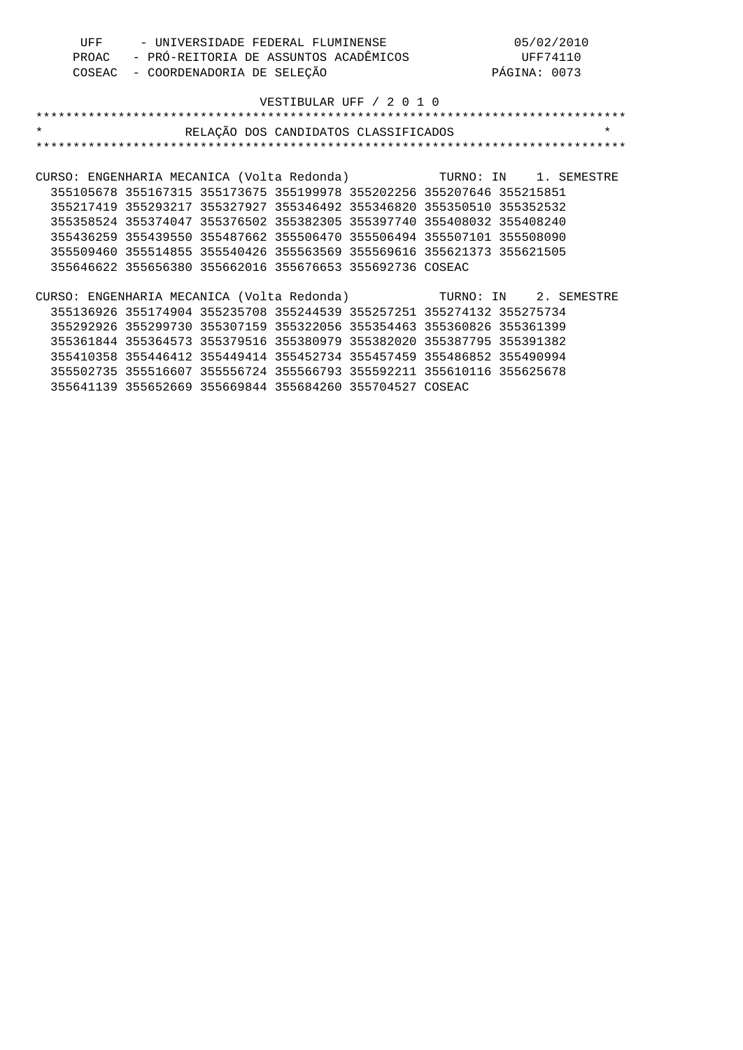UFF - UNIVERSIDADE FEDERAL FLUMINENSE 05/02/2010
PROAC - PRÓ-REITORIA DE ASSUNTOS ACADÊMICOS UFF74110
COSEAC - COORDENADORIA DE SELEÇÃO PÁGINA: 0073

VESTIBULAR UFF / 2 0 1 0

# RELAÇÃO DOS CANDIDATOS CLASSIFICADOS

CURSO: ENGENHARIA MECANICA (Volta Redonda) TURNO: IN 1. SEMESTRE

355105678 355167315 355173675 355199978 355202256 355207646 355215851
355217419 355293217 355327927 355346492 355346820 355350510 355352532
355358524 355374047 355376502 355382305 355397740 355408032 355408240
355436259 355439550 355487662 355506470 355506494 355507101 355508090
355509460 355514855 355540426 355563569 355569616 355621373 355621505
355646622 355656380 355662016 355676653 355692736 COSEAC

CURSO: ENGENHARIA MECANICA (Volta Redonda) TURNO: IN 2. SEMESTRE

355136926 355174904 355235708 355244539 355257251 355274132 355275734
355292926 355299730 355307159 355322056 355354463 355360826 355361399
355361844 355364573 355379516 355380979 355382020 355387795 355391382
355410358 355446412 355449414 355452734 355457459 355486852 355490994
355502735 355516607 355556724 355566793 355592211 355610116 355625678
355641139 355652669 355669844 355684260 355704527 COSEAC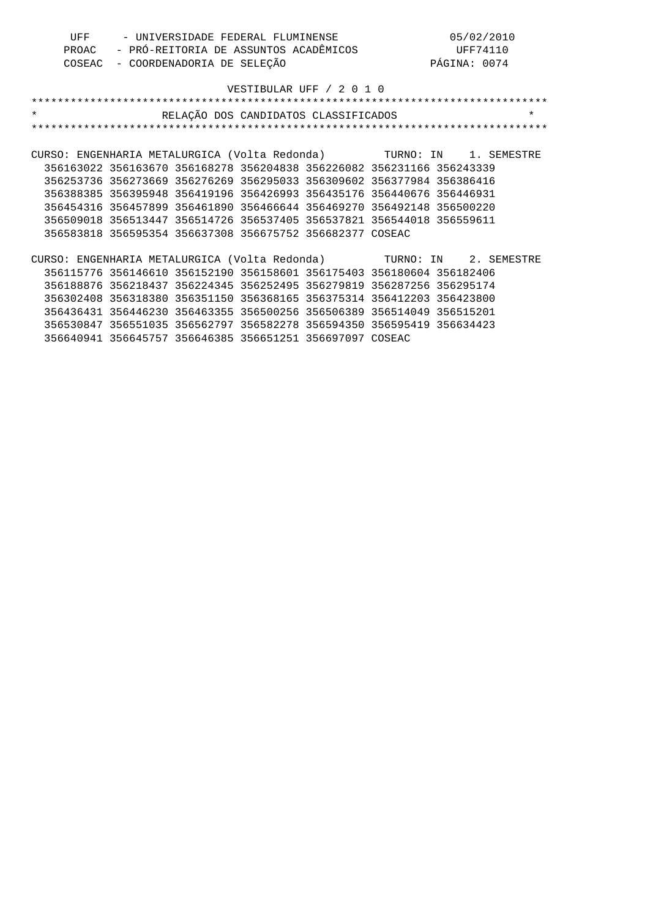UFF - UNIVERSIDADE FEDERAL FLUMINENSE 05/02/2010
PROAC - PRÓ-REITORIA DE ASSUNTOS ACADÊMICOS UFF74110
COSEAC - COORDENADORIA DE SELEÇÃO PÁGINA: 0074

VESTIBULAR UFF / 2 0 1 0

# RELAÇÃO DOS CANDIDATOS CLASSIFICADOS

CURSO: ENGENHARIA METALURGICA (Volta Redonda) TURNO: IN 1. SEMESTRE

356163022 356163670 356168278 356204838 356226082 356231166 356243339
356253736 356273669 356276269 356295033 356309602 356377984 356386416
356388385 356395948 356419196 356426993 356435176 356440676 356446931
356454316 356457899 356461890 356466644 356469270 356492148 356500220
356509018 356513447 356514726 356537405 356537821 356544018 356559611
356583818 356595354 356637308 356675752 356682377 COSEAC

CURSO: ENGENHARIA METALURGICA (Volta Redonda) TURNO: IN 2. SEMESTRE

356115776 356146610 356152190 356158601 356175403 356180604 356182406
356188876 356218437 356224345 356252495 356279819 356287256 356295174
356302408 356318380 356351150 356368165 356375314 356412203 356423800
356436431 356446230 356463355 356500256 356506389 356514049 356515201
356530847 356551035 356562797 356582278 356594350 356595419 356634423
356640941 356645757 356646385 356651251 356697097 COSEAC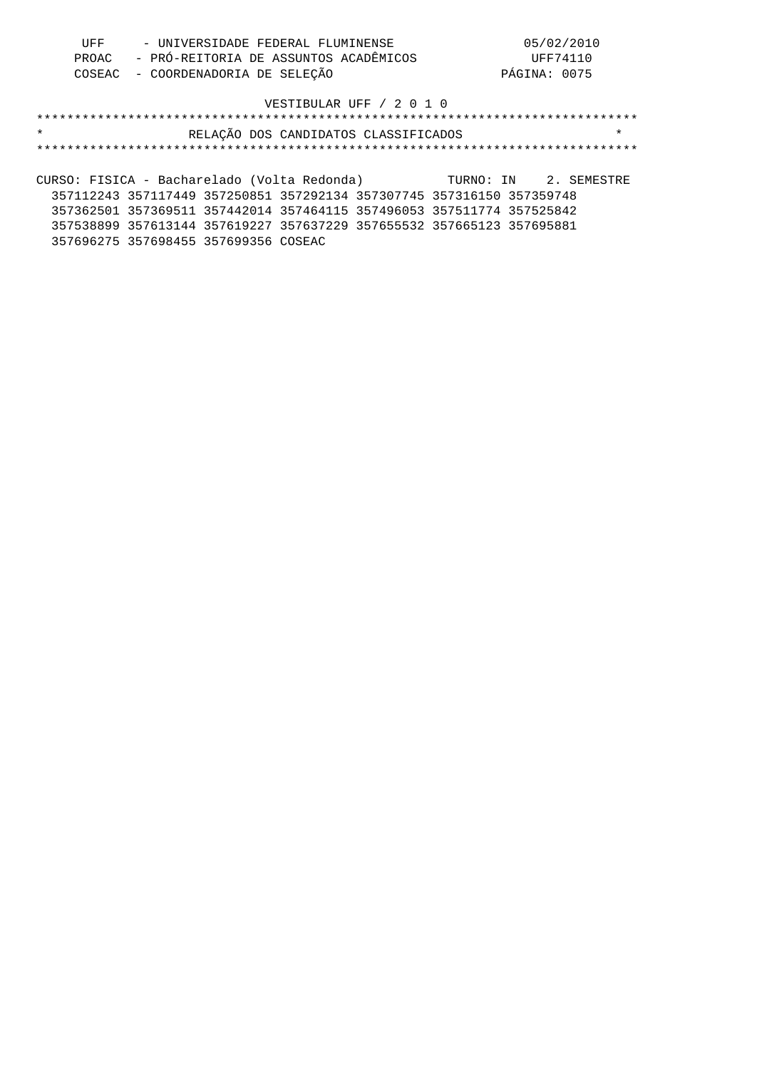UFF - UNIVERSIDADE FEDERAL FLUMINENSE 05/02/2010
PROAC - PRÓ-REITORIA DE ASSUNTOS ACADÊMICOS UFF74110
COSEAC - COORDENADORIA DE SELEÇÃO PÁGINA: 0075

VESTIBULAR UFF / 2 0 1 0

# RELAÇÃO DOS CANDIDATOS CLASSIFICADOS

CURSO: FISICA - Bacharelado (Volta Redonda) TURNO: IN 2. SEMESTRE

357112243 357117449 357250851 357292134 357307745 357316150 357359748
357362501 357369511 357442014 357464115 357496053 357511774 357525842
357538899 357613144 357619227 357637229 357655532 357665123 357695881
357696275 357698455 357699356 COSEAC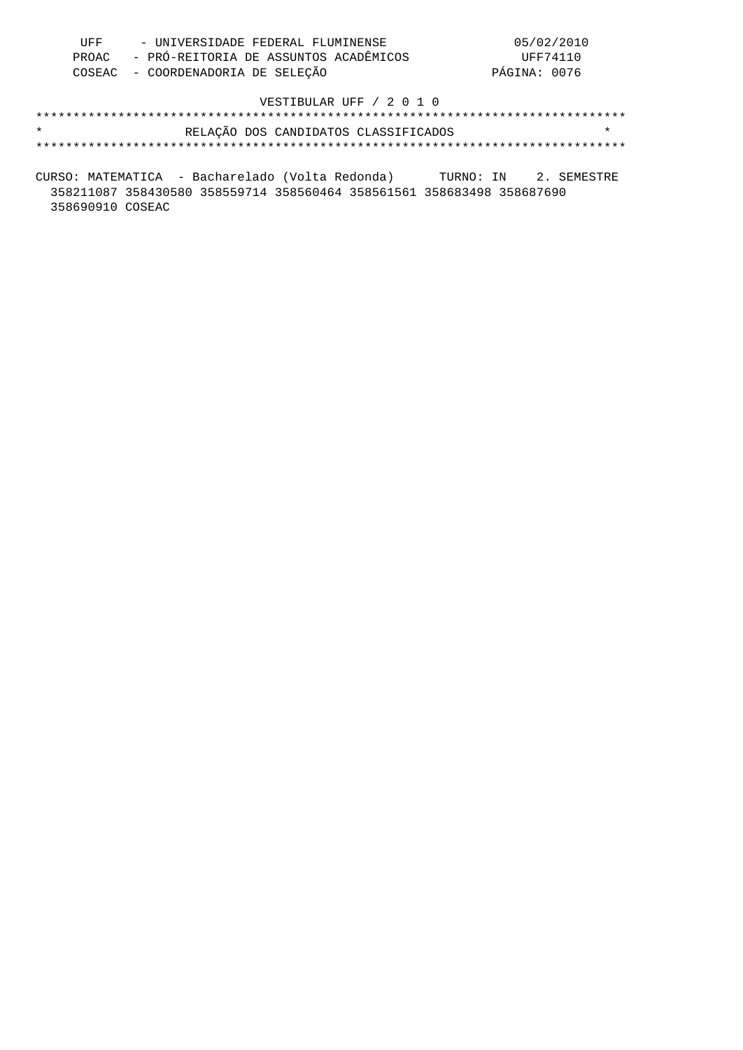UFF - UNIVERSIDADE FEDERAL FLUMINENSE
PROAC - PRÓ-REITORIA DE ASSUNTOS ACADÊMICOS
COSEAC - COORDENADORIA DE SELEÇÃO

05/02/2010
UFF74110
PÁGINA: 0076

VESTIBULAR UFF / 2 0 1 0

## RELAÇÃO DOS CANDIDATOS CLASSIFICADOS

CURSO: MATEMATICA - Bacharelado (Volta Redonda) TURNO: IN 2. SEMESTRE

358211087 358430580 358559714 358560464 358561561 358683498 358687690
358690910 COSEAC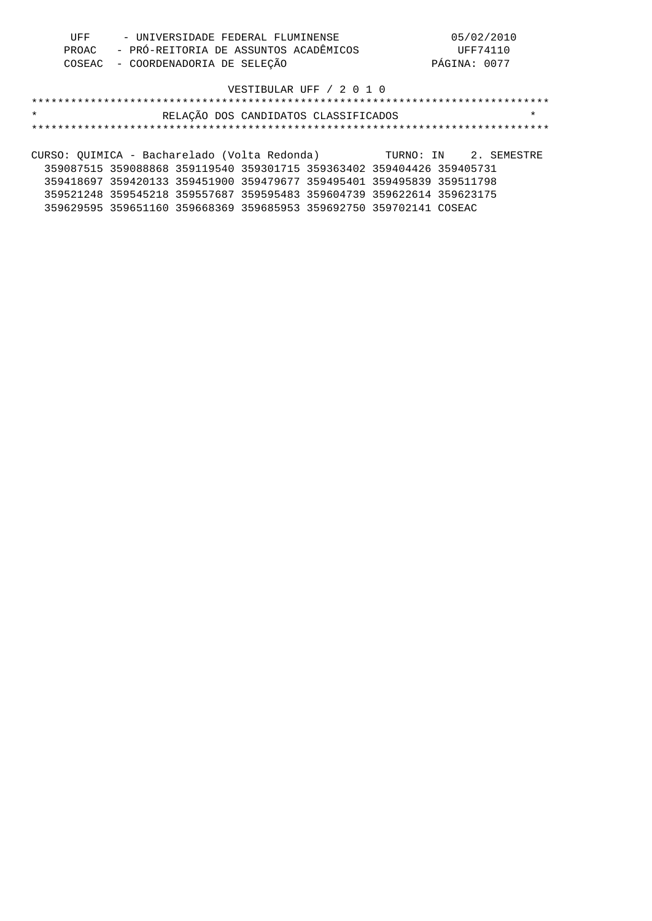UFF - UNIVERSIDADE FEDERAL FLUMINENSE 05/02/2010
PROAC - PRÓ-REITORIA DE ASSUNTOS ACADÊMICOS UFF74110
COSEAC - COORDENADORIA DE SELEÇÃO PÁGINA: 0077

VESTIBULAR UFF / 2 0 1 0

## RELAÇÃO DOS CANDIDATOS CLASSIFICADOS

CURSO: QUIMICA - Bacharelado (Volta Redonda) TURNO: IN 2. SEMESTRE

359087515 359088868 359119540 359301715 359363402 359404426 359405731
359418697 359420133 359451900 359479677 359495401 359495839 359511798
359521248 359545218 359557687 359595483 359604739 359622614 359623175
359629595 359651160 359668369 359685953 359692750 359702141 COSEAC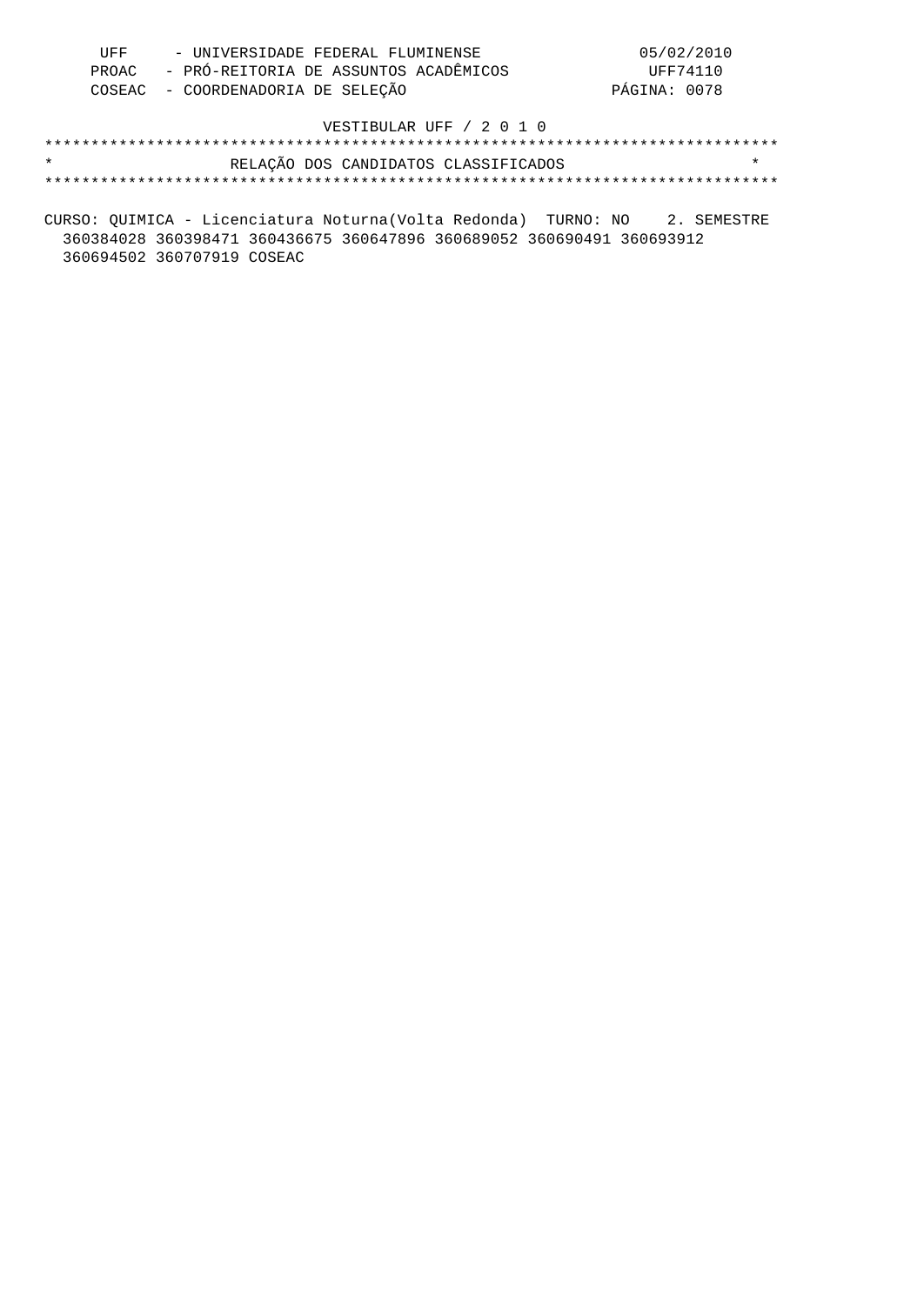UFF - UNIVERSIDADE FEDERAL FLUMINENSE
PROAC - PRÓ-REITORIA DE ASSUNTOS ACADÊMICOS
COSEAC - COORDENADORIA DE SELEÇÃO

05/02/2010
UFF74110
PÁGINA: 0078

VESTIBULAR UFF / 2 0 1 0

# RELAÇÃO DOS CANDIDATOS CLASSIFICADOS

CURSO: QUIMICA - Licenciatura Noturna(Volta Redonda) TURNO: NO 2. SEMESTRE

360384028 360398471 360436675 360647896 360689052 360690491 360693912
360694502 360707919 COSEAC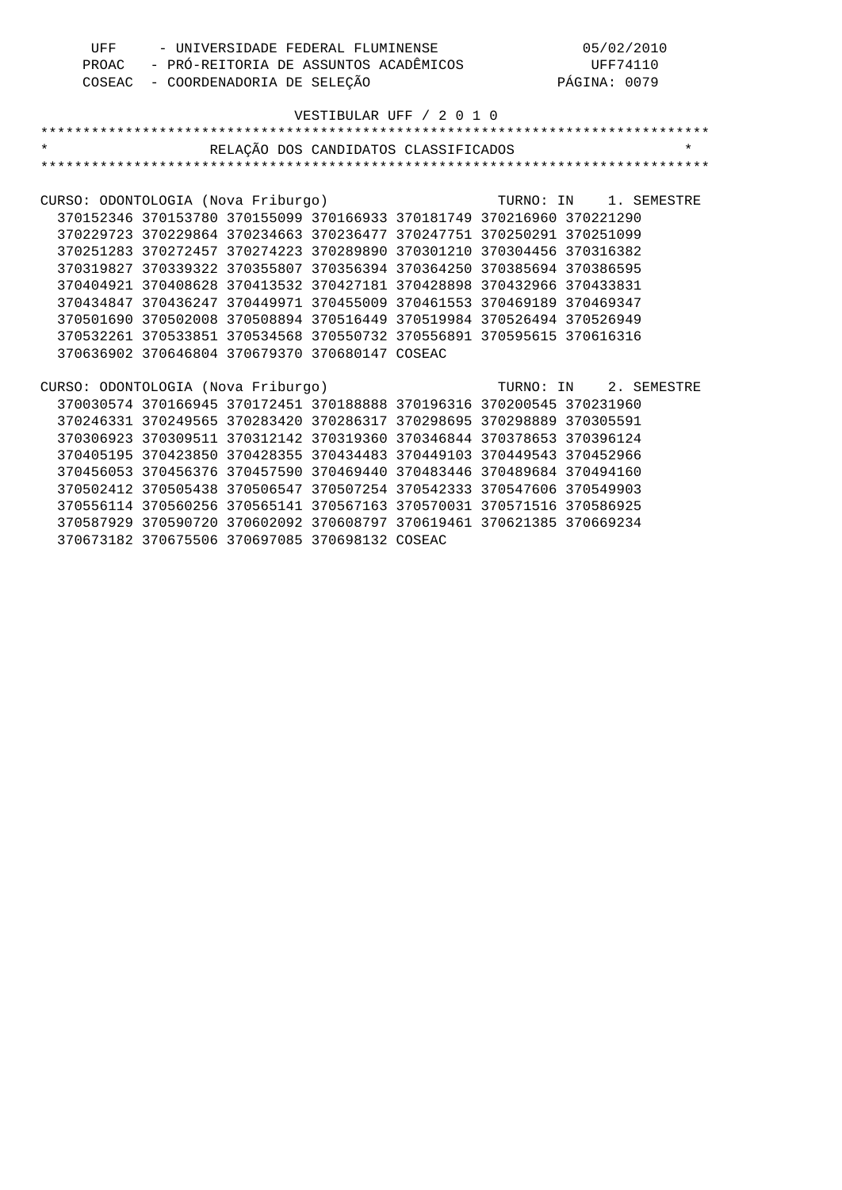UFF - UNIVERSIDADE FEDERAL FLUMINENSE 05/02/2010
PROAC - PRÓ-REITORIA DE ASSUNTOS ACADÊMICOS UFF74110
COSEAC - COORDENADORIA DE SELEÇÃO PÁGINA: 0079

VESTIBULAR UFF / 2 0 1 0

## RELAÇÃO DOS CANDIDATOS CLASSIFICADOS

CURSO: ODONTOLOGIA (Nova Friburgo) TURNO: IN 1. SEMESTRE

370152346 370153780 370155099 370166933 370181749 370216960 370221290
370229723 370229864 370234663 370236477 370247751 370250291 370251099
370251283 370272457 370274223 370289890 370301210 370304456 370316382
370319827 370339322 370355807 370356394 370364250 370385694 370386595
370404921 370408628 370413532 370427181 370428898 370432966 370433831
370434847 370436247 370449971 370455009 370461553 370469189 370469347
370501690 370502008 370508894 370516449 370519984 370526494 370526949
370532261 370533851 370534568 370550732 370556891 370595615 370616316
370636902 370646804 370679370 370680147 COSEAC

CURSO: ODONTOLOGIA (Nova Friburgo) TURNO: IN 2. SEMESTRE

370030574 370166945 370172451 370188888 370196316 370200545 370231960
370246331 370249565 370283420 370286317 370298695 370298889 370305591
370306923 370309511 370312142 370319360 370346844 370378653 370396124
370405195 370423850 370428355 370434483 370449103 370449543 370452966
370456053 370456376 370457590 370469440 370483446 370489684 370494160
370502412 370505438 370506547 370507254 370542333 370547606 370549903
370556114 370560256 370565141 370567163 370570031 370571516 370586925
370587929 370590720 370602092 370608797 370619461 370621385 370669234
370673182 370675506 370697085 370698132 COSEAC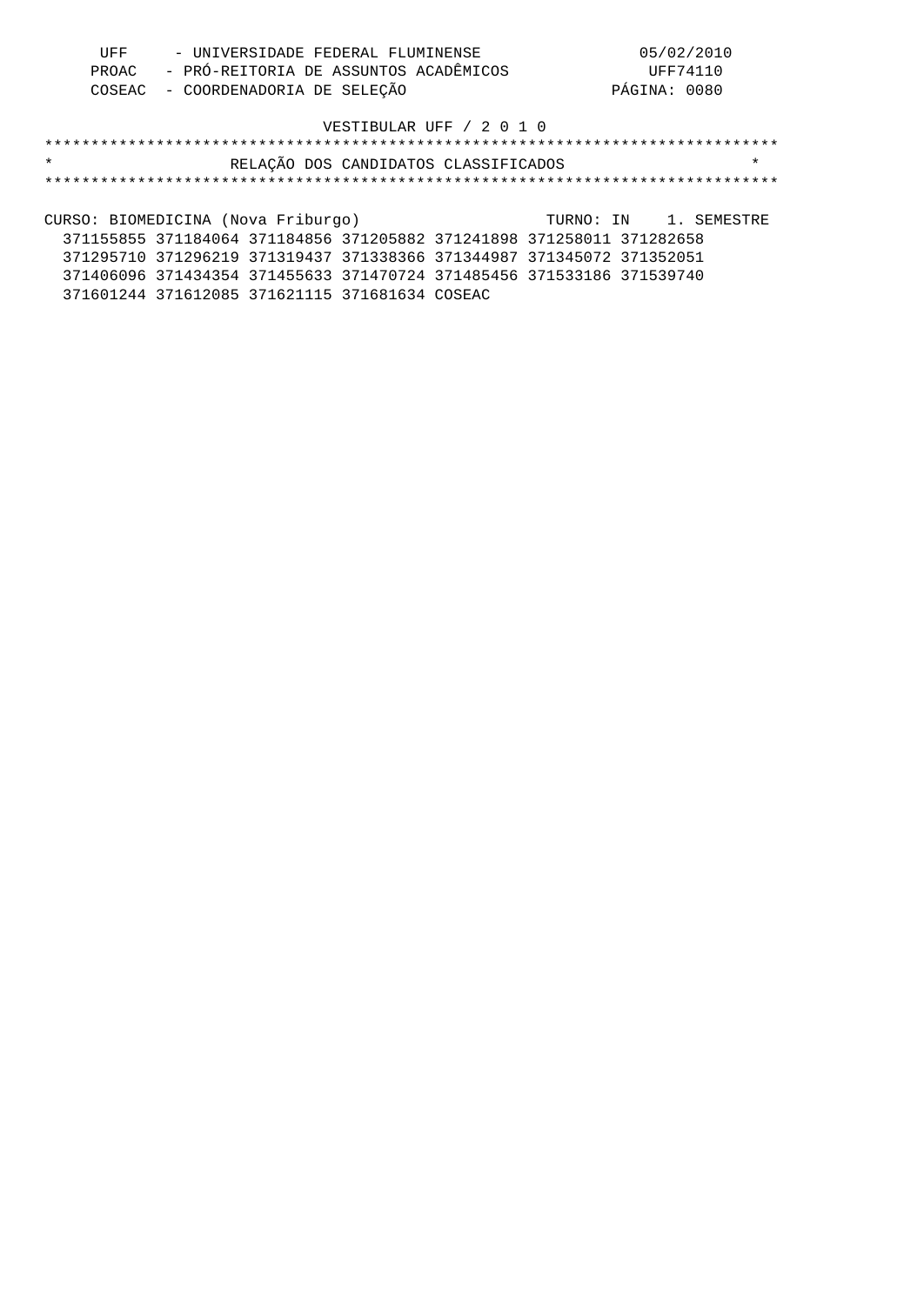UFF - UNIVERSIDADE FEDERAL FLUMINENSE 05/02/2010
PROAC - PRÓ-REITORIA DE ASSUNTOS ACADÊMICOS UFF74110
COSEAC - COORDENADORIA DE SELEÇÃO

VESTIBULAR UFF / 2 0 1 0

# RELAÇÃO DOS CANDIDATOS CLASSIFICADOS

CURSO: BIOMEDICINA (Nova Friburgo) TURNO: IN 1. SEMESTRE

371155855 371184064 371184856 371205882 371241898 371258011 371282658
371295710 371296219 371319437 371338366 371344987 371345072 371352051
371406096 371434354 371455633 371470724 371485456 371533186 371539740
371601244 371612085 371621115 371681634 COSEAC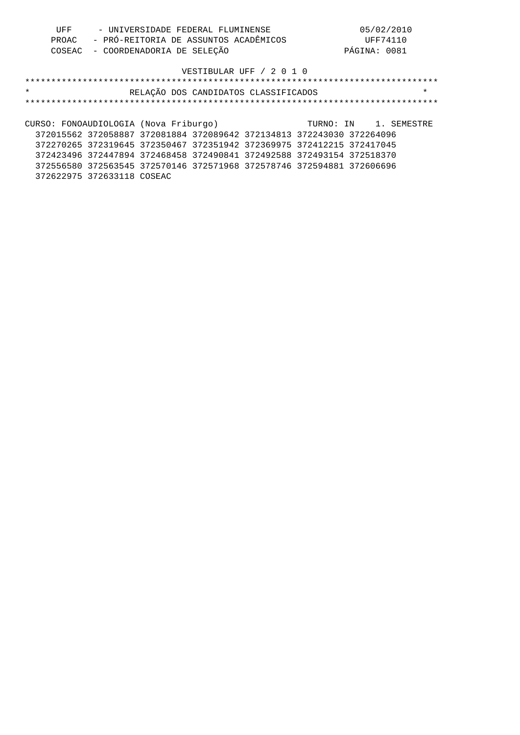UFF - UNIVERSIDADE FEDERAL FLUMINENSE 05/02/2010
PROAC - PRÓ-REITORIA DE ASSUNTOS ACADÊMICOS UFF74110
COSEAC - COORDENADORIA DE SELEÇÃO PÁGINA: 0081

VESTIBULAR UFF / 2 0 1 0

## RELAÇÃO DOS CANDIDATOS CLASSIFICADOS

CURSO: FONOAUDIOLOGIA (Nova Friburgo) TURNO: IN 1. SEMESTRE

372015562 372058887 372081884 372089642 372134813 372243030 372264096
372270265 372319645 372350467 372351942 372369975 372412215 372417045
372423496 372447894 372468458 372490841 372492588 372493154 372518370
372556580 372563545 372570146 372571968 372578746 372594881 372606696
372622975 372633118 COSEAC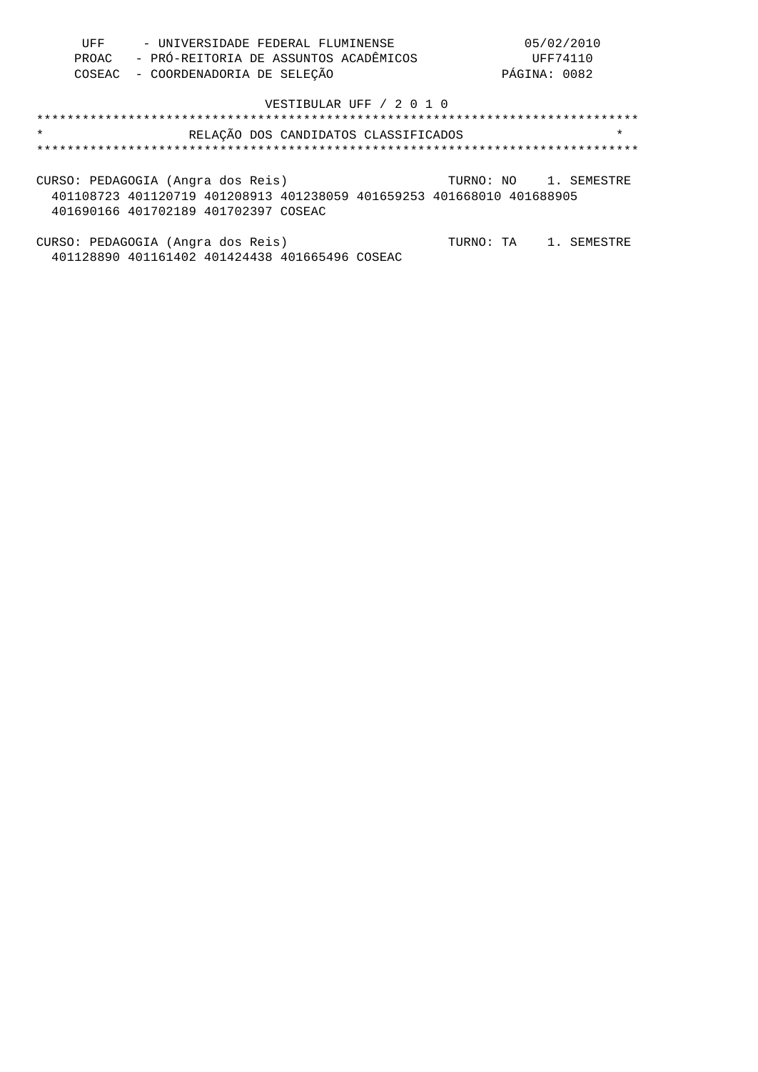UFF - UNIVERSIDADE FEDERAL FLUMINENSE
PROAC - PRÓ-REITORIA DE ASSUNTOS ACADÊMICOS
COSEAC - COORDENADORIA DE SELEÇÃO

05/02/2010
UFF74110

VESTIBULAR UFF / 2 0 1 0

# RELAÇÃO DOS CANDIDATOS CLASSIFICADOS

CURSO: PEDAGOGIA (Angra dos Reis) TURNO: NO 1. SEMESTRE

401108723 401120719 401208913 401238059 401659253 401668010 401688905
401690166 401702189 401702397 COSEAC

CURSO: PEDAGOGIA (Angra dos Reis) TURNO: TA 1. SEMESTRE

401128890 401161402 401424438 401665496 COSEAC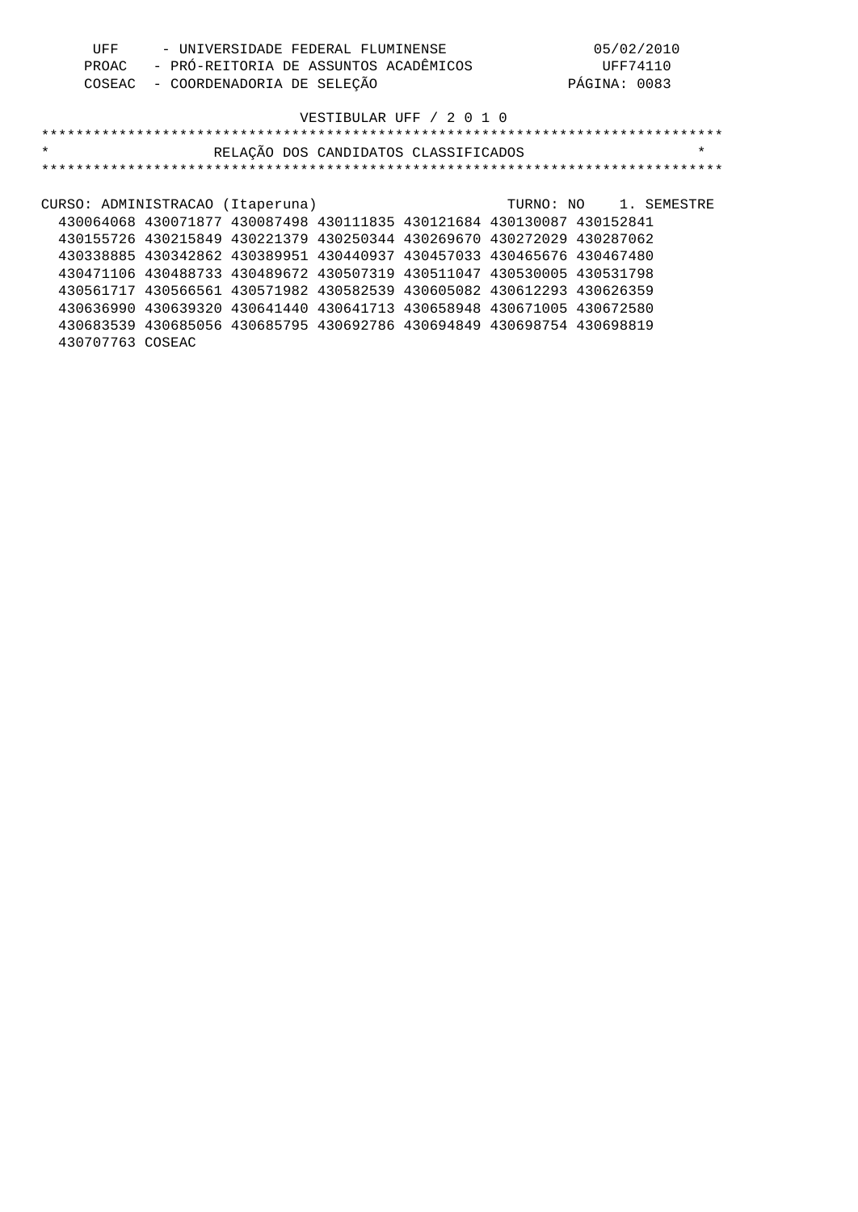UFF - UNIVERSIDADE FEDERAL FLUMINENSE 05/02/2010
PROAC - PRÓ-REITORIA DE ASSUNTOS ACADÊMICOS UFF74110
COSEAC - COORDENADORIA DE SELEÇÃO PÁGINA: 0083

VESTIBULAR UFF / 2 0 1 0

*******************************************************************************
* RELAÇÃO DOS CANDIDATOS CLASSIFICADOS *
*******************************************************************************

CURSO: ADMINISTRACAO (Itaperuna) TURNO: NO 1. SEMESTRE

430064068 430071877 430087498 430111835 430121684 430130087 430152841
430155726 430215849 430221379 430250344 430269670 430272029 430287062
430338885 430342862 430389951 430440937 430457033 430465676 430467480
430471106 430488733 430489672 430507319 430511047 430530005 430531798
430561717 430566561 430571982 430582539 430605082 430612293 430626359
430636990 430639320 430641440 430641713 430658948 430671005 430672580
430683539 430685056 430685795 430692786 430694849 430698754 430698819
430707763 COSEAC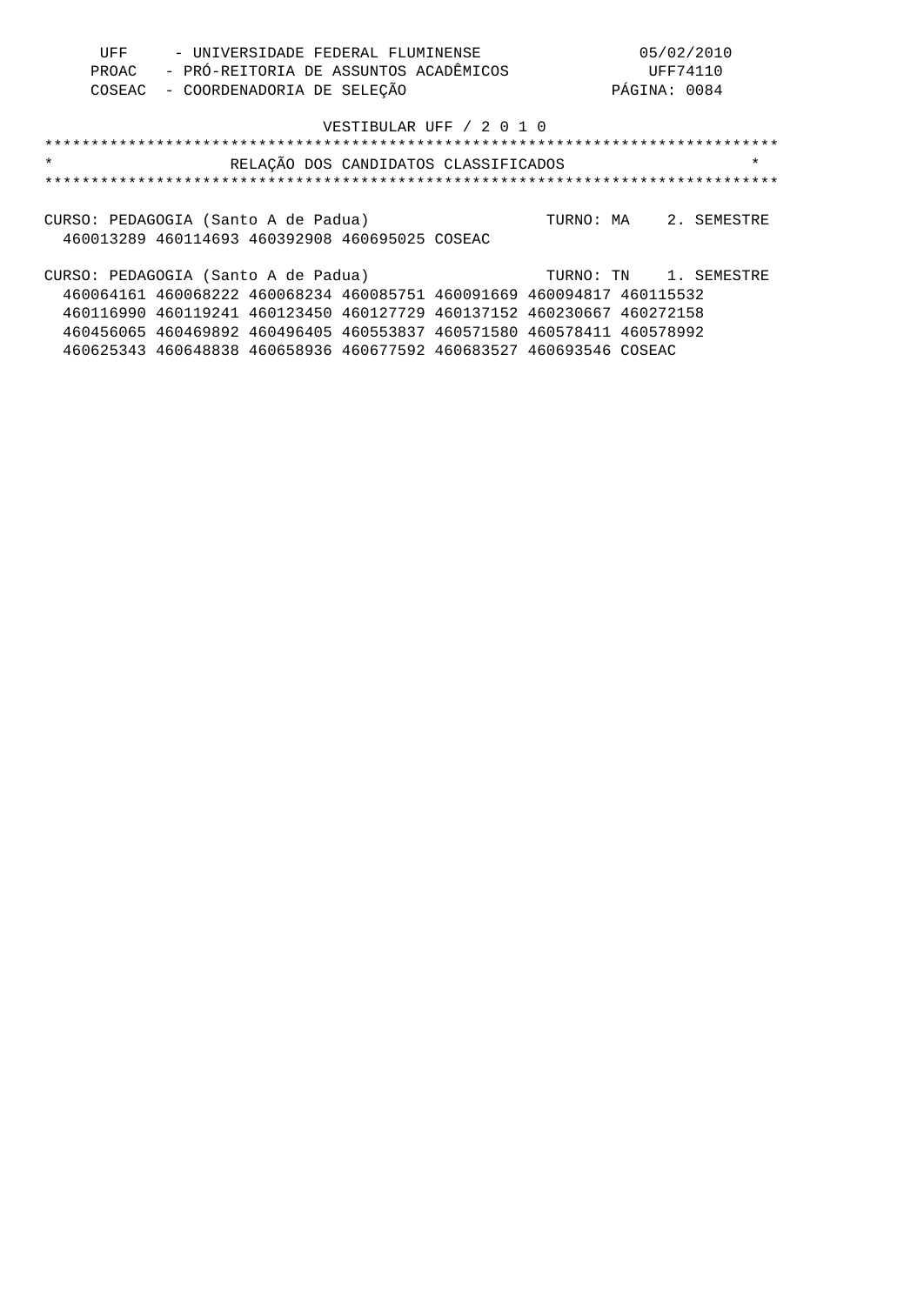UFF - UNIVERSIDADE FEDERAL FLUMINENSE 05/02/2010
PROAC - PRÓ-REITORIA DE ASSUNTOS ACADÊMICOS UFF74110
COSEAC - COORDENADORIA DE SELEÇÃO PÁGINA: 0084

VESTIBULAR UFF / 2 0 1 0

## RELAÇÃO DOS CANDIDATOS CLASSIFICADOS

CURSO: PEDAGOGIA (Santo A de Padua) TURNO: MA 2. SEMESTRE

460013289 460114693 460392908 460695025 COSEAC

CURSO: PEDAGOGIA (Santo A de Padua) TURNO: TN 1. SEMESTRE

460064161 460068222 460068234 460085751 460091669 460094817 460115532
460116990 460119241 460123450 460127729 460137152 460230667 460272158
460456065 460469892 460496405 460553837 460571580 460578411 460578992
460625343 460648838 460658936 460677592 460683527 460693546 COSEAC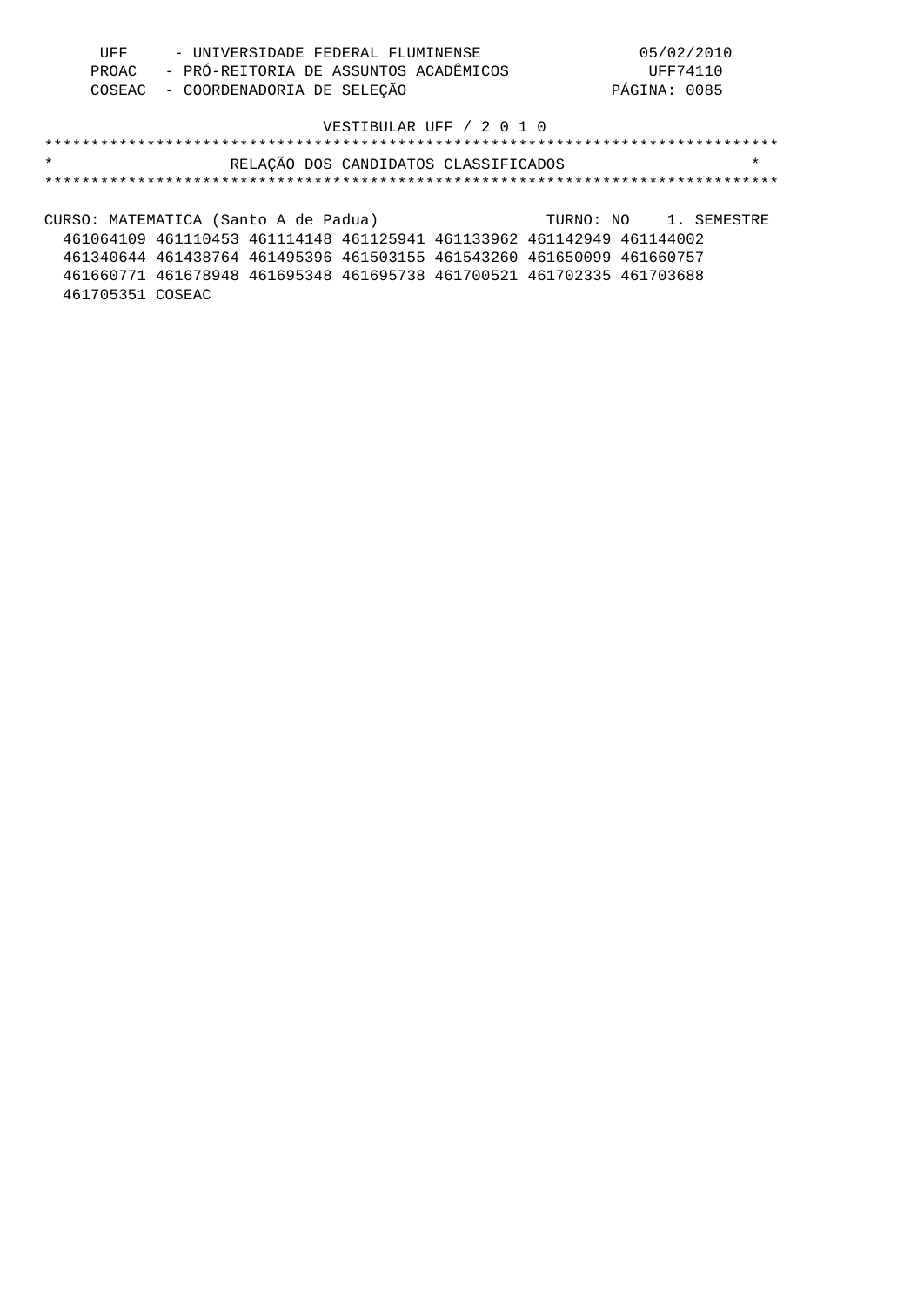UFF - UNIVERSIDADE FEDERAL FLUMINENSE
PROAC - PRÓ-REITORIA DE ASSUNTOS ACADÊMICOS
COSEAC - COORDENADORIA DE SELEÇÃO

05/02/2010
UFF74110
PÁGINA: 0085

VESTIBULAR UFF / 2 0 1 0

## RELAÇÃO DOS CANDIDATOS CLASSIFICADOS

CURSO: MATEMATICA (Santo A de Padua) TURNO: NO 1. SEMESTRE

461064109 461110453 461114148 461125941 461133962 461142949 461144002
461340644 461438764 461495396 461503155 461543260 461650099 461660757
461660771 461678948 461695348 461695738 461700521 461702335 461703688
461705351 COSEAC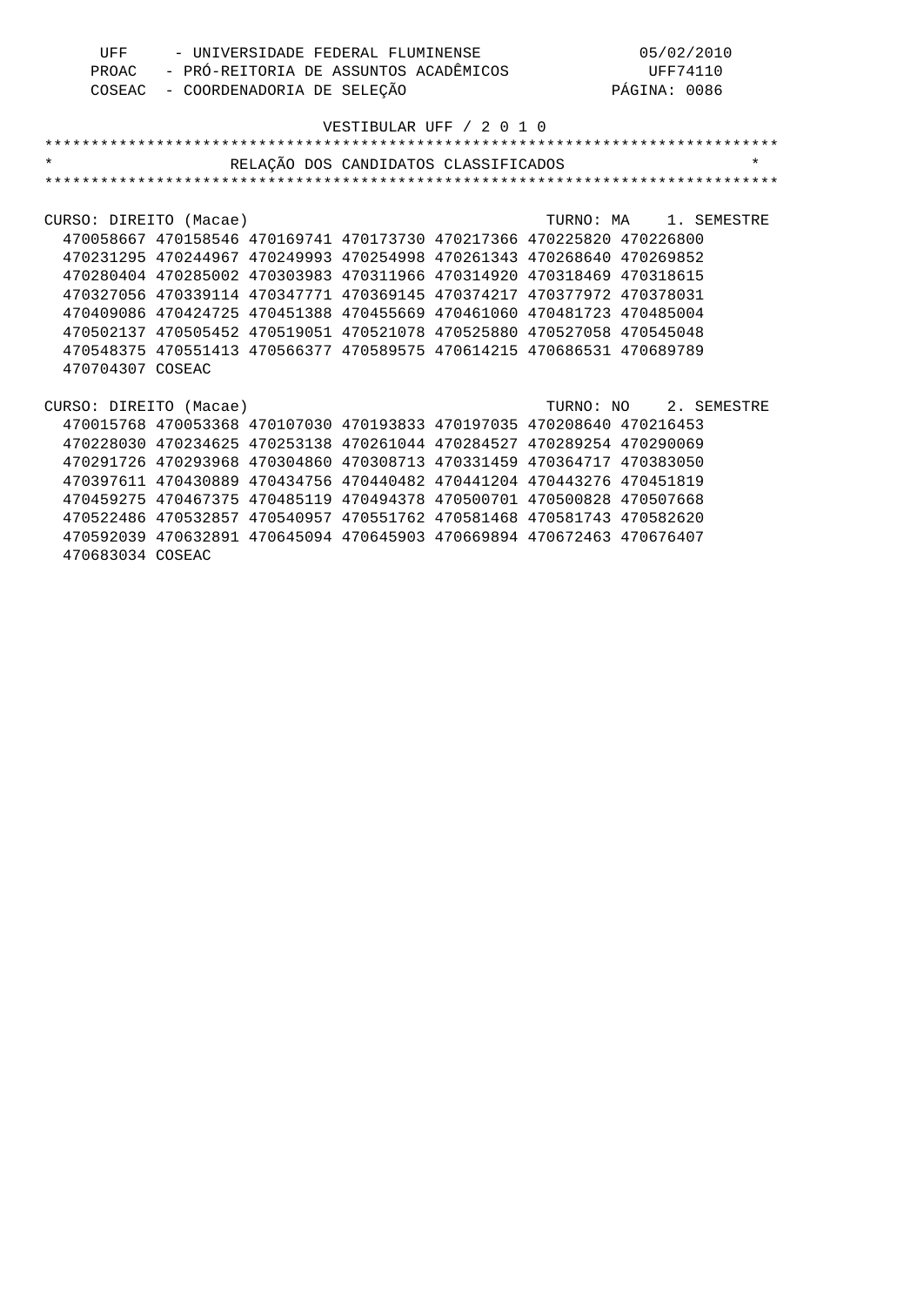UFF - UNIVERSIDADE FEDERAL FLUMINENSE 05/02/2010
PROAC - PRÓ-REITORIA DE ASSUNTOS ACADÊMICOS UFF74110
COSEAC - COORDENADORIA DE SELEÇÃO PÁGINA: 0086

VESTIBULAR UFF / 2 0 1 0

# RELAÇÃO DOS CANDIDATOS CLASSIFICADOS

CURSO: DIREITO (Macae) TURNO: MA 1. SEMESTRE

470058667 470158546 470169741 470173730 470217366 470225820 470226800
470231295 470244967 470249993 470254998 470261343 470268640 470269852
470280404 470285002 470303983 470311966 470314920 470318469 470318615
470327056 470339114 470347771 470369145 470374217 470377972 470378031
470409086 470424725 470451388 470455669 470461060 470481723 470485004
470502137 470505452 470519051 470521078 470525880 470527058 470545048
470548375 470551413 470566377 470589575 470614215 470686531 470689789
470704307 COSEAC

CURSO: DIREITO (Macae) TURNO: NO 2. SEMESTRE

470015768 470053368 470107030 470193833 470197035 470208640 470216453
470228030 470234625 470253138 470261044 470284527 470289254 470290069
470291726 470293968 470304860 470308713 470331459 470364717 470383050
470397611 470430889 470434756 470440482 470441204 470443276 470451819
470459275 470467375 470485119 470494378 470500701 470500828 470507668
470522486 470532857 470540957 470551762 470581468 470581743 470582620
470592039 470632891 470645094 470645903 470669894 470672463 470676407
470683034 COSEAC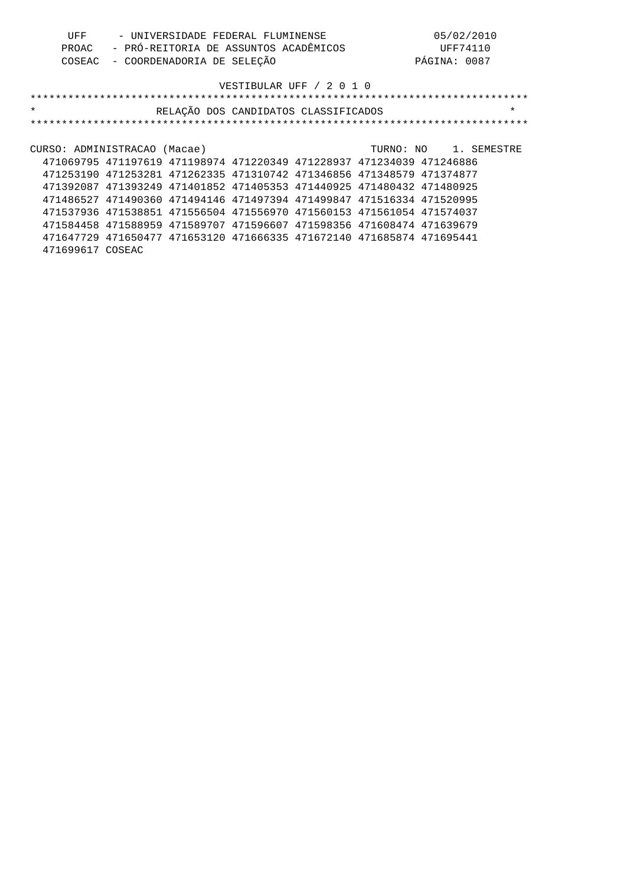UFF - UNIVERSIDADE FEDERAL FLUMINENSE 05/02/2010
PROAC - PRÓ-REITORIA DE ASSUNTOS ACADÊMICOS UFF74110
COSEAC - COORDENADORIA DE SELEÇÃO

VESTIBULAR UFF / 2 0 1 0

********************************************************************************
*                    RELAÇÃO DOS CANDIDATOS CLASSIFICADOS                      *
********************************************************************************

CURSO: ADMINISTRACAO (Macae) TURNO: NO 1. SEMESTRE

471069795 471197619 471198974 471220349 471228937 471234039 471246886
471253190 471253281 471262335 471310742 471346856 471348579 471374877
471392087 471393249 471401852 471405353 471440925 471480432 471480925
471486527 471490360 471494146 471497394 471499847 471516334 471520995
471537936 471538851 471556504 471556970 471560153 471561054 471574037
471584458 471588959 471589707 471596607 471598356 471608474 471639679
471647729 471650477 471653120 471666335 471672140 471685874 471695441
471699617 COSEAC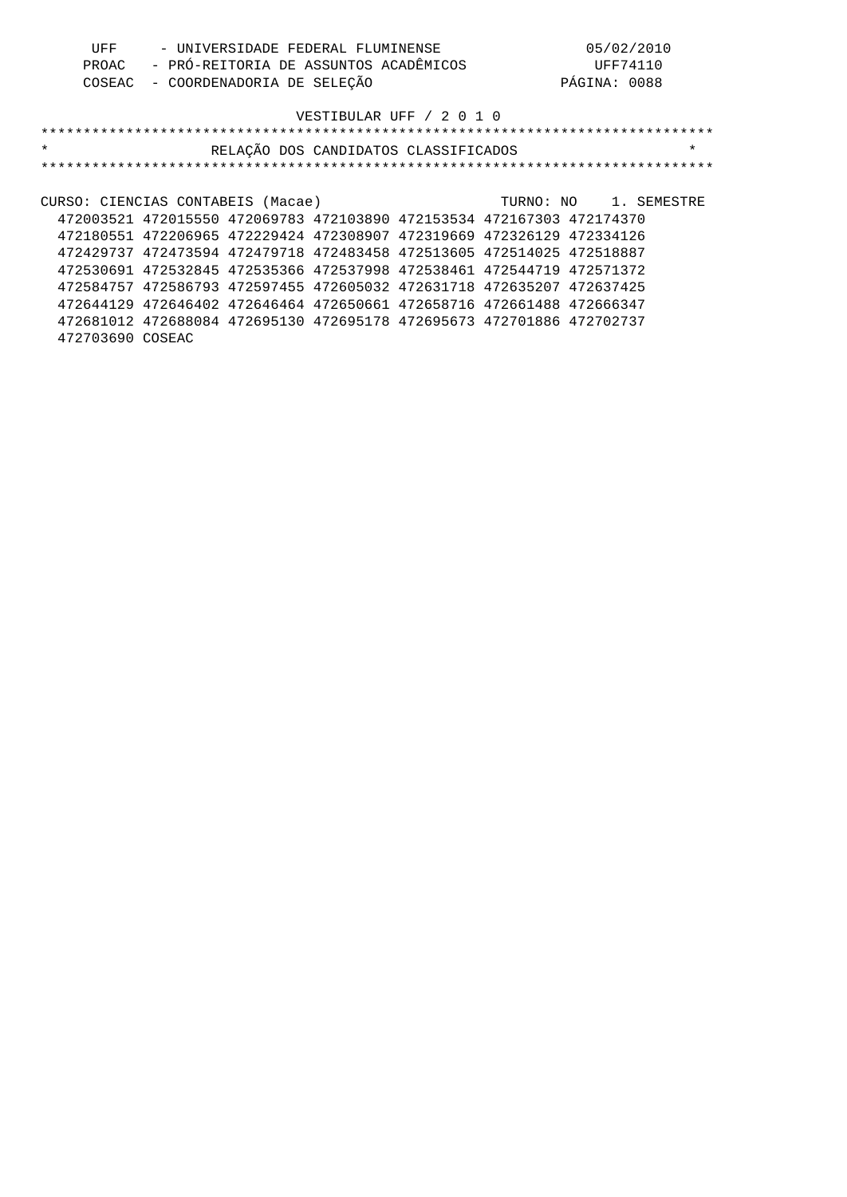VESTIBULAR UFF / 2 0 1 0

RELAÇÃO DOS CANDIDATOS CLASSIFICADOS

CURSO: CIENCIAS CONTABEIS (Macae) TURNO: NO 1. SEMESTRE

472003521 472015550 472069783 472103890 472153534 472167303 472174370
472180551 472206965 472229424 472308907 472319669 472326129 472334126
472429737 472473594 472479718 472483458 472513605 472514025 472518887
472530691 472532845 472535366 472537998 472538461 472544719 472571372
472584757 472586793 472597455 472605032 472631718 472635207 472637425
472644129 472646402 472646464 472650661 472658716 472661488 472666347
472681012 472688084 472695130 472695178 472695673 472701886 472702737
472703690 COSEAC